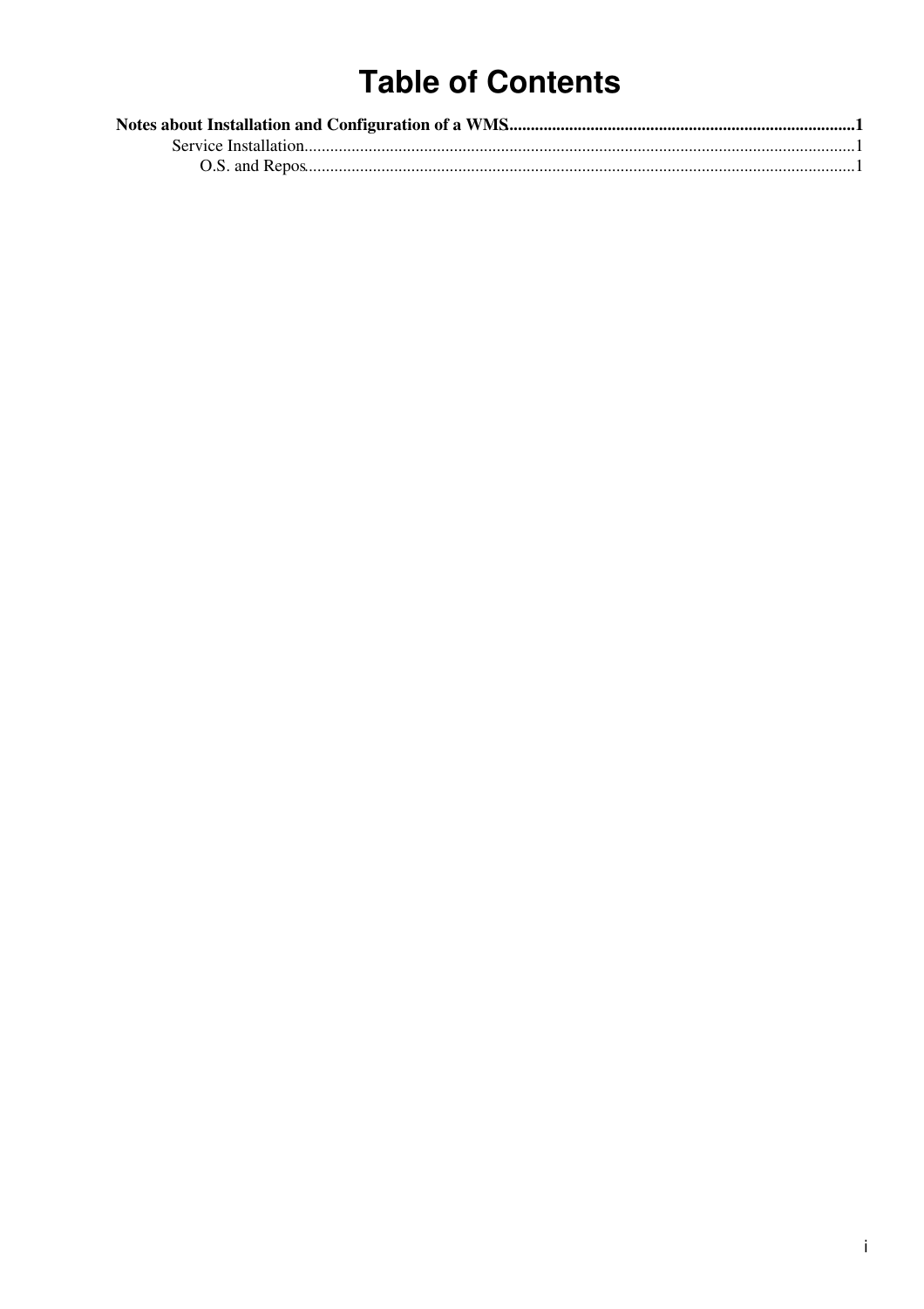# Table of Contents

**Notes about Installation and Configuration of a WMS**....................1

- Service Installation....................1
  - O.S. and Repos....................1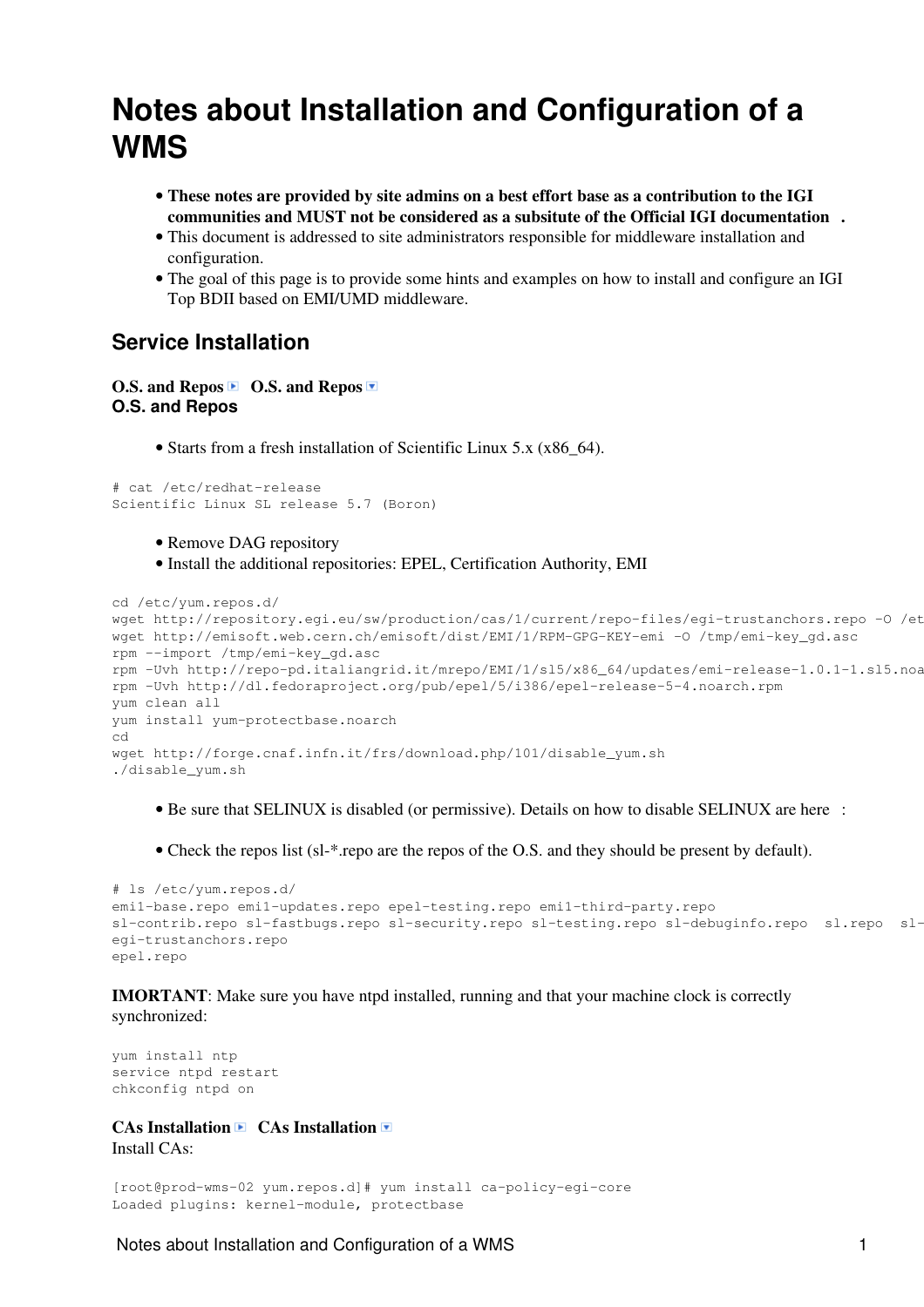# Notes about Installation and Configuration of a WMS

- **These notes are provided by site admins on a best effort base as a contribution to the IGI communities and MUST not be considered as a subsitute of the Official IGI documentation .**
- This document is addressed to site administrators responsible for middleware installation and configuration.
- The goal of this page is to provide some hints and examples on how to install and configure an IGI Top BDII based on EMI/UMD middleware.

## Service Installation

**O.S. and Repos** **O.S. and Repos**

### O.S. and Repos

- Starts from a fresh installation of Scientific Linux 5.x (x86_64).

```
# cat /etc/redhat-release
Scientific Linux SL release 5.7 (Boron)
```

- Remove DAG repository
- Install the additional repositories: EPEL, Certification Authority, EMI

```
cd /etc/yum.repos.d/
wget http://repository.egi.eu/sw/production/cas/1/current/repo-files/egi-trustanchors.repo -O /et
wget http://emisoft.web.cern.ch/emisoft/dist/EMI/1/RPM-GPG-KEY-emi -O /tmp/emi-key_gd.asc
rpm --import /tmp/emi-key_gd.asc
rpm -Uvh http://repo-pd.italiangrid.it/mrepo/EMI/1/sl5/x86_64/updates/emi-release-1.0.1-1.sl5.noa
rpm -Uvh http://dl.fedoraproject.org/pub/epel/5/i386/epel-release-5-4.noarch.rpm
yum clean all
yum install yum-protectbase.noarch
cd
wget http://forge.cnaf.infn.it/frs/download.php/101/disable_yum.sh
./disable_yum.sh
```

- Be sure that SELINUX is disabled (or permissive). Details on how to disable SELINUX are here :
- Check the repos list (sl-*.repo are the repos of the O.S. and they should be present by default).

```
# ls /etc/yum.repos.d/
emi1-base.repo emi1-updates.repo epel-testing.repo emi1-third-party.repo
sl-contrib.repo sl-fastbugs.repo sl-security.repo sl-testing.repo sl-debuginfo.repo  sl.repo  sl-
egi-trustanchors.repo
epel.repo
```

**IMORTANT**: Make sure you have ntpd installed, running and that your machine clock is correctly synchronized:

```
yum install ntp
service ntpd restart
chkconfig ntpd on
```

**CAs Installation** **CAs Installation**

Install CAs:

```
[root@prod-wms-02 yum.repos.d]# yum install ca-policy-egi-core
Loaded plugins: kernel-module, protectbase
```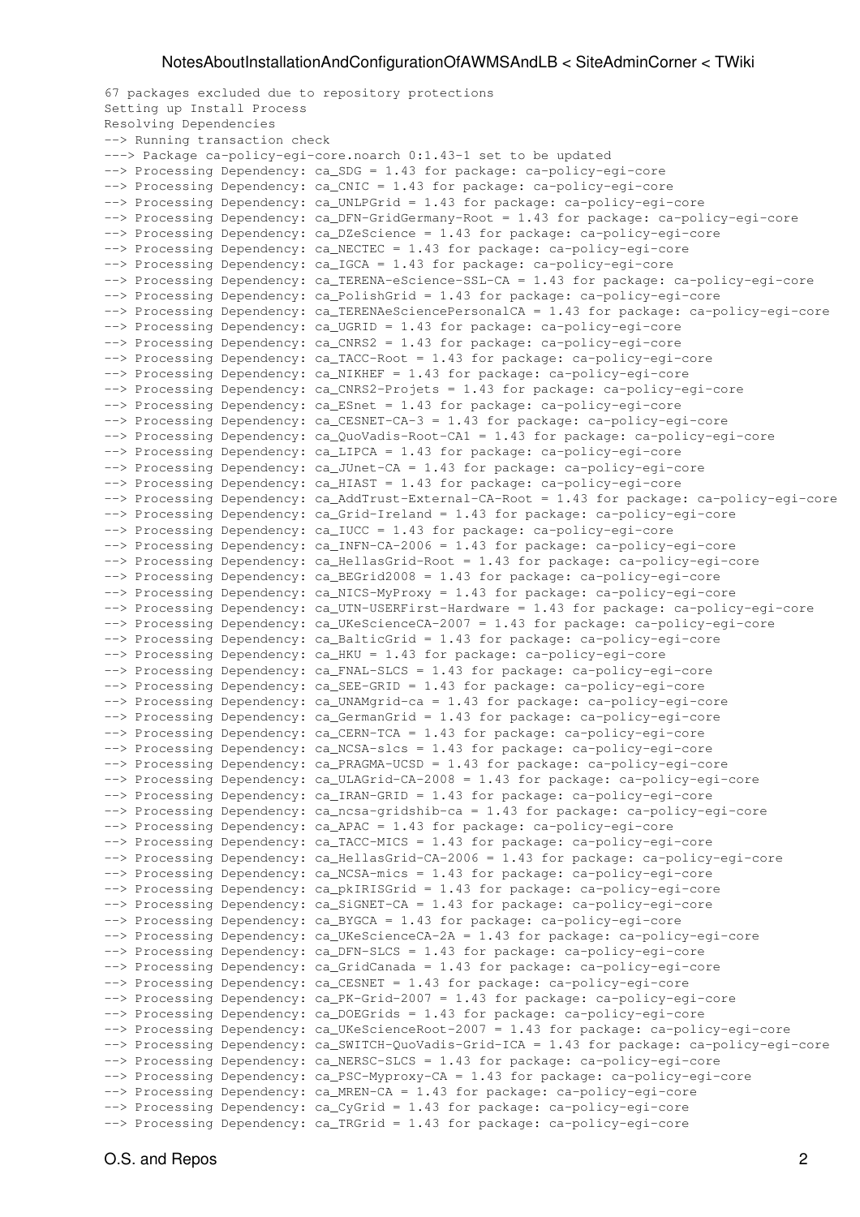```
67 packages excluded due to repository protections
Setting up Install Process
Resolving Dependencies
--> Running transaction check
---> Package ca-policy-egi-core.noarch 0:1.43-1 set to be updated
--> Processing Dependency: ca_SDG = 1.43 for package: ca-policy-egi-core
--> Processing Dependency: ca_CNIC = 1.43 for package: ca-policy-egi-core
--> Processing Dependency: ca_UNLPGrid = 1.43 for package: ca-policy-egi-core
--> Processing Dependency: ca_DFN-GridGermany-Root = 1.43 for package: ca-policy-egi-core
--> Processing Dependency: ca_DZeScience = 1.43 for package: ca-policy-egi-core
--> Processing Dependency: ca_NECTEC = 1.43 for package: ca-policy-egi-core
--> Processing Dependency: ca_IGCA = 1.43 for package: ca-policy-egi-core
--> Processing Dependency: ca_TERENA-eScience-SSL-CA = 1.43 for package: ca-policy-egi-core
--> Processing Dependency: ca_PolishGrid = 1.43 for package: ca-policy-egi-core
--> Processing Dependency: ca_TERENAeSciencePersonalCA = 1.43 for package: ca-policy-egi-core
--> Processing Dependency: ca_UGRID = 1.43 for package: ca-policy-egi-core
--> Processing Dependency: ca_CNRS2 = 1.43 for package: ca-policy-egi-core
--> Processing Dependency: ca_TACC-Root = 1.43 for package: ca-policy-egi-core
--> Processing Dependency: ca_NIKHEF = 1.43 for package: ca-policy-egi-core
--> Processing Dependency: ca_CNRS2-Projets = 1.43 for package: ca-policy-egi-core
--> Processing Dependency: ca_ESnet = 1.43 for package: ca-policy-egi-core
--> Processing Dependency: ca_CESNET-CA-3 = 1.43 for package: ca-policy-egi-core
--> Processing Dependency: ca_QuoVadis-Root-CA1 = 1.43 for package: ca-policy-egi-core
--> Processing Dependency: ca_LIPCA = 1.43 for package: ca-policy-egi-core
--> Processing Dependency: ca_JUnet-CA = 1.43 for package: ca-policy-egi-core
--> Processing Dependency: ca_HIAST = 1.43 for package: ca-policy-egi-core
--> Processing Dependency: ca_AddTrust-External-CA-Root = 1.43 for package: ca-policy-egi-core
--> Processing Dependency: ca_Grid-Ireland = 1.43 for package: ca-policy-egi-core
--> Processing Dependency: ca_IUCC = 1.43 for package: ca-policy-egi-core
--> Processing Dependency: ca_INFN-CA-2006 = 1.43 for package: ca-policy-egi-core
--> Processing Dependency: ca_HellasGrid-Root = 1.43 for package: ca-policy-egi-core
--> Processing Dependency: ca_BEGrid2008 = 1.43 for package: ca-policy-egi-core
--> Processing Dependency: ca_NICS-MyProxy = 1.43 for package: ca-policy-egi-core
--> Processing Dependency: ca_UTN-USERFirst-Hardware = 1.43 for package: ca-policy-egi-core
--> Processing Dependency: ca_UKeScienceCA-2007 = 1.43 for package: ca-policy-egi-core
--> Processing Dependency: ca_BalticGrid = 1.43 for package: ca-policy-egi-core
--> Processing Dependency: ca_HKU = 1.43 for package: ca-policy-egi-core
--> Processing Dependency: ca_FNAL-SLCS = 1.43 for package: ca-policy-egi-core
--> Processing Dependency: ca_SEE-GRID = 1.43 for package: ca-policy-egi-core
--> Processing Dependency: ca_UNAMgrid-ca = 1.43 for package: ca-policy-egi-core
--> Processing Dependency: ca_GermanGrid = 1.43 for package: ca-policy-egi-core
--> Processing Dependency: ca_CERN-TCA = 1.43 for package: ca-policy-egi-core
--> Processing Dependency: ca_NCSA-slcs = 1.43 for package: ca-policy-egi-core
--> Processing Dependency: ca_PRAGMA-UCSD = 1.43 for package: ca-policy-egi-core
--> Processing Dependency: ca_ULAGrid-CA-2008 = 1.43 for package: ca-policy-egi-core
--> Processing Dependency: ca_IRAN-GRID = 1.43 for package: ca-policy-egi-core
--> Processing Dependency: ca_ncsa-gridshib-ca = 1.43 for package: ca-policy-egi-core
--> Processing Dependency: ca_APAC = 1.43 for package: ca-policy-egi-core
--> Processing Dependency: ca_TACC-MICS = 1.43 for package: ca-policy-egi-core
--> Processing Dependency: ca_HellasGrid-CA-2006 = 1.43 for package: ca-policy-egi-core
--> Processing Dependency: ca_NCSA-mics = 1.43 for package: ca-policy-egi-core
--> Processing Dependency: ca_pkIRISGrid = 1.43 for package: ca-policy-egi-core
--> Processing Dependency: ca_SiGNET-CA = 1.43 for package: ca-policy-egi-core
--> Processing Dependency: ca_BYGCA = 1.43 for package: ca-policy-egi-core
--> Processing Dependency: ca_UKeScienceCA-2A = 1.43 for package: ca-policy-egi-core
--> Processing Dependency: ca_DFN-SLCS = 1.43 for package: ca-policy-egi-core
--> Processing Dependency: ca_GridCanada = 1.43 for package: ca-policy-egi-core
--> Processing Dependency: ca_CESNET = 1.43 for package: ca-policy-egi-core
--> Processing Dependency: ca_PK-Grid-2007 = 1.43 for package: ca-policy-egi-core
--> Processing Dependency: ca_DOEGrids = 1.43 for package: ca-policy-egi-core
--> Processing Dependency: ca_UKeScienceRoot-2007 = 1.43 for package: ca-policy-egi-core
--> Processing Dependency: ca_SWITCH-QuoVadis-Grid-ICA = 1.43 for package: ca-policy-egi-core
--> Processing Dependency: ca_NERSC-SLCS = 1.43 for package: ca-policy-egi-core
--> Processing Dependency: ca_PSC-Myproxy-CA = 1.43 for package: ca-policy-egi-core
--> Processing Dependency: ca_MREN-CA = 1.43 for package: ca-policy-egi-core
--> Processing Dependency: ca_CyGrid = 1.43 for package: ca-policy-egi-core
--> Processing Dependency: ca_TRGrid = 1.43 for package: ca-policy-egi-core
```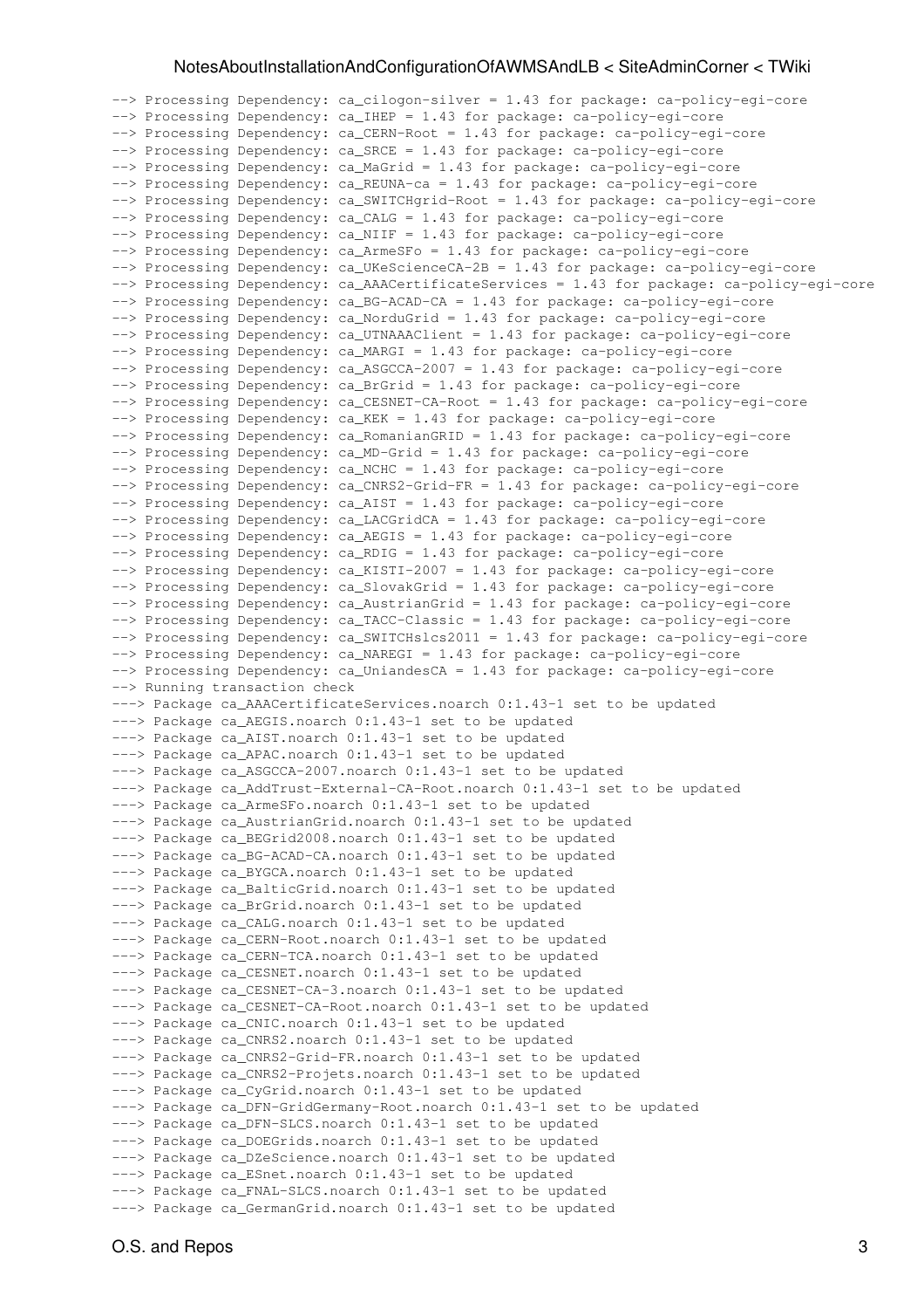```
--> Processing Dependency: ca_cilogon-silver = 1.43 for package: ca-policy-egi-core
--> Processing Dependency: ca_IHEP = 1.43 for package: ca-policy-egi-core
--> Processing Dependency: ca_CERN-Root = 1.43 for package: ca-policy-egi-core
--> Processing Dependency: ca_SRCE = 1.43 for package: ca-policy-egi-core
--> Processing Dependency: ca_MaGrid = 1.43 for package: ca-policy-egi-core
--> Processing Dependency: ca_REUNA-ca = 1.43 for package: ca-policy-egi-core
--> Processing Dependency: ca_SWITCHgrid-Root = 1.43 for package: ca-policy-egi-core
--> Processing Dependency: ca_CALG = 1.43 for package: ca-policy-egi-core
--> Processing Dependency: ca_NIIF = 1.43 for package: ca-policy-egi-core
--> Processing Dependency: ca_ArmeSFo = 1.43 for package: ca-policy-egi-core
--> Processing Dependency: ca_UKeScienceCA-2B = 1.43 for package: ca-policy-egi-core
--> Processing Dependency: ca_AAACertificateServices = 1.43 for package: ca-policy-egi-core
--> Processing Dependency: ca_BG-ACAD-CA = 1.43 for package: ca-policy-egi-core
--> Processing Dependency: ca_NorduGrid = 1.43 for package: ca-policy-egi-core
--> Processing Dependency: ca_UTNAAAClient = 1.43 for package: ca-policy-egi-core
--> Processing Dependency: ca_MARGI = 1.43 for package: ca-policy-egi-core
--> Processing Dependency: ca_ASGCCA-2007 = 1.43 for package: ca-policy-egi-core
--> Processing Dependency: ca_BrGrid = 1.43 for package: ca-policy-egi-core
--> Processing Dependency: ca_CESNET-CA-Root = 1.43 for package: ca-policy-egi-core
--> Processing Dependency: ca_KEK = 1.43 for package: ca-policy-egi-core
--> Processing Dependency: ca_RomanianGRID = 1.43 for package: ca-policy-egi-core
--> Processing Dependency: ca_MD-Grid = 1.43 for package: ca-policy-egi-core
--> Processing Dependency: ca_NCHC = 1.43 for package: ca-policy-egi-core
--> Processing Dependency: ca_CNRS2-Grid-FR = 1.43 for package: ca-policy-egi-core
--> Processing Dependency: ca_AIST = 1.43 for package: ca-policy-egi-core
--> Processing Dependency: ca_LACGridCA = 1.43 for package: ca-policy-egi-core
--> Processing Dependency: ca_AEGIS = 1.43 for package: ca-policy-egi-core
--> Processing Dependency: ca_RDIG = 1.43 for package: ca-policy-egi-core
--> Processing Dependency: ca_KISTI-2007 = 1.43 for package: ca-policy-egi-core
--> Processing Dependency: ca_SlovakGrid = 1.43 for package: ca-policy-egi-core
--> Processing Dependency: ca_AustrianGrid = 1.43 for package: ca-policy-egi-core
--> Processing Dependency: ca_TACC-Classic = 1.43 for package: ca-policy-egi-core
--> Processing Dependency: ca_SWITCHslcs2011 = 1.43 for package: ca-policy-egi-core
--> Processing Dependency: ca_NAREGI = 1.43 for package: ca-policy-egi-core
--> Processing Dependency: ca_UniandesCA = 1.43 for package: ca-policy-egi-core
--> Running transaction check
---> Package ca_AAACertificateServices.noarch 0:1.43-1 set to be updated
---> Package ca_AEGIS.noarch 0:1.43-1 set to be updated
---> Package ca_AIST.noarch 0:1.43-1 set to be updated
---> Package ca_APAC.noarch 0:1.43-1 set to be updated
---> Package ca_ASGCCA-2007.noarch 0:1.43-1 set to be updated
---> Package ca_AddTrust-External-CA-Root.noarch 0:1.43-1 set to be updated
---> Package ca_ArmeSFo.noarch 0:1.43-1 set to be updated
---> Package ca_AustrianGrid.noarch 0:1.43-1 set to be updated
---> Package ca_BEGrid2008.noarch 0:1.43-1 set to be updated
---> Package ca_BG-ACAD-CA.noarch 0:1.43-1 set to be updated
---> Package ca_BYGCA.noarch 0:1.43-1 set to be updated
---> Package ca_BalticGrid.noarch 0:1.43-1 set to be updated
---> Package ca_BrGrid.noarch 0:1.43-1 set to be updated
---> Package ca_CALG.noarch 0:1.43-1 set to be updated
---> Package ca_CERN-Root.noarch 0:1.43-1 set to be updated
---> Package ca_CERN-TCA.noarch 0:1.43-1 set to be updated
---> Package ca_CESNET.noarch 0:1.43-1 set to be updated
---> Package ca_CESNET-CA-3.noarch 0:1.43-1 set to be updated
---> Package ca_CESNET-CA-Root.noarch 0:1.43-1 set to be updated
---> Package ca_CNIC.noarch 0:1.43-1 set to be updated
---> Package ca_CNRS2.noarch 0:1.43-1 set to be updated
---> Package ca_CNRS2-Grid-FR.noarch 0:1.43-1 set to be updated
---> Package ca_CNRS2-Projets.noarch 0:1.43-1 set to be updated
---> Package ca_CyGrid.noarch 0:1.43-1 set to be updated
---> Package ca_DFN-GridGermany-Root.noarch 0:1.43-1 set to be updated
---> Package ca_DFN-SLCS.noarch 0:1.43-1 set to be updated
---> Package ca_DOEGrids.noarch 0:1.43-1 set to be updated
---> Package ca_DZeScience.noarch 0:1.43-1 set to be updated
---> Package ca_ESnet.noarch 0:1.43-1 set to be updated
---> Package ca_FNAL-SLCS.noarch 0:1.43-1 set to be updated
---> Package ca_GermanGrid.noarch 0:1.43-1 set to be updated
```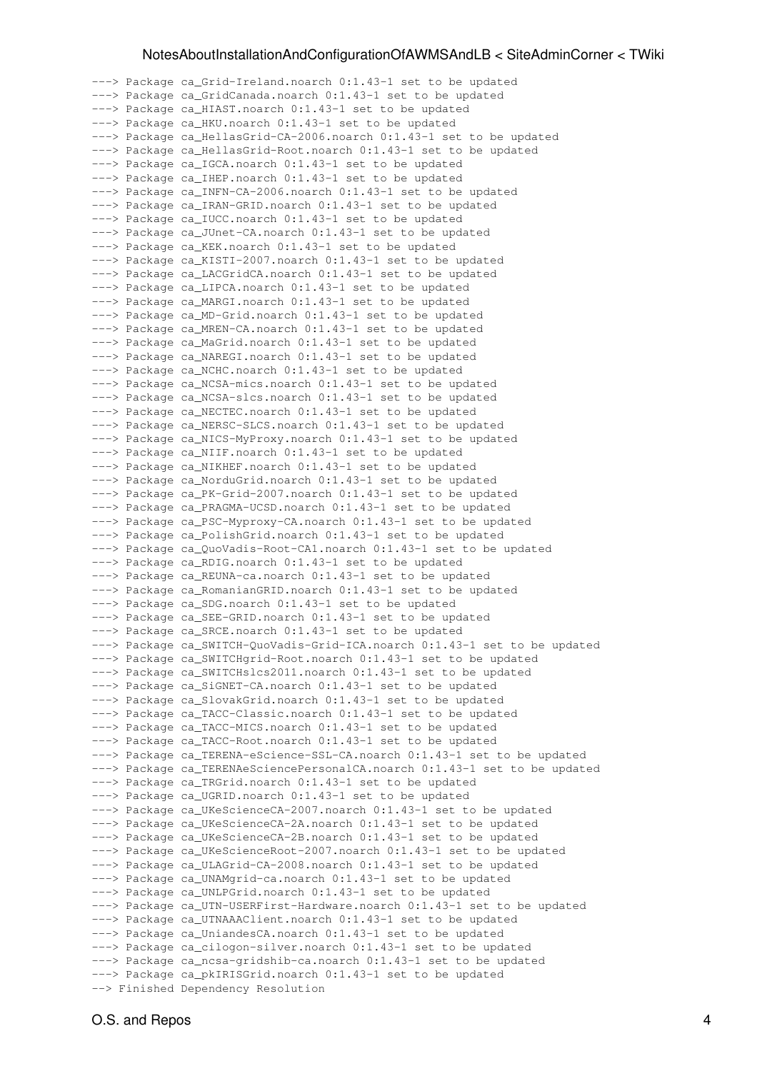```
---> Package ca_Grid-Ireland.noarch 0:1.43-1 set to be updated
---> Package ca_GridCanada.noarch 0:1.43-1 set to be updated
---> Package ca_HIAST.noarch 0:1.43-1 set to be updated
---> Package ca_HKU.noarch 0:1.43-1 set to be updated
---> Package ca_HellasGrid-CA-2006.noarch 0:1.43-1 set to be updated
---> Package ca_HellasGrid-Root.noarch 0:1.43-1 set to be updated
---> Package ca_IGCA.noarch 0:1.43-1 set to be updated
---> Package ca_IHEP.noarch 0:1.43-1 set to be updated
---> Package ca_INFN-CA-2006.noarch 0:1.43-1 set to be updated
---> Package ca_IRAN-GRID.noarch 0:1.43-1 set to be updated
---> Package ca_IUCC.noarch 0:1.43-1 set to be updated
---> Package ca_JUnet-CA.noarch 0:1.43-1 set to be updated
---> Package ca_KEK.noarch 0:1.43-1 set to be updated
---> Package ca_KISTI-2007.noarch 0:1.43-1 set to be updated
---> Package ca_LACGridCA.noarch 0:1.43-1 set to be updated
---> Package ca_LIPCA.noarch 0:1.43-1 set to be updated
---> Package ca_MARGI.noarch 0:1.43-1 set to be updated
---> Package ca_MD-Grid.noarch 0:1.43-1 set to be updated
---> Package ca_MREN-CA.noarch 0:1.43-1 set to be updated
---> Package ca_MaGrid.noarch 0:1.43-1 set to be updated
---> Package ca_NAREGI.noarch 0:1.43-1 set to be updated
---> Package ca_NCHC.noarch 0:1.43-1 set to be updated
---> Package ca_NCSA-mics.noarch 0:1.43-1 set to be updated
---> Package ca_NCSA-slcs.noarch 0:1.43-1 set to be updated
---> Package ca_NECTEC.noarch 0:1.43-1 set to be updated
---> Package ca_NERSC-SLCS.noarch 0:1.43-1 set to be updated
---> Package ca_NICS-MyProxy.noarch 0:1.43-1 set to be updated
---> Package ca_NIIF.noarch 0:1.43-1 set to be updated
---> Package ca_NIKHEF.noarch 0:1.43-1 set to be updated
---> Package ca_NorduGrid.noarch 0:1.43-1 set to be updated
---> Package ca_PK-Grid-2007.noarch 0:1.43-1 set to be updated
---> Package ca_PRAGMA-UCSD.noarch 0:1.43-1 set to be updated
---> Package ca_PSC-Myproxy-CA.noarch 0:1.43-1 set to be updated
---> Package ca_PolishGrid.noarch 0:1.43-1 set to be updated
---> Package ca_QuoVadis-Root-CA1.noarch 0:1.43-1 set to be updated
---> Package ca_RDIG.noarch 0:1.43-1 set to be updated
---> Package ca_REUNA-ca.noarch 0:1.43-1 set to be updated
---> Package ca_RomanianGRID.noarch 0:1.43-1 set to be updated
---> Package ca_SDG.noarch 0:1.43-1 set to be updated
---> Package ca_SEE-GRID.noarch 0:1.43-1 set to be updated
---> Package ca_SRCE.noarch 0:1.43-1 set to be updated
---> Package ca_SWITCH-QuoVadis-Grid-ICA.noarch 0:1.43-1 set to be updated
---> Package ca_SWITCHgrid-Root.noarch 0:1.43-1 set to be updated
---> Package ca_SWITCHslcs2011.noarch 0:1.43-1 set to be updated
---> Package ca_SiGNET-CA.noarch 0:1.43-1 set to be updated
---> Package ca_SlovakGrid.noarch 0:1.43-1 set to be updated
---> Package ca_TACC-Classic.noarch 0:1.43-1 set to be updated
---> Package ca_TACC-MICS.noarch 0:1.43-1 set to be updated
---> Package ca_TACC-Root.noarch 0:1.43-1 set to be updated
---> Package ca_TERENA-eScience-SSL-CA.noarch 0:1.43-1 set to be updated
---> Package ca_TERENAeSciencePersonalCA.noarch 0:1.43-1 set to be updated
---> Package ca_TRGrid.noarch 0:1.43-1 set to be updated
---> Package ca_UGRID.noarch 0:1.43-1 set to be updated
---> Package ca_UKeScienceCA-2007.noarch 0:1.43-1 set to be updated
---> Package ca_UKeScienceCA-2A.noarch 0:1.43-1 set to be updated
---> Package ca_UKeScienceCA-2B.noarch 0:1.43-1 set to be updated
---> Package ca_UKeScienceRoot-2007.noarch 0:1.43-1 set to be updated
---> Package ca_ULAGrid-CA-2008.noarch 0:1.43-1 set to be updated
---> Package ca_UNAMgrid-ca.noarch 0:1.43-1 set to be updated
---> Package ca_UNLPGrid.noarch 0:1.43-1 set to be updated
---> Package ca_UTN-USERFirst-Hardware.noarch 0:1.43-1 set to be updated
---> Package ca_UTNAAAClient.noarch 0:1.43-1 set to be updated
---> Package ca_UniandesCA.noarch 0:1.43-1 set to be updated
---> Package ca_cilogon-silver.noarch 0:1.43-1 set to be updated
---> Package ca_ncsa-gridshib-ca.noarch 0:1.43-1 set to be updated
---> Package ca_pkIRISGrid.noarch 0:1.43-1 set to be updated
--> Finished Dependency Resolution
```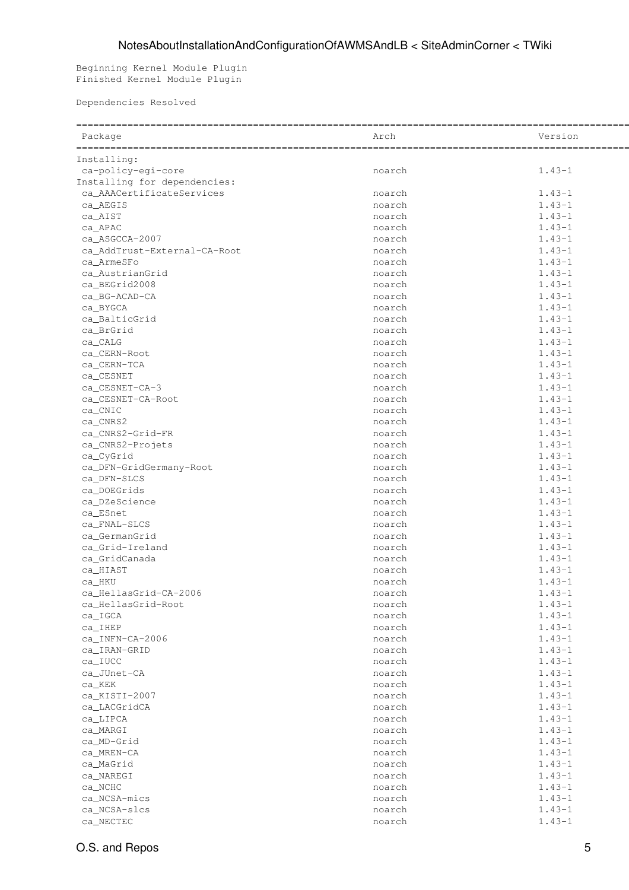```
Beginning Kernel Module Plugin
Finished Kernel Module Plugin

Dependencies Resolved

================================================================================================
 Package                                              Arch                          Version
================================================================================================
Installing:
 ca-policy-egi-core                                   noarch                        1.43-1
Installing for dependencies:
 ca_AAACertificateServices                            noarch                        1.43-1
 ca_AEGIS                                             noarch                        1.43-1
 ca_AIST                                              noarch                        1.43-1
 ca_APAC                                              noarch                        1.43-1
 ca_ASGCCA-2007                                       noarch                        1.43-1
 ca_AddTrust-External-CA-Root                         noarch                        1.43-1
 ca_ArmeSFo                                           noarch                        1.43-1
 ca_AustrianGrid                                      noarch                        1.43-1
 ca_BEGrid2008                                        noarch                        1.43-1
 ca_BG-ACAD-CA                                        noarch                        1.43-1
 ca_BYGCA                                             noarch                        1.43-1
 ca_BalticGrid                                        noarch                        1.43-1
 ca_BrGrid                                            noarch                        1.43-1
 ca_CALG                                              noarch                        1.43-1
 ca_CERN-Root                                         noarch                        1.43-1
 ca_CERN-TCA                                          noarch                        1.43-1
 ca_CESNET                                            noarch                        1.43-1
 ca_CESNET-CA-3                                       noarch                        1.43-1
 ca_CESNET-CA-Root                                    noarch                        1.43-1
 ca_CNIC                                              noarch                        1.43-1
 ca_CNRS2                                             noarch                        1.43-1
 ca_CNRS2-Grid-FR                                     noarch                        1.43-1
 ca_CNRS2-Projets                                     noarch                        1.43-1
 ca_CyGrid                                            noarch                        1.43-1
 ca_DFN-GridGermany-Root                              noarch                        1.43-1
 ca_DFN-SLCS                                          noarch                        1.43-1
 ca_DOEGrids                                          noarch                        1.43-1
 ca_DZeScience                                        noarch                        1.43-1
 ca_ESnet                                             noarch                        1.43-1
 ca_FNAL-SLCS                                         noarch                        1.43-1
 ca_GermanGrid                                        noarch                        1.43-1
 ca_Grid-Ireland                                      noarch                        1.43-1
 ca_GridCanada                                        noarch                        1.43-1
 ca_HIAST                                             noarch                        1.43-1
 ca_HKU                                               noarch                        1.43-1
 ca_HellasGrid-CA-2006                                noarch                        1.43-1
 ca_HellasGrid-Root                                   noarch                        1.43-1
 ca_IGCA                                              noarch                        1.43-1
 ca_IHEP                                              noarch                        1.43-1
 ca_INFN-CA-2006                                      noarch                        1.43-1
 ca_IRAN-GRID                                         noarch                        1.43-1
 ca_IUCC                                              noarch                        1.43-1
 ca_JUnet-CA                                          noarch                        1.43-1
 ca_KEK                                               noarch                        1.43-1
 ca_KISTI-2007                                        noarch                        1.43-1
 ca_LACGridCA                                         noarch                        1.43-1
 ca_LIPCA                                             noarch                        1.43-1
 ca_MARGI                                             noarch                        1.43-1
 ca_MD-Grid                                           noarch                        1.43-1
 ca_MREN-CA                                           noarch                        1.43-1
 ca_MaGrid                                            noarch                        1.43-1
 ca_NAREGI                                            noarch                        1.43-1
 ca_NCHC                                              noarch                        1.43-1
 ca_NCSA-mics                                         noarch                        1.43-1
 ca_NCSA-slcs                                         noarch                        1.43-1
 ca_NECTEC                                            noarch                        1.43-1
```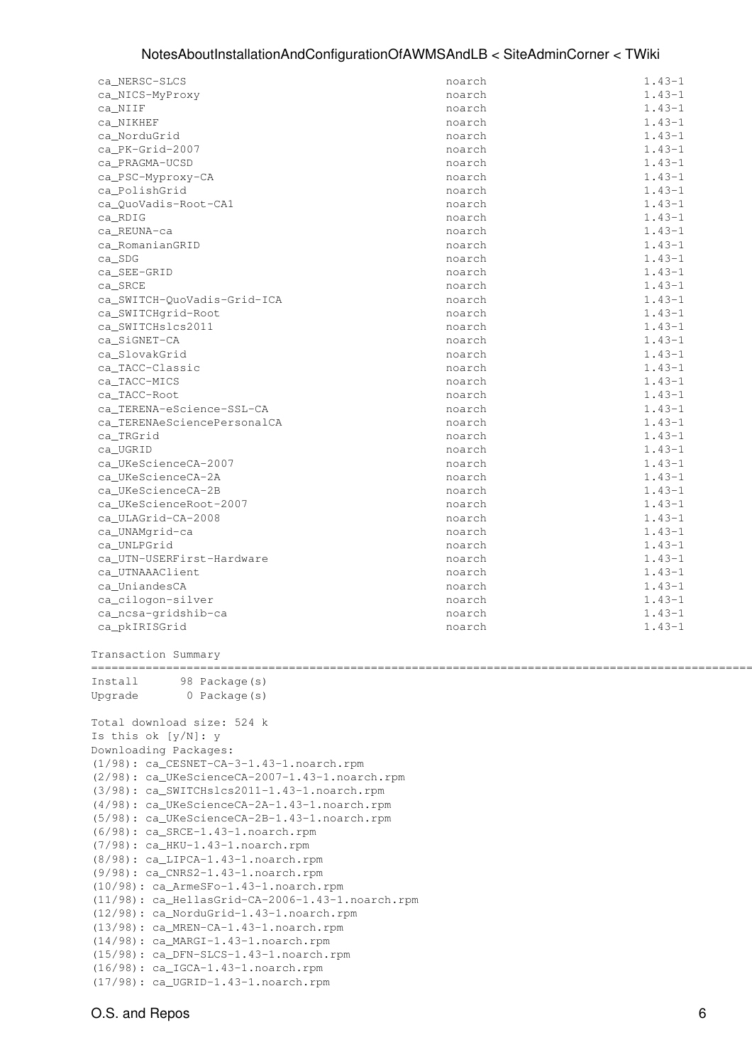```
 ca_NERSC-SLCS                                          noarch                                   1.43-1
 ca_NICS-MyProxy                                        noarch                                   1.43-1
 ca_NIIF                                                noarch                                   1.43-1
 ca_NIKHEF                                              noarch                                   1.43-1
 ca_NorduGrid                                           noarch                                   1.43-1
 ca_PK-Grid-2007                                        noarch                                   1.43-1
 ca_PRAGMA-UCSD                                         noarch                                   1.43-1
 ca_PSC-Myproxy-CA                                      noarch                                   1.43-1
 ca_PolishGrid                                          noarch                                   1.43-1
 ca_QuoVadis-Root-CA1                                   noarch                                   1.43-1
 ca_RDIG                                                noarch                                   1.43-1
 ca_REUNA-ca                                            noarch                                   1.43-1
 ca_RomanianGRID                                        noarch                                   1.43-1
 ca_SDG                                                 noarch                                   1.43-1
 ca_SEE-GRID                                            noarch                                   1.43-1
 ca_SRCE                                                noarch                                   1.43-1
 ca_SWITCH-QuoVadis-Grid-ICA                            noarch                                   1.43-1
 ca_SWITCHgrid-Root                                     noarch                                   1.43-1
 ca_SWITCHslcs2011                                      noarch                                   1.43-1
 ca_SiGNET-CA                                           noarch                                   1.43-1
 ca_SlovakGrid                                          noarch                                   1.43-1
 ca_TACC-Classic                                        noarch                                   1.43-1
 ca_TACC-MICS                                           noarch                                   1.43-1
 ca_TACC-Root                                           noarch                                   1.43-1
 ca_TERENA-eScience-SSL-CA                              noarch                                   1.43-1
 ca_TERENAeSciencePersonalCA                            noarch                                   1.43-1
 ca_TRGrid                                              noarch                                   1.43-1
 ca_UGRID                                               noarch                                   1.43-1
 ca_UKeScienceCA-2007                                   noarch                                   1.43-1
 ca_UKeScienceCA-2A                                     noarch                                   1.43-1
 ca_UKeScienceCA-2B                                     noarch                                   1.43-1
 ca_UKeScienceRoot-2007                                 noarch                                   1.43-1
 ca_ULAGrid-CA-2008                                     noarch                                   1.43-1
 ca_UNAMgrid-ca                                         noarch                                   1.43-1
 ca_UNLPGrid                                            noarch                                   1.43-1
 ca_UTN-USERFirst-Hardware                              noarch                                   1.43-1
 ca_UTNAAAClient                                        noarch                                   1.43-1
 ca_UniandesCA                                          noarch                                   1.43-1
 ca_cilogon-silver                                      noarch                                   1.43-1
 ca_ncsa-gridshib-ca                                    noarch                                   1.43-1
 ca_pkIRISGrid                                          noarch                                   1.43-1

Transaction Summary
==================================================================================================
Install      98 Package(s)
Upgrade       0 Package(s)

Total download size: 524 k
Is this ok [y/N]: y
Downloading Packages:
(1/98): ca_CESNET-CA-3-1.43-1.noarch.rpm
(2/98): ca_UKeScienceCA-2007-1.43-1.noarch.rpm
(3/98): ca_SWITCHslcs2011-1.43-1.noarch.rpm
(4/98): ca_UKeScienceCA-2A-1.43-1.noarch.rpm
(5/98): ca_UKeScienceCA-2B-1.43-1.noarch.rpm
(6/98): ca_SRCE-1.43-1.noarch.rpm
(7/98): ca_HKU-1.43-1.noarch.rpm
(8/98): ca_LIPCA-1.43-1.noarch.rpm
(9/98): ca_CNRS2-1.43-1.noarch.rpm
(10/98): ca_ArmeSFo-1.43-1.noarch.rpm
(11/98): ca_HellasGrid-CA-2006-1.43-1.noarch.rpm
(12/98): ca_NorduGrid-1.43-1.noarch.rpm
(13/98): ca_MREN-CA-1.43-1.noarch.rpm
(14/98): ca_MARGI-1.43-1.noarch.rpm
(15/98): ca_DFN-SLCS-1.43-1.noarch.rpm
(16/98): ca_IGCA-1.43-1.noarch.rpm
(17/98): ca_UGRID-1.43-1.noarch.rpm
```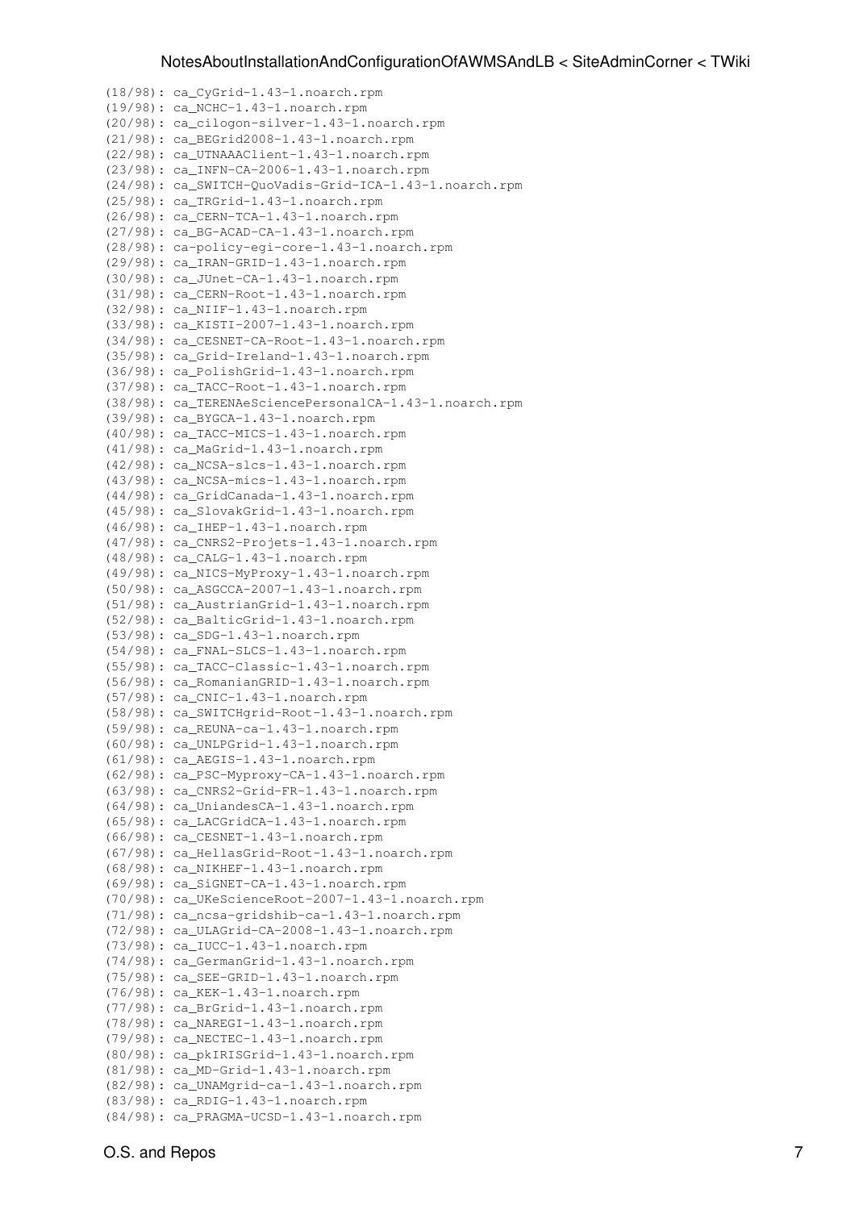```
(18/98): ca_CyGrid-1.43-1.noarch.rpm
(19/98): ca_NCHC-1.43-1.noarch.rpm
(20/98): ca_cilogon-silver-1.43-1.noarch.rpm
(21/98): ca_BEGrid2008-1.43-1.noarch.rpm
(22/98): ca_UTNAAAClient-1.43-1.noarch.rpm
(23/98): ca_INFN-CA-2006-1.43-1.noarch.rpm
(24/98): ca_SWITCH-QuoVadis-Grid-ICA-1.43-1.noarch.rpm
(25/98): ca_TRGrid-1.43-1.noarch.rpm
(26/98): ca_CERN-TCA-1.43-1.noarch.rpm
(27/98): ca_BG-ACAD-CA-1.43-1.noarch.rpm
(28/98): ca-policy-egi-core-1.43-1.noarch.rpm
(29/98): ca_IRAN-GRID-1.43-1.noarch.rpm
(30/98): ca_JUnet-CA-1.43-1.noarch.rpm
(31/98): ca_CERN-Root-1.43-1.noarch.rpm
(32/98): ca_NIIF-1.43-1.noarch.rpm
(33/98): ca_KISTI-2007-1.43-1.noarch.rpm
(34/98): ca_CESNET-CA-Root-1.43-1.noarch.rpm
(35/98): ca_Grid-Ireland-1.43-1.noarch.rpm
(36/98): ca_PolishGrid-1.43-1.noarch.rpm
(37/98): ca_TACC-Root-1.43-1.noarch.rpm
(38/98): ca_TERENAeSciencePersonalCA-1.43-1.noarch.rpm
(39/98): ca_BYGCA-1.43-1.noarch.rpm
(40/98): ca_TACC-MICS-1.43-1.noarch.rpm
(41/98): ca_MaGrid-1.43-1.noarch.rpm
(42/98): ca_NCSA-slcs-1.43-1.noarch.rpm
(43/98): ca_NCSA-mics-1.43-1.noarch.rpm
(44/98): ca_GridCanada-1.43-1.noarch.rpm
(45/98): ca_SlovakGrid-1.43-1.noarch.rpm
(46/98): ca_IHEP-1.43-1.noarch.rpm
(47/98): ca_CNRS2-Projets-1.43-1.noarch.rpm
(48/98): ca_CALG-1.43-1.noarch.rpm
(49/98): ca_NICS-MyProxy-1.43-1.noarch.rpm
(50/98): ca_ASGCCA-2007-1.43-1.noarch.rpm
(51/98): ca_AustrianGrid-1.43-1.noarch.rpm
(52/98): ca_BalticGrid-1.43-1.noarch.rpm
(53/98): ca_SDG-1.43-1.noarch.rpm
(54/98): ca_FNAL-SLCS-1.43-1.noarch.rpm
(55/98): ca_TACC-Classic-1.43-1.noarch.rpm
(56/98): ca_RomanianGRID-1.43-1.noarch.rpm
(57/98): ca_CNIC-1.43-1.noarch.rpm
(58/98): ca_SWITCHgrid-Root-1.43-1.noarch.rpm
(59/98): ca_REUNA-ca-1.43-1.noarch.rpm
(60/98): ca_UNLPGrid-1.43-1.noarch.rpm
(61/98): ca_AEGIS-1.43-1.noarch.rpm
(62/98): ca_PSC-Myproxy-CA-1.43-1.noarch.rpm
(63/98): ca_CNRS2-Grid-FR-1.43-1.noarch.rpm
(64/98): ca_UniandesCA-1.43-1.noarch.rpm
(65/98): ca_LACGridCA-1.43-1.noarch.rpm
(66/98): ca_CESNET-1.43-1.noarch.rpm
(67/98): ca_HellasGrid-Root-1.43-1.noarch.rpm
(68/98): ca_NIKHEF-1.43-1.noarch.rpm
(69/98): ca_SiGNET-CA-1.43-1.noarch.rpm
(70/98): ca_UKeScienceRoot-2007-1.43-1.noarch.rpm
(71/98): ca_ncsa-gridshib-ca-1.43-1.noarch.rpm
(72/98): ca_ULAGrid-CA-2008-1.43-1.noarch.rpm
(73/98): ca_IUCC-1.43-1.noarch.rpm
(74/98): ca_GermanGrid-1.43-1.noarch.rpm
(75/98): ca_SEE-GRID-1.43-1.noarch.rpm
(76/98): ca_KEK-1.43-1.noarch.rpm
(77/98): ca_BrGrid-1.43-1.noarch.rpm
(78/98): ca_NAREGI-1.43-1.noarch.rpm
(79/98): ca_NECTEC-1.43-1.noarch.rpm
(80/98): ca_pkIRISGrid-1.43-1.noarch.rpm
(81/98): ca_MD-Grid-1.43-1.noarch.rpm
(82/98): ca_UNAMgrid-ca-1.43-1.noarch.rpm
(83/98): ca_RDIG-1.43-1.noarch.rpm
(84/98): ca_PRAGMA-UCSD-1.43-1.noarch.rpm
```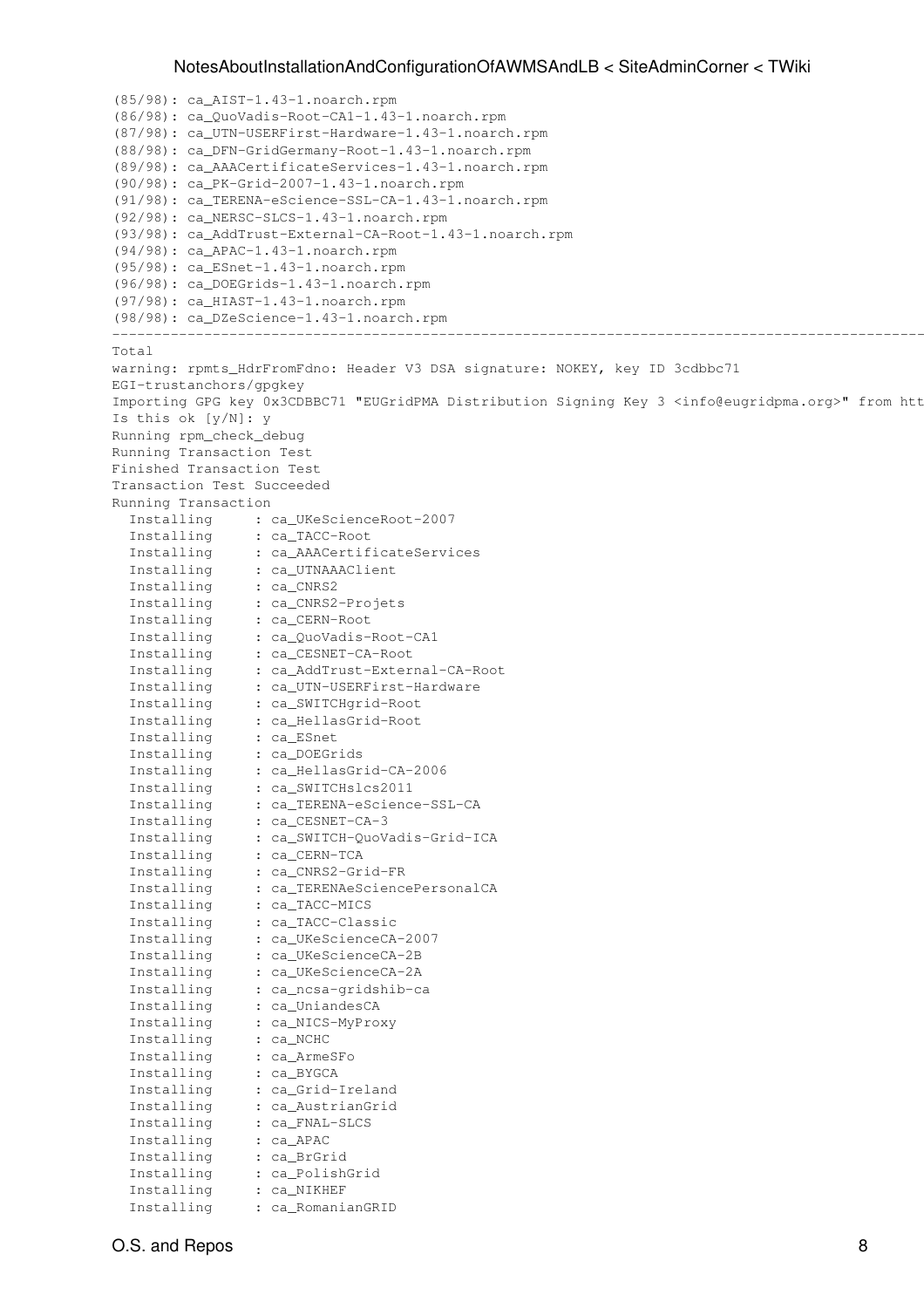```
(85/98): ca_AIST-1.43-1.noarch.rpm
(86/98): ca_QuoVadis-Root-CA1-1.43-1.noarch.rpm
(87/98): ca_UTN-USERFirst-Hardware-1.43-1.noarch.rpm
(88/98): ca_DFN-GridGermany-Root-1.43-1.noarch.rpm
(89/98): ca_AAACertificateServices-1.43-1.noarch.rpm
(90/98): ca_PK-Grid-2007-1.43-1.noarch.rpm
(91/98): ca_TERENA-eScience-SSL-CA-1.43-1.noarch.rpm
(92/98): ca_NERSC-SLCS-1.43-1.noarch.rpm
(93/98): ca_AddTrust-External-CA-Root-1.43-1.noarch.rpm
(94/98): ca_APAC-1.43-1.noarch.rpm
(95/98): ca_ESnet-1.43-1.noarch.rpm
(96/98): ca_DOEGrids-1.43-1.noarch.rpm
(97/98): ca_HIAST-1.43-1.noarch.rpm
(98/98): ca_DZeScience-1.43-1.noarch.rpm
----------------------------------------------------------------------------------------------------
Total
warning: rpmts_HdrFromFdno: Header V3 DSA signature: NOKEY, key ID 3cdbbc71
EGI-trustanchors/gpgkey
Importing GPG key 0x3CDBBC71 "EUGridPMA Distribution Signing Key 3 <info@eugridpma.org>" from htt
Is this ok [y/N]: y
Running rpm_check_debug
Running Transaction Test
Finished Transaction Test
Transaction Test Succeeded
Running Transaction
  Installing     : ca_UKeScienceRoot-2007
  Installing     : ca_TACC-Root
  Installing     : ca_AAACertificateServices
  Installing     : ca_UTNAAAClient
  Installing     : ca_CNRS2
  Installing     : ca_CNRS2-Projets
  Installing     : ca_CERN-Root
  Installing     : ca_QuoVadis-Root-CA1
  Installing     : ca_CESNET-CA-Root
  Installing     : ca_AddTrust-External-CA-Root
  Installing     : ca_UTN-USERFirst-Hardware
  Installing     : ca_SWITCHgrid-Root
  Installing     : ca_HellasGrid-Root
  Installing     : ca_ESnet
  Installing     : ca_DOEGrids
  Installing     : ca_HellasGrid-CA-2006
  Installing     : ca_SWITCHslcs2011
  Installing     : ca_TERENA-eScience-SSL-CA
  Installing     : ca_CESNET-CA-3
  Installing     : ca_SWITCH-QuoVadis-Grid-ICA
  Installing     : ca_CERN-TCA
  Installing     : ca_CNRS2-Grid-FR
  Installing     : ca_TERENAeSciencePersonalCA
  Installing     : ca_TACC-MICS
  Installing     : ca_TACC-Classic
  Installing     : ca_UKeScienceCA-2007
  Installing     : ca_UKeScienceCA-2B
  Installing     : ca_UKeScienceCA-2A
  Installing     : ca_ncsa-gridshib-ca
  Installing     : ca_UniandesCA
  Installing     : ca_NICS-MyProxy
  Installing     : ca_NCHC
  Installing     : ca_ArmeSFo
  Installing     : ca_BYGCA
  Installing     : ca_Grid-Ireland
  Installing     : ca_AustrianGrid
  Installing     : ca_FNAL-SLCS
  Installing     : ca_APAC
  Installing     : ca_BrGrid
  Installing     : ca_PolishGrid
  Installing     : ca_NIKHEF
  Installing     : ca_RomanianGRID
```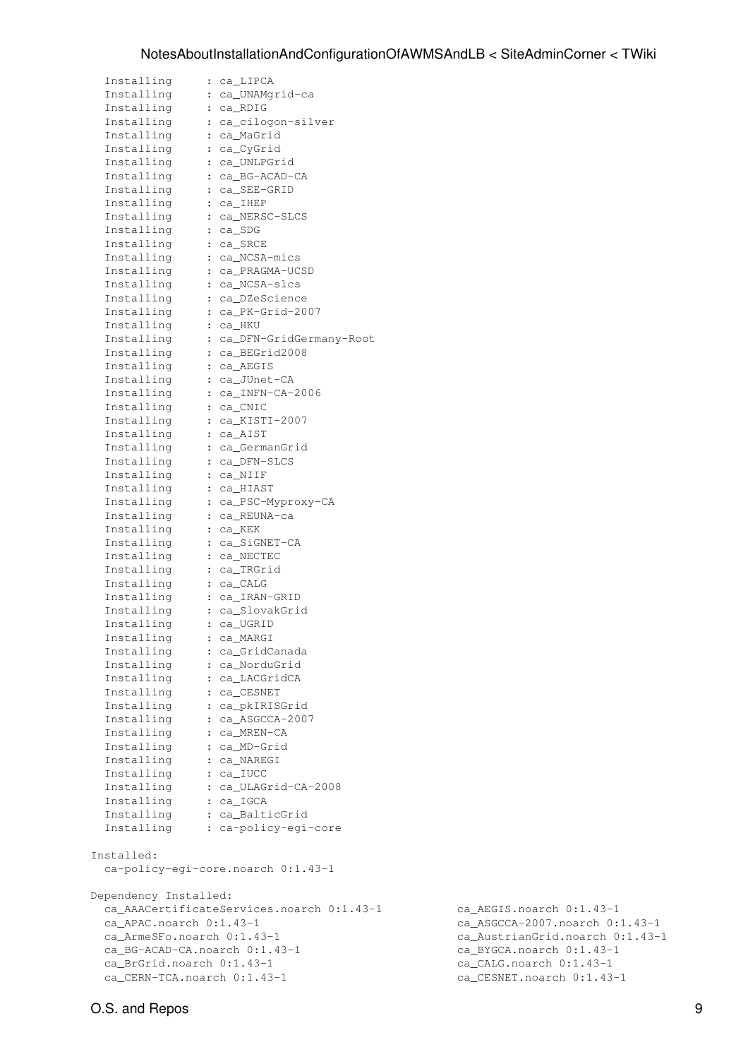```
  Installing     : ca_LIPCA
  Installing     : ca_UNAMgrid-ca
  Installing     : ca_RDIG
  Installing     : ca_cilogon-silver
  Installing     : ca_MaGrid
  Installing     : ca_CyGrid
  Installing     : ca_UNLPGrid
  Installing     : ca_BG-ACAD-CA
  Installing     : ca_SEE-GRID
  Installing     : ca_IHEP
  Installing     : ca_NERSC-SLCS
  Installing     : ca_SDG
  Installing     : ca_SRCE
  Installing     : ca_NCSA-mics
  Installing     : ca_PRAGMA-UCSD
  Installing     : ca_NCSA-slcs
  Installing     : ca_DZeScience
  Installing     : ca_PK-Grid-2007
  Installing     : ca_HKU
  Installing     : ca_DFN-GridGermany-Root
  Installing     : ca_BEGrid2008
  Installing     : ca_AEGIS
  Installing     : ca_JUnet-CA
  Installing     : ca_INFN-CA-2006
  Installing     : ca_CNIC
  Installing     : ca_KISTI-2007
  Installing     : ca_AIST
  Installing     : ca_GermanGrid
  Installing     : ca_DFN-SLCS
  Installing     : ca_NIIF
  Installing     : ca_HIAST
  Installing     : ca_PSC-Myproxy-CA
  Installing     : ca_REUNA-ca
  Installing     : ca_KEK
  Installing     : ca_SiGNET-CA
  Installing     : ca_NECTEC
  Installing     : ca_TRGrid
  Installing     : ca_CALG
  Installing     : ca_IRAN-GRID
  Installing     : ca_SlovakGrid
  Installing     : ca_UGRID
  Installing     : ca_MARGI
  Installing     : ca_GridCanada
  Installing     : ca_NorduGrid
  Installing     : ca_LACGridCA
  Installing     : ca_CESNET
  Installing     : ca_pkIRISGrid
  Installing     : ca_ASGCCA-2007
  Installing     : ca_MREN-CA
  Installing     : ca_MD-Grid
  Installing     : ca_NAREGI
  Installing     : ca_IUCC
  Installing     : ca_ULAGrid-CA-2008
  Installing     : ca_IGCA
  Installing     : ca_BalticGrid
  Installing     : ca-policy-egi-core

Installed:
  ca-policy-egi-core.noarch 0:1.43-1

Dependency Installed:
  ca_AAACertificateServices.noarch 0:1.43-1          ca_AEGIS.noarch 0:1.43-1
  ca_APAC.noarch 0:1.43-1                            ca_ASGCCA-2007.noarch 0:1.43-1
  ca_ArmeSFo.noarch 0:1.43-1                         ca_AustrianGrid.noarch 0:1.43-1
  ca_BG-ACAD-CA.noarch 0:1.43-1                      ca_BYGCA.noarch 0:1.43-1
  ca_BrGrid.noarch 0:1.43-1                          ca_CALG.noarch 0:1.43-1
  ca_CERN-TCA.noarch 0:1.43-1                        ca_CESNET.noarch 0:1.43-1
```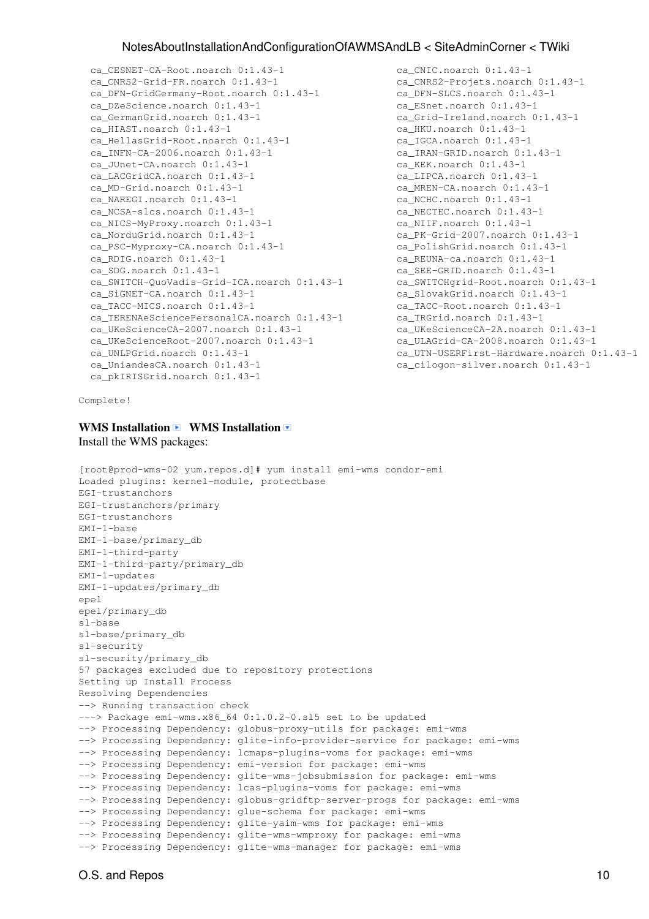```
  ca_CESNET-CA-Root.noarch 0:1.43-1                  ca_CNIC.noarch 0:1.43-1
  ca_CNRS2-Grid-FR.noarch 0:1.43-1                   ca_CNRS2-Projets.noarch 0:1.43-1
  ca_DFN-GridGermany-Root.noarch 0:1.43-1            ca_DFN-SLCS.noarch 0:1.43-1
  ca_DZeScience.noarch 0:1.43-1                      ca_ESnet.noarch 0:1.43-1
  ca_GermanGrid.noarch 0:1.43-1                      ca_Grid-Ireland.noarch 0:1.43-1
  ca_HIAST.noarch 0:1.43-1                           ca_HKU.noarch 0:1.43-1
  ca_HellasGrid-Root.noarch 0:1.43-1                 ca_IGCA.noarch 0:1.43-1
  ca_INFN-CA-2006.noarch 0:1.43-1                    ca_IRAN-GRID.noarch 0:1.43-1
  ca_JUnet-CA.noarch 0:1.43-1                        ca_KEK.noarch 0:1.43-1
  ca_LACGridCA.noarch 0:1.43-1                       ca_LIPCA.noarch 0:1.43-1
  ca_MD-Grid.noarch 0:1.43-1                         ca_MREN-CA.noarch 0:1.43-1
  ca_NAREGI.noarch 0:1.43-1                          ca_NCHC.noarch 0:1.43-1
  ca_NCSA-slcs.noarch 0:1.43-1                       ca_NECTEC.noarch 0:1.43-1
  ca_NICS-MyProxy.noarch 0:1.43-1                    ca_NIIF.noarch 0:1.43-1
  ca_NorduGrid.noarch 0:1.43-1                       ca_PK-Grid-2007.noarch 0:1.43-1
  ca_PSC-Myproxy-CA.noarch 0:1.43-1                  ca_PolishGrid.noarch 0:1.43-1
  ca_RDIG.noarch 0:1.43-1                            ca_REUNA-ca.noarch 0:1.43-1
  ca_SDG.noarch 0:1.43-1                             ca_SEE-GRID.noarch 0:1.43-1
  ca_SWITCH-QuoVadis-Grid-ICA.noarch 0:1.43-1        ca_SWITCHgrid-Root.noarch 0:1.43-1
  ca_SiGNET-CA.noarch 0:1.43-1                       ca_SlovakGrid.noarch 0:1.43-1
  ca_TACC-MICS.noarch 0:1.43-1                       ca_TACC-Root.noarch 0:1.43-1
  ca_TERENAeSciencePersonalCA.noarch 0:1.43-1        ca_TRGrid.noarch 0:1.43-1
  ca_UKeScienceCA-2007.noarch 0:1.43-1               ca_UKeScienceCA-2A.noarch 0:1.43-1
  ca_UKeScienceRoot-2007.noarch 0:1.43-1             ca_ULAGrid-CA-2008.noarch 0:1.43-1
  ca_UNLPGrid.noarch 0:1.43-1                        ca_UTN-USERFirst-Hardware.noarch 0:1.43-1
  ca_UniandesCA.noarch 0:1.43-1                      ca_cilogon-silver.noarch 0:1.43-1
  ca_pkIRISGrid.noarch 0:1.43-1

Complete!
```

### WMS Installation WMS Installation

Install the WMS packages:

```
[root@prod-wms-02 yum.repos.d]# yum install emi-wms condor-emi
Loaded plugins: kernel-module, protectbase
EGI-trustanchors
EGI-trustanchors/primary
EGI-trustanchors
EMI-1-base
EMI-1-base/primary_db
EMI-1-third-party
EMI-1-third-party/primary_db
EMI-1-updates
EMI-1-updates/primary_db
epel
epel/primary_db
sl-base
sl-base/primary_db
sl-security
sl-security/primary_db
57 packages excluded due to repository protections
Setting up Install Process
Resolving Dependencies
--> Running transaction check
---> Package emi-wms.x86_64 0:1.0.2-0.sl5 set to be updated
--> Processing Dependency: globus-proxy-utils for package: emi-wms
--> Processing Dependency: glite-info-provider-service for package: emi-wms
--> Processing Dependency: lcmaps-plugins-voms for package: emi-wms
--> Processing Dependency: emi-version for package: emi-wms
--> Processing Dependency: glite-wms-jobsubmission for package: emi-wms
--> Processing Dependency: lcas-plugins-voms for package: emi-wms
--> Processing Dependency: globus-gridftp-server-progs for package: emi-wms
--> Processing Dependency: glue-schema for package: emi-wms
--> Processing Dependency: glite-yaim-wms for package: emi-wms
--> Processing Dependency: glite-wms-wmproxy for package: emi-wms
--> Processing Dependency: glite-wms-manager for package: emi-wms
```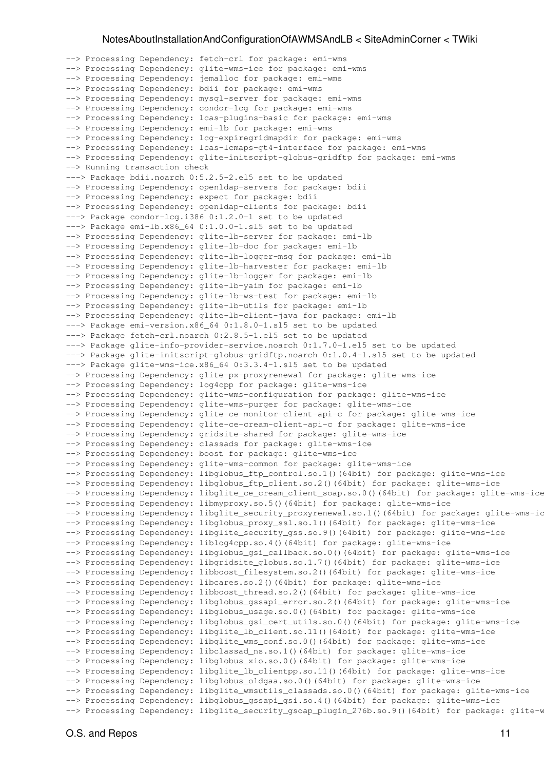```
--> Processing Dependency: fetch-crl for package: emi-wms
--> Processing Dependency: glite-wms-ice for package: emi-wms
--> Processing Dependency: jemalloc for package: emi-wms
--> Processing Dependency: bdii for package: emi-wms
--> Processing Dependency: mysql-server for package: emi-wms
--> Processing Dependency: condor-lcg for package: emi-wms
--> Processing Dependency: lcas-plugins-basic for package: emi-wms
--> Processing Dependency: emi-lb for package: emi-wms
--> Processing Dependency: lcg-expiregridmapdir for package: emi-wms
--> Processing Dependency: lcas-lcmaps-gt4-interface for package: emi-wms
--> Processing Dependency: glite-initscript-globus-gridftp for package: emi-wms
--> Running transaction check
---> Package bdii.noarch 0:5.2.5-2.el5 set to be updated
--> Processing Dependency: openldap-servers for package: bdii
--> Processing Dependency: expect for package: bdii
--> Processing Dependency: openldap-clients for package: bdii
---> Package condor-lcg.i386 0:1.2.0-1 set to be updated
---> Package emi-lb.x86_64 0:1.0.0-1.sl5 set to be updated
--> Processing Dependency: glite-lb-server for package: emi-lb
--> Processing Dependency: glite-lb-doc for package: emi-lb
--> Processing Dependency: glite-lb-logger-msg for package: emi-lb
--> Processing Dependency: glite-lb-harvester for package: emi-lb
--> Processing Dependency: glite-lb-logger for package: emi-lb
--> Processing Dependency: glite-lb-yaim for package: emi-lb
--> Processing Dependency: glite-lb-ws-test for package: emi-lb
--> Processing Dependency: glite-lb-utils for package: emi-lb
--> Processing Dependency: glite-lb-client-java for package: emi-lb
---> Package emi-version.x86_64 0:1.8.0-1.sl5 set to be updated
---> Package fetch-crl.noarch 0:2.8.5-1.el5 set to be updated
---> Package glite-info-provider-service.noarch 0:1.7.0-1.el5 set to be updated
---> Package glite-initscript-globus-gridftp.noarch 0:1.0.4-1.sl5 set to be updated
---> Package glite-wms-ice.x86_64 0:3.3.4-1.sl5 set to be updated
--> Processing Dependency: glite-px-proxyrenewal for package: glite-wms-ice
--> Processing Dependency: log4cpp for package: glite-wms-ice
--> Processing Dependency: glite-wms-configuration for package: glite-wms-ice
--> Processing Dependency: glite-wms-purger for package: glite-wms-ice
--> Processing Dependency: glite-ce-monitor-client-api-c for package: glite-wms-ice
--> Processing Dependency: glite-ce-cream-client-api-c for package: glite-wms-ice
--> Processing Dependency: gridsite-shared for package: glite-wms-ice
--> Processing Dependency: classads for package: glite-wms-ice
--> Processing Dependency: boost for package: glite-wms-ice
--> Processing Dependency: glite-wms-common for package: glite-wms-ice
--> Processing Dependency: libglobus_ftp_control.so.1()(64bit) for package: glite-wms-ice
--> Processing Dependency: libglobus_ftp_client.so.2()(64bit) for package: glite-wms-ice
--> Processing Dependency: libglite_ce_cream_client_soap.so.0()(64bit) for package: glite-wms-ice
--> Processing Dependency: libmyproxy.so.5()(64bit) for package: glite-wms-ice
--> Processing Dependency: libglite_security_proxyrenewal.so.1()(64bit) for package: glite-wms-ic
--> Processing Dependency: libglobus_proxy_ssl.so.1()(64bit) for package: glite-wms-ice
--> Processing Dependency: libglite_security_gss.so.9()(64bit) for package: glite-wms-ice
--> Processing Dependency: liblog4cpp.so.4()(64bit) for package: glite-wms-ice
--> Processing Dependency: libglobus_gsi_callback.so.0()(64bit) for package: glite-wms-ice
--> Processing Dependency: libgridsite_globus.so.1.7()(64bit) for package: glite-wms-ice
--> Processing Dependency: libboost_filesystem.so.2()(64bit) for package: glite-wms-ice
--> Processing Dependency: libcares.so.2()(64bit) for package: glite-wms-ice
--> Processing Dependency: libboost_thread.so.2()(64bit) for package: glite-wms-ice
--> Processing Dependency: libglobus_gssapi_error.so.2()(64bit) for package: glite-wms-ice
--> Processing Dependency: libglobus_usage.so.0()(64bit) for package: glite-wms-ice
--> Processing Dependency: libglobus_gsi_cert_utils.so.0()(64bit) for package: glite-wms-ice
--> Processing Dependency: libglite_lb_client.so.11()(64bit) for package: glite-wms-ice
--> Processing Dependency: libglite_wms_conf.so.0()(64bit) for package: glite-wms-ice
--> Processing Dependency: libclassad_ns.so.1()(64bit) for package: glite-wms-ice
--> Processing Dependency: libglobus_xio.so.0()(64bit) for package: glite-wms-ice
--> Processing Dependency: libglite_lb_clientpp.so.11()(64bit) for package: glite-wms-ice
--> Processing Dependency: libglobus_oldgaa.so.0()(64bit) for package: glite-wms-ice
--> Processing Dependency: libglite_wmsutils_classads.so.0()(64bit) for package: glite-wms-ice
--> Processing Dependency: libglobus_gssapi_gsi.so.4()(64bit) for package: glite-wms-ice
--> Processing Dependency: libglite_security_gsoap_plugin_276b.so.9()(64bit) for package: glite-w
```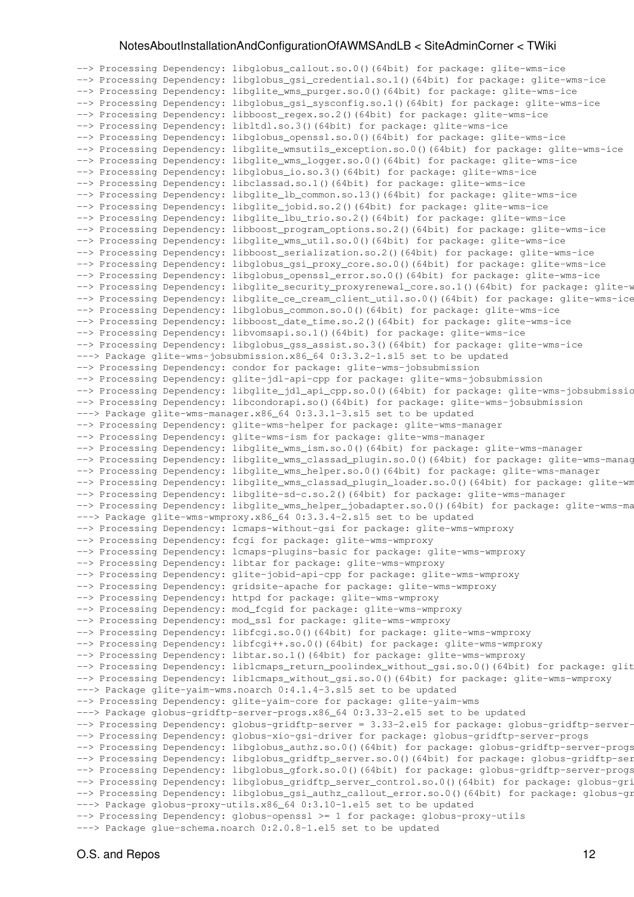```
--> Processing Dependency: libglobus_callout.so.0()(64bit) for package: glite-wms-ice
--> Processing Dependency: libglobus_gsi_credential.so.1()(64bit) for package: glite-wms-ice
--> Processing Dependency: libglite_wms_purger.so.0()(64bit) for package: glite-wms-ice
--> Processing Dependency: libglobus_gsi_sysconfig.so.1()(64bit) for package: glite-wms-ice
--> Processing Dependency: libboost_regex.so.2()(64bit) for package: glite-wms-ice
--> Processing Dependency: libltdl.so.3()(64bit) for package: glite-wms-ice
--> Processing Dependency: libglobus_openssl.so.0()(64bit) for package: glite-wms-ice
--> Processing Dependency: libglite_wmsutils_exception.so.0()(64bit) for package: glite-wms-ice
--> Processing Dependency: libglite_wms_logger.so.0()(64bit) for package: glite-wms-ice
--> Processing Dependency: libglobus_io.so.3()(64bit) for package: glite-wms-ice
--> Processing Dependency: libclassad.so.1()(64bit) for package: glite-wms-ice
--> Processing Dependency: libglite_lb_common.so.13()(64bit) for package: glite-wms-ice
--> Processing Dependency: libglite_jobid.so.2()(64bit) for package: glite-wms-ice
--> Processing Dependency: libglite_lbu_trio.so.2()(64bit) for package: glite-wms-ice
--> Processing Dependency: libboost_program_options.so.2()(64bit) for package: glite-wms-ice
--> Processing Dependency: libglite_wms_util.so.0()(64bit) for package: glite-wms-ice
--> Processing Dependency: libboost_serialization.so.2()(64bit) for package: glite-wms-ice
--> Processing Dependency: libglobus_gsi_proxy_core.so.0()(64bit) for package: glite-wms-ice
--> Processing Dependency: libglobus_openssl_error.so.0()(64bit) for package: glite-wms-ice
--> Processing Dependency: libglite_security_proxyrenewal_core.so.1()(64bit) for package: glite-w
--> Processing Dependency: libglite_ce_cream_client_util.so.0()(64bit) for package: glite-wms-ice
--> Processing Dependency: libglobus_common.so.0()(64bit) for package: glite-wms-ice
--> Processing Dependency: libboost_date_time.so.2()(64bit) for package: glite-wms-ice
--> Processing Dependency: libvomsapi.so.1()(64bit) for package: glite-wms-ice
--> Processing Dependency: libglobus_gss_assist.so.3()(64bit) for package: glite-wms-ice
---> Package glite-wms-jobsubmission.x86_64 0:3.3.2-1.sl5 set to be updated
--> Processing Dependency: condor for package: glite-wms-jobsubmission
--> Processing Dependency: glite-jdl-api-cpp for package: glite-wms-jobsubmission
--> Processing Dependency: libglite_jdl_api_cpp.so.0()(64bit) for package: glite-wms-jobsubmissio
--> Processing Dependency: libcondorapi.so()(64bit) for package: glite-wms-jobsubmission
---> Package glite-wms-manager.x86_64 0:3.3.1-3.sl5 set to be updated
--> Processing Dependency: glite-wms-helper for package: glite-wms-manager
--> Processing Dependency: glite-wms-ism for package: glite-wms-manager
--> Processing Dependency: libglite_wms_ism.so.0()(64bit) for package: glite-wms-manager
--> Processing Dependency: libglite_wms_classad_plugin.so.0()(64bit) for package: glite-wms-manag
--> Processing Dependency: libglite_wms_helper.so.0()(64bit) for package: glite-wms-manager
--> Processing Dependency: libglite_wms_classad_plugin_loader.so.0()(64bit) for package: glite-wm
--> Processing Dependency: libglite-sd-c.so.2()(64bit) for package: glite-wms-manager
--> Processing Dependency: libglite_wms_helper_jobadapter.so.0()(64bit) for package: glite-wms-ma
---> Package glite-wms-wmproxy.x86_64 0:3.3.4-2.sl5 set to be updated
--> Processing Dependency: lcmaps-without-gsi for package: glite-wms-wmproxy
--> Processing Dependency: fcgi for package: glite-wms-wmproxy
--> Processing Dependency: lcmaps-plugins-basic for package: glite-wms-wmproxy
--> Processing Dependency: libtar for package: glite-wms-wmproxy
--> Processing Dependency: glite-jobid-api-cpp for package: glite-wms-wmproxy
--> Processing Dependency: gridsite-apache for package: glite-wms-wmproxy
--> Processing Dependency: httpd for package: glite-wms-wmproxy
--> Processing Dependency: mod_fcgid for package: glite-wms-wmproxy
--> Processing Dependency: mod_ssl for package: glite-wms-wmproxy
--> Processing Dependency: libfcgi.so.0()(64bit) for package: glite-wms-wmproxy
--> Processing Dependency: libfcgi++.so.0()(64bit) for package: glite-wms-wmproxy
--> Processing Dependency: libtar.so.1()(64bit) for package: glite-wms-wmproxy
--> Processing Dependency: liblcmaps_return_poolindex_without_gsi.so.0()(64bit) for package: glit
--> Processing Dependency: liblcmaps_without_gsi.so.0()(64bit) for package: glite-wms-wmproxy
---> Package glite-yaim-wms.noarch 0:4.1.4-3.sl5 set to be updated
--> Processing Dependency: glite-yaim-core for package: glite-yaim-wms
---> Package globus-gridftp-server-progs.x86_64 0:3.33-2.el5 set to be updated
--> Processing Dependency: globus-gridftp-server = 3.33-2.el5 for package: globus-gridftp-server-
--> Processing Dependency: globus-xio-gsi-driver for package: globus-gridftp-server-progs
--> Processing Dependency: libglobus_authz.so.0()(64bit) for package: globus-gridftp-server-progs
--> Processing Dependency: libglobus_gridftp_server.so.0()(64bit) for package: globus-gridftp-ser
--> Processing Dependency: libglobus_gfork.so.0()(64bit) for package: globus-gridftp-server-progs
--> Processing Dependency: libglobus_gridftp_server_control.so.0()(64bit) for package: globus-gri
--> Processing Dependency: libglobus_gsi_authz_callout_error.so.0()(64bit) for package: globus-gr
---> Package globus-proxy-utils.x86_64 0:3.10-1.el5 set to be updated
--> Processing Dependency: globus-openssl >= 1 for package: globus-proxy-utils
---> Package glue-schema.noarch 0:2.0.8-1.el5 set to be updated
```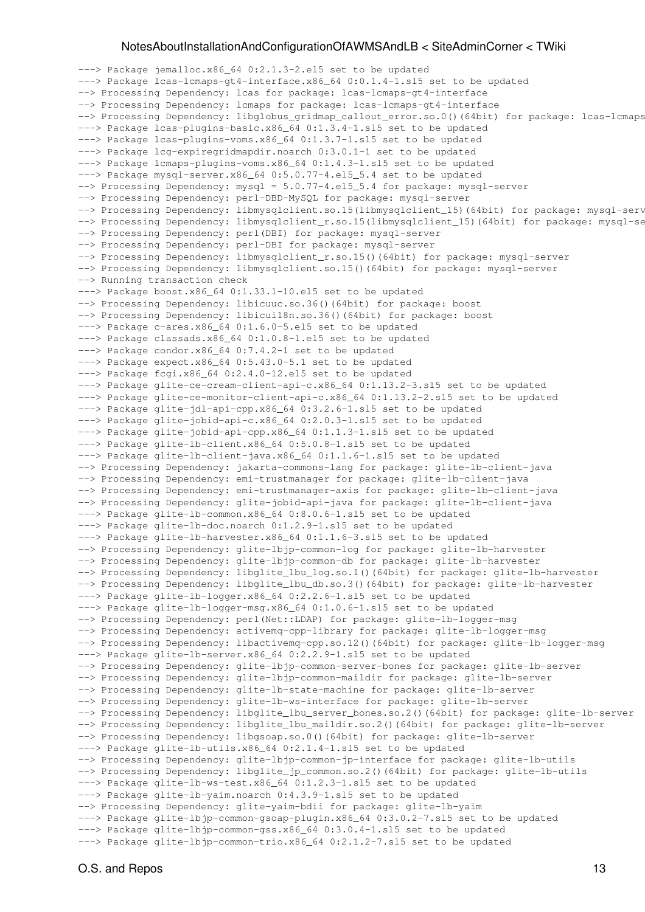```
---> Package jemalloc.x86_64 0:2.1.3-2.el5 set to be updated
---> Package lcas-lcmaps-gt4-interface.x86_64 0:0.1.4-1.sl5 set to be updated
--> Processing Dependency: lcas for package: lcas-lcmaps-gt4-interface
--> Processing Dependency: lcmaps for package: lcas-lcmaps-gt4-interface
--> Processing Dependency: libglobus_gridmap_callout_error.so.0()(64bit) for package: lcas-lcmaps
---> Package lcas-plugins-basic.x86_64 0:1.3.4-1.sl5 set to be updated
---> Package lcas-plugins-voms.x86_64 0:1.3.7-1.sl5 set to be updated
---> Package lcg-expiregridmapdir.noarch 0:3.0.1-1 set to be updated
---> Package lcmaps-plugins-voms.x86_64 0:1.4.3-1.sl5 set to be updated
---> Package mysql-server.x86_64 0:5.0.77-4.el5_5.4 set to be updated
--> Processing Dependency: mysql = 5.0.77-4.el5_5.4 for package: mysql-server
--> Processing Dependency: perl-DBD-MySQL for package: mysql-server
--> Processing Dependency: libmysqlclient.so.15(libmysqlclient_15)(64bit) for package: mysql-serv
--> Processing Dependency: libmysqlclient_r.so.15(libmysqlclient_15)(64bit) for package: mysql-se
--> Processing Dependency: perl(DBI) for package: mysql-server
--> Processing Dependency: perl-DBI for package: mysql-server
--> Processing Dependency: libmysqlclient_r.so.15()(64bit) for package: mysql-server
--> Processing Dependency: libmysqlclient.so.15()(64bit) for package: mysql-server
--> Running transaction check
---> Package boost.x86_64 0:1.33.1-10.el5 set to be updated
--> Processing Dependency: libicuuc.so.36()(64bit) for package: boost
--> Processing Dependency: libicui18n.so.36()(64bit) for package: boost
---> Package c-ares.x86_64 0:1.6.0-5.el5 set to be updated
---> Package classads.x86_64 0:1.0.8-1.el5 set to be updated
---> Package condor.x86_64 0:7.4.2-1 set to be updated
---> Package expect.x86_64 0:5.43.0-5.1 set to be updated
---> Package fcgi.x86_64 0:2.4.0-12.el5 set to be updated
---> Package glite-ce-cream-client-api-c.x86_64 0:1.13.2-3.sl5 set to be updated
---> Package glite-ce-monitor-client-api-c.x86_64 0:1.13.2-2.sl5 set to be updated
---> Package glite-jdl-api-cpp.x86_64 0:3.2.6-1.sl5 set to be updated
---> Package glite-jobid-api-c.x86_64 0:2.0.3-1.sl5 set to be updated
---> Package glite-jobid-api-cpp.x86_64 0:1.1.3-1.sl5 set to be updated
---> Package glite-lb-client.x86_64 0:5.0.8-1.sl5 set to be updated
---> Package glite-lb-client-java.x86_64 0:1.1.6-1.sl5 set to be updated
--> Processing Dependency: jakarta-commons-lang for package: glite-lb-client-java
--> Processing Dependency: emi-trustmanager for package: glite-lb-client-java
--> Processing Dependency: emi-trustmanager-axis for package: glite-lb-client-java
--> Processing Dependency: glite-jobid-api-java for package: glite-lb-client-java
---> Package glite-lb-common.x86_64 0:8.0.6-1.sl5 set to be updated
---> Package glite-lb-doc.noarch 0:1.2.9-1.sl5 set to be updated
---> Package glite-lb-harvester.x86_64 0:1.1.6-3.sl5 set to be updated
--> Processing Dependency: glite-lbjp-common-log for package: glite-lb-harvester
--> Processing Dependency: glite-lbjp-common-db for package: glite-lb-harvester
--> Processing Dependency: libglite_lbu_log.so.1()(64bit) for package: glite-lb-harvester
--> Processing Dependency: libglite_lbu_db.so.3()(64bit) for package: glite-lb-harvester
---> Package glite-lb-logger.x86_64 0:2.2.6-1.sl5 set to be updated
---> Package glite-lb-logger-msg.x86_64 0:1.0.6-1.sl5 set to be updated
--> Processing Dependency: perl(Net::LDAP) for package: glite-lb-logger-msg
--> Processing Dependency: activemq-cpp-library for package: glite-lb-logger-msg
--> Processing Dependency: libactivemq-cpp.so.12()(64bit) for package: glite-lb-logger-msg
---> Package glite-lb-server.x86_64 0:2.2.9-1.sl5 set to be updated
--> Processing Dependency: glite-lbjp-common-server-bones for package: glite-lb-server
--> Processing Dependency: glite-lbjp-common-maildir for package: glite-lb-server
--> Processing Dependency: glite-lb-state-machine for package: glite-lb-server
--> Processing Dependency: glite-lb-ws-interface for package: glite-lb-server
--> Processing Dependency: libglite_lbu_server_bones.so.2()(64bit) for package: glite-lb-server
--> Processing Dependency: libglite_lbu_maildir.so.2()(64bit) for package: glite-lb-server
--> Processing Dependency: libgsoap.so.0()(64bit) for package: glite-lb-server
---> Package glite-lb-utils.x86_64 0:2.1.4-1.sl5 set to be updated
--> Processing Dependency: glite-lbjp-common-jp-interface for package: glite-lb-utils
--> Processing Dependency: libglite_jp_common.so.2()(64bit) for package: glite-lb-utils
---> Package glite-lb-ws-test.x86_64 0:1.2.3-1.sl5 set to be updated
---> Package glite-lb-yaim.noarch 0:4.3.9-1.sl5 set to be updated
--> Processing Dependency: glite-yaim-bdii for package: glite-lb-yaim
---> Package glite-lbjp-common-gsoap-plugin.x86_64 0:3.0.2-7.sl5 set to be updated
---> Package glite-lbjp-common-gss.x86_64 0:3.0.4-1.sl5 set to be updated
---> Package glite-lbjp-common-trio.x86_64 0:2.1.2-7.sl5 set to be updated
```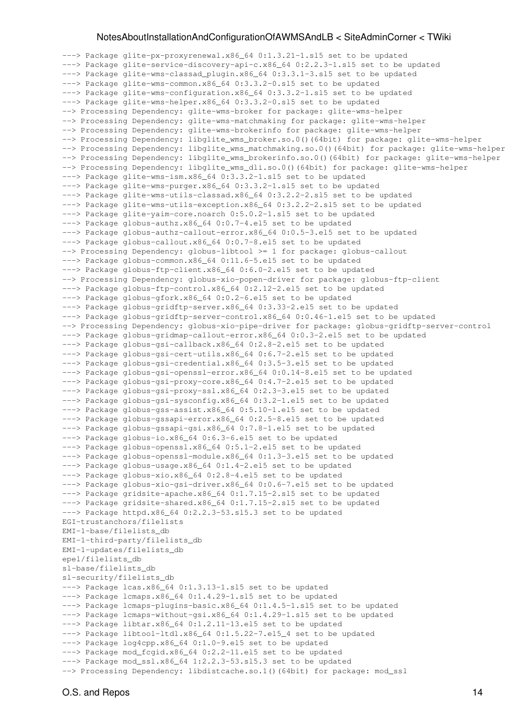```
---> Package glite-px-proxyrenewal.x86_64 0:1.3.21-1.sl5 set to be updated
---> Package glite-service-discovery-api-c.x86_64 0:2.2.3-1.sl5 set to be updated
---> Package glite-wms-classad_plugin.x86_64 0:3.3.1-3.sl5 set to be updated
---> Package glite-wms-common.x86_64 0:3.3.2-0.sl5 set to be updated
---> Package glite-wms-configuration.x86_64 0:3.3.2-1.sl5 set to be updated
---> Package glite-wms-helper.x86_64 0:3.3.2-0.sl5 set to be updated
--> Processing Dependency: glite-wms-broker for package: glite-wms-helper
--> Processing Dependency: glite-wms-matchmaking for package: glite-wms-helper
--> Processing Dependency: glite-wms-brokerinfo for package: glite-wms-helper
--> Processing Dependency: libglite_wms_broker.so.0()(64bit) for package: glite-wms-helper
--> Processing Dependency: libglite_wms_matchmaking.so.0()(64bit) for package: glite-wms-helper
--> Processing Dependency: libglite_wms_brokerinfo.so.0()(64bit) for package: glite-wms-helper
--> Processing Dependency: libglite_wms_dli.so.0()(64bit) for package: glite-wms-helper
---> Package glite-wms-ism.x86_64 0:3.3.2-1.sl5 set to be updated
---> Package glite-wms-purger.x86_64 0:3.3.2-1.sl5 set to be updated
---> Package glite-wms-utils-classad.x86_64 0:3.2.2-2.sl5 set to be updated
---> Package glite-wms-utils-exception.x86_64 0:3.2.2-2.sl5 set to be updated
---> Package glite-yaim-core.noarch 0:5.0.2-1.sl5 set to be updated
---> Package globus-authz.x86_64 0:0.7-4.el5 set to be updated
---> Package globus-authz-callout-error.x86_64 0:0.5-3.el5 set to be updated
---> Package globus-callout.x86_64 0:0.7-8.el5 set to be updated
--> Processing Dependency: globus-libtool >= 1 for package: globus-callout
---> Package globus-common.x86_64 0:11.6-5.el5 set to be updated
---> Package globus-ftp-client.x86_64 0:6.0-2.el5 set to be updated
--> Processing Dependency: globus-xio-popen-driver for package: globus-ftp-client
---> Package globus-ftp-control.x86_64 0:2.12-2.el5 set to be updated
---> Package globus-gfork.x86_64 0:0.2-6.el5 set to be updated
---> Package globus-gridftp-server.x86_64 0:3.33-2.el5 set to be updated
---> Package globus-gridftp-server-control.x86_64 0:0.46-1.el5 set to be updated
--> Processing Dependency: globus-xio-pipe-driver for package: globus-gridftp-server-control
---> Package globus-gridmap-callout-error.x86_64 0:0.3-2.el5 set to be updated
---> Package globus-gsi-callback.x86_64 0:2.8-2.el5 set to be updated
---> Package globus-gsi-cert-utils.x86_64 0:6.7-2.el5 set to be updated
---> Package globus-gsi-credential.x86_64 0:3.5-3.el5 set to be updated
---> Package globus-gsi-openssl-error.x86_64 0:0.14-8.el5 set to be updated
---> Package globus-gsi-proxy-core.x86_64 0:4.7-2.el5 set to be updated
---> Package globus-gsi-proxy-ssl.x86_64 0:2.3-3.el5 set to be updated
---> Package globus-gsi-sysconfig.x86_64 0:3.2-1.el5 set to be updated
---> Package globus-gss-assist.x86_64 0:5.10-1.el5 set to be updated
---> Package globus-gssapi-error.x86_64 0:2.5-8.el5 set to be updated
---> Package globus-gssapi-gsi.x86_64 0:7.8-1.el5 set to be updated
---> Package globus-io.x86_64 0:6.3-6.el5 set to be updated
---> Package globus-openssl.x86_64 0:5.1-2.el5 set to be updated
---> Package globus-openssl-module.x86_64 0:1.3-3.el5 set to be updated
---> Package globus-usage.x86_64 0:1.4-2.el5 set to be updated
---> Package globus-xio.x86_64 0:2.8-4.el5 set to be updated
---> Package globus-xio-gsi-driver.x86_64 0:0.6-7.el5 set to be updated
---> Package gridsite-apache.x86_64 0:1.7.15-2.sl5 set to be updated
---> Package gridsite-shared.x86_64 0:1.7.15-2.sl5 set to be updated
---> Package httpd.x86_64 0:2.2.3-53.sl5.3 set to be updated
EGI-trustanchors/filelists
EMI-1-base/filelists_db
EMI-1-third-party/filelists_db
EMI-1-updates/filelists_db
epel/filelists_db
sl-base/filelists_db
sl-security/filelists_db
---> Package lcas.x86_64 0:1.3.13-1.sl5 set to be updated
---> Package lcmaps.x86_64 0:1.4.29-1.sl5 set to be updated
---> Package lcmaps-plugins-basic.x86_64 0:1.4.5-1.sl5 set to be updated
---> Package lcmaps-without-gsi.x86_64 0:1.4.29-1.sl5 set to be updated
---> Package libtar.x86_64 0:1.2.11-13.el5 set to be updated
---> Package libtool-ltdl.x86_64 0:1.5.22-7.el5_4 set to be updated
---> Package log4cpp.x86_64 0:1.0-9.el5 set to be updated
---> Package mod_fcgid.x86_64 0:2.2-11.el5 set to be updated
---> Package mod_ssl.x86_64 1:2.2.3-53.sl5.3 set to be updated
--> Processing Dependency: libdistcache.so.1()(64bit) for package: mod_ssl
```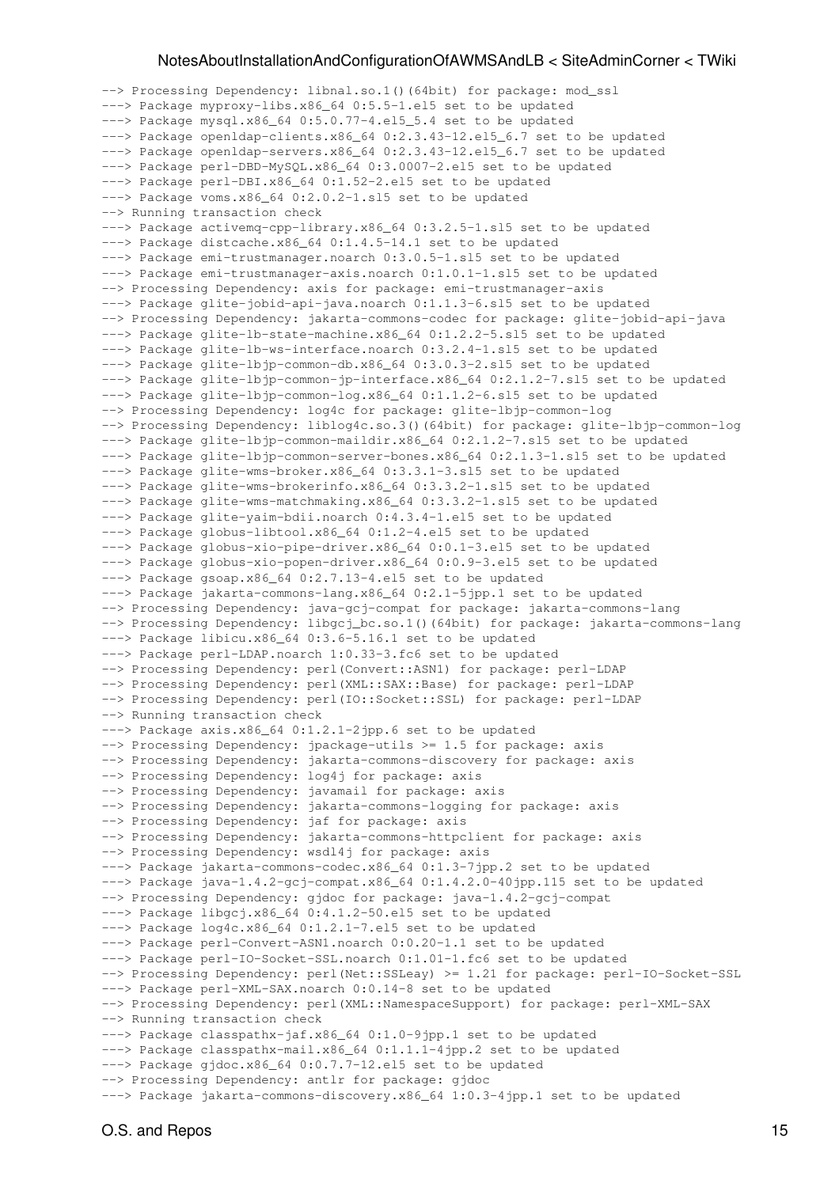```
--> Processing Dependency: libnal.so.1()(64bit) for package: mod_ssl
---> Package myproxy-libs.x86_64 0:5.5-1.el5 set to be updated
---> Package mysql.x86_64 0:5.0.77-4.el5_5.4 set to be updated
---> Package openldap-clients.x86_64 0:2.3.43-12.el5_6.7 set to be updated
---> Package openldap-servers.x86_64 0:2.3.43-12.el5_6.7 set to be updated
---> Package perl-DBD-MySQL.x86_64 0:3.0007-2.el5 set to be updated
---> Package perl-DBI.x86_64 0:1.52-2.el5 set to be updated
---> Package voms.x86_64 0:2.0.2-1.sl5 set to be updated
--> Running transaction check
---> Package activemq-cpp-library.x86_64 0:3.2.5-1.sl5 set to be updated
---> Package distcache.x86_64 0:1.4.5-14.1 set to be updated
---> Package emi-trustmanager.noarch 0:3.0.5-1.sl5 set to be updated
---> Package emi-trustmanager-axis.noarch 0:1.0.1-1.sl5 set to be updated
--> Processing Dependency: axis for package: emi-trustmanager-axis
---> Package glite-jobid-api-java.noarch 0:1.1.3-6.sl5 set to be updated
--> Processing Dependency: jakarta-commons-codec for package: glite-jobid-api-java
---> Package glite-lb-state-machine.x86_64 0:1.2.2-5.sl5 set to be updated
---> Package glite-lb-ws-interface.noarch 0:3.2.4-1.sl5 set to be updated
---> Package glite-lbjp-common-db.x86_64 0:3.0.3-2.sl5 set to be updated
---> Package glite-lbjp-common-jp-interface.x86_64 0:2.1.2-7.sl5 set to be updated
---> Package glite-lbjp-common-log.x86_64 0:1.1.2-6.sl5 set to be updated
--> Processing Dependency: log4c for package: glite-lbjp-common-log
--> Processing Dependency: liblog4c.so.3()(64bit) for package: glite-lbjp-common-log
---> Package glite-lbjp-common-maildir.x86_64 0:2.1.2-7.sl5 set to be updated
---> Package glite-lbjp-common-server-bones.x86_64 0:2.1.3-1.sl5 set to be updated
---> Package glite-wms-broker.x86_64 0:3.3.1-3.sl5 set to be updated
---> Package glite-wms-brokerinfo.x86_64 0:3.3.2-1.sl5 set to be updated
---> Package glite-wms-matchmaking.x86_64 0:3.3.2-1.sl5 set to be updated
---> Package glite-yaim-bdii.noarch 0:4.3.4-1.el5 set to be updated
---> Package globus-libtool.x86_64 0:1.2-4.el5 set to be updated
---> Package globus-xio-pipe-driver.x86_64 0:0.1-3.el5 set to be updated
---> Package globus-xio-popen-driver.x86_64 0:0.9-3.el5 set to be updated
---> Package gsoap.x86_64 0:2.7.13-4.el5 set to be updated
---> Package jakarta-commons-lang.x86_64 0:2.1-5jpp.1 set to be updated
--> Processing Dependency: java-gcj-compat for package: jakarta-commons-lang
--> Processing Dependency: libgcj_bc.so.1()(64bit) for package: jakarta-commons-lang
---> Package libicu.x86_64 0:3.6-5.16.1 set to be updated
---> Package perl-LDAP.noarch 1:0.33-3.fc6 set to be updated
--> Processing Dependency: perl(Convert::ASN1) for package: perl-LDAP
--> Processing Dependency: perl(XML::SAX::Base) for package: perl-LDAP
--> Processing Dependency: perl(IO::Socket::SSL) for package: perl-LDAP
--> Running transaction check
---> Package axis.x86_64 0:1.2.1-2jpp.6 set to be updated
--> Processing Dependency: jpackage-utils >= 1.5 for package: axis
--> Processing Dependency: jakarta-commons-discovery for package: axis
--> Processing Dependency: log4j for package: axis
--> Processing Dependency: javamail for package: axis
--> Processing Dependency: jakarta-commons-logging for package: axis
--> Processing Dependency: jaf for package: axis
--> Processing Dependency: jakarta-commons-httpclient for package: axis
--> Processing Dependency: wsdl4j for package: axis
---> Package jakarta-commons-codec.x86_64 0:1.3-7jpp.2 set to be updated
---> Package java-1.4.2-gcj-compat.x86_64 0:1.4.2.0-40jpp.115 set to be updated
--> Processing Dependency: gjdoc for package: java-1.4.2-gcj-compat
---> Package libgcj.x86_64 0:4.1.2-50.el5 set to be updated
---> Package log4c.x86_64 0:1.2.1-7.el5 set to be updated
---> Package perl-Convert-ASN1.noarch 0:0.20-1.1 set to be updated
---> Package perl-IO-Socket-SSL.noarch 0:1.01-1.fc6 set to be updated
--> Processing Dependency: perl(Net::SSLeay) >= 1.21 for package: perl-IO-Socket-SSL
---> Package perl-XML-SAX.noarch 0:0.14-8 set to be updated
--> Processing Dependency: perl(XML::NamespaceSupport) for package: perl-XML-SAX
--> Running transaction check
---> Package classpathx-jaf.x86_64 0:1.0-9jpp.1 set to be updated
---> Package classpathx-mail.x86_64 0:1.1.1-4jpp.2 set to be updated
---> Package gjdoc.x86_64 0:0.7.7-12.el5 set to be updated
--> Processing Dependency: antlr for package: gjdoc
---> Package jakarta-commons-discovery.x86_64 1:0.3-4jpp.1 set to be updated
```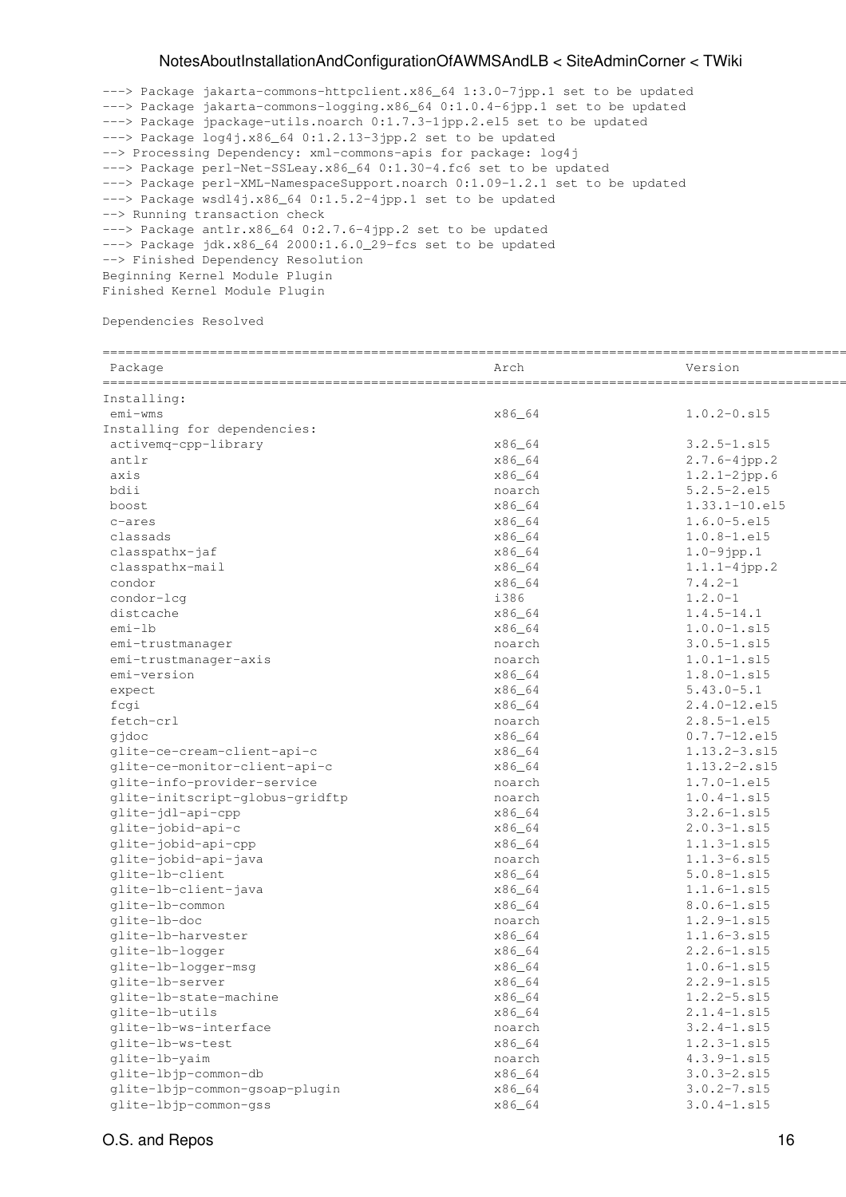```
---> Package jakarta-commons-httpclient.x86_64 1:3.0-7jpp.1 set to be updated
---> Package jakarta-commons-logging.x86_64 0:1.0.4-6jpp.1 set to be updated
---> Package jpackage-utils.noarch 0:1.7.3-1jpp.2.el5 set to be updated
---> Package log4j.x86_64 0:1.2.13-3jpp.2 set to be updated
--> Processing Dependency: xml-commons-apis for package: log4j
---> Package perl-Net-SSLeay.x86_64 0:1.30-4.fc6 set to be updated
---> Package perl-XML-NamespaceSupport.noarch 0:1.09-1.2.1 set to be updated
---> Package wsdl4j.x86_64 0:1.5.2-4jpp.1 set to be updated
--> Running transaction check
---> Package antlr.x86_64 0:2.7.6-4jpp.2 set to be updated
---> Package jdk.x86_64 2000:1.6.0_29-fcs set to be updated
--> Finished Dependency Resolution
Beginning Kernel Module Plugin
Finished Kernel Module Plugin

Dependencies Resolved

================================================================================================
 Package                                           Arch                     Version
================================================================================================
Installing:
 emi-wms                                           x86_64                   1.0.2-0.sl5
Installing for dependencies:
 activemq-cpp-library                              x86_64                   3.2.5-1.sl5
 antlr                                             x86_64                   2.7.6-4jpp.2
 axis                                              x86_64                   1.2.1-2jpp.6
 bdii                                              noarch                   5.2.5-2.el5
 boost                                             x86_64                   1.33.1-10.el5
 c-ares                                            x86_64                   1.6.0-5.el5
 classads                                          x86_64                   1.0.8-1.el5
 classpathx-jaf                                    x86_64                   1.0-9jpp.1
 classpathx-mail                                   x86_64                   1.1.1-4jpp.2
 condor                                            x86_64                   7.4.2-1
 condor-lcg                                        i386                     1.2.0-1
 distcache                                         x86_64                   1.4.5-14.1
 emi-lb                                            x86_64                   1.0.0-1.sl5
 emi-trustmanager                                  noarch                   3.0.5-1.sl5
 emi-trustmanager-axis                             noarch                   1.0.1-1.sl5
 emi-version                                       x86_64                   1.8.0-1.sl5
 expect                                            x86_64                   5.43.0-5.1
 fcgi                                              x86_64                   2.4.0-12.el5
 fetch-crl                                         noarch                   2.8.5-1.el5
 gjdoc                                             x86_64                   0.7.7-12.el5
 glite-ce-cream-client-api-c                       x86_64                   1.13.2-3.sl5
 glite-ce-monitor-client-api-c                     x86_64                   1.13.2-2.sl5
 glite-info-provider-service                       noarch                   1.7.0-1.el5
 glite-initscript-globus-gridftp                   noarch                   1.0.4-1.sl5
 glite-jdl-api-cpp                                 x86_64                   3.2.6-1.sl5
 glite-jobid-api-c                                 x86_64                   2.0.3-1.sl5
 glite-jobid-api-cpp                               x86_64                   1.1.3-1.sl5
 glite-jobid-api-java                              noarch                   1.1.3-6.sl5
 glite-lb-client                                   x86_64                   5.0.8-1.sl5
 glite-lb-client-java                              x86_64                   1.1.6-1.sl5
 glite-lb-common                                   x86_64                   8.0.6-1.sl5
 glite-lb-doc                                      noarch                   1.2.9-1.sl5
 glite-lb-harvester                                x86_64                   1.1.6-3.sl5
 glite-lb-logger                                   x86_64                   2.2.6-1.sl5
 glite-lb-logger-msg                               x86_64                   1.0.6-1.sl5
 glite-lb-server                                   x86_64                   2.2.9-1.sl5
 glite-lb-state-machine                            x86_64                   1.2.2-5.sl5
 glite-lb-utils                                    x86_64                   2.1.4-1.sl5
 glite-lb-ws-interface                             noarch                   3.2.4-1.sl5
 glite-lb-ws-test                                  x86_64                   1.2.3-1.sl5
 glite-lb-yaim                                     noarch                   4.3.9-1.sl5
 glite-lbjp-common-db                              x86_64                   3.0.3-2.sl5
 glite-lbjp-common-gsoap-plugin                    x86_64                   3.0.2-7.sl5
 glite-lbjp-common-gss                             x86_64                   3.0.4-1.sl5
```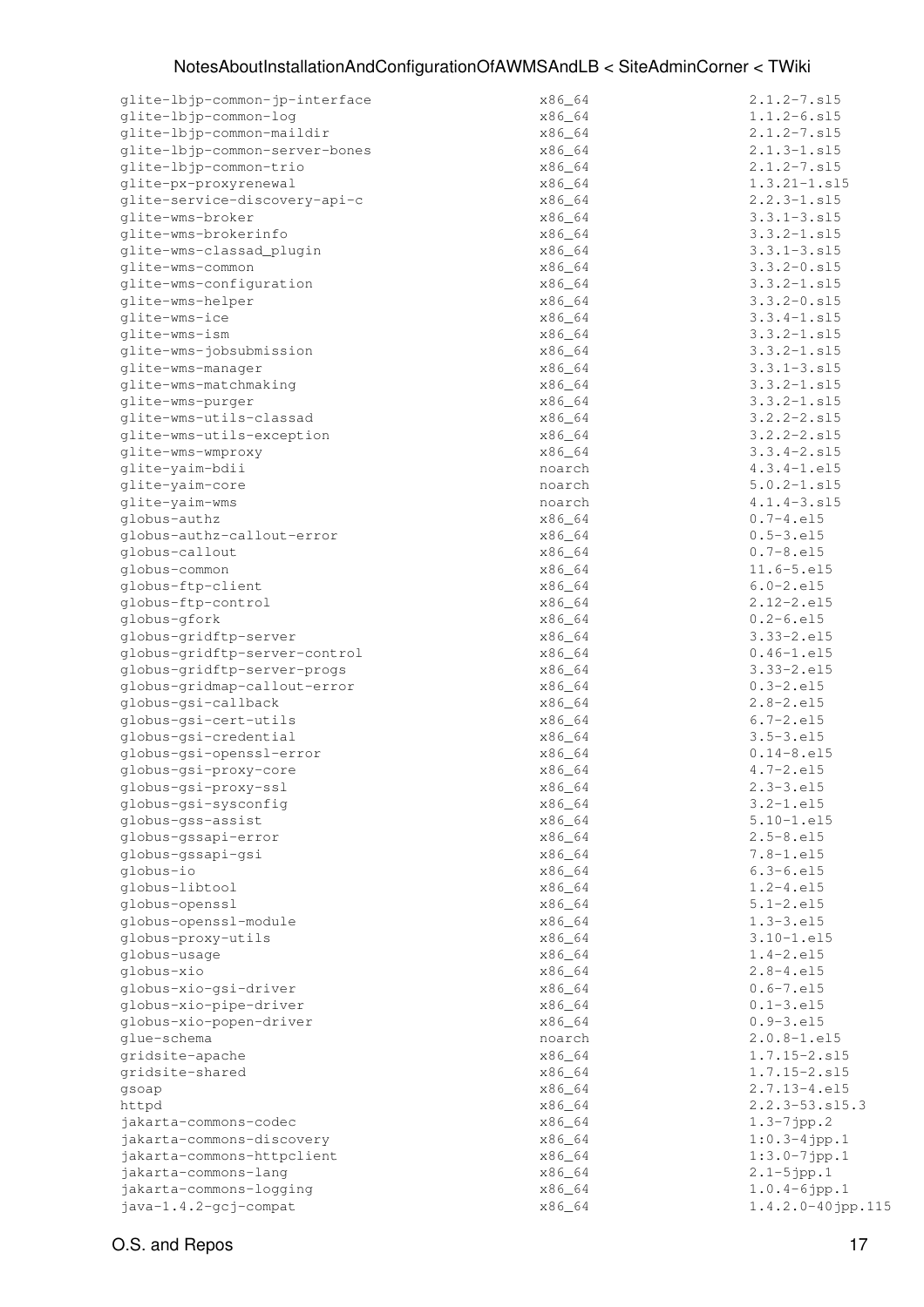```
glite-lbjp-common-jp-interface          x86_64          2.1.2-7.sl5
glite-lbjp-common-log                   x86_64          1.1.2-6.sl5
glite-lbjp-common-maildir               x86_64          2.1.2-7.sl5
glite-lbjp-common-server-bones          x86_64          2.1.3-1.sl5
glite-lbjp-common-trio                  x86_64          2.1.2-7.sl5
glite-px-proxyrenewal                   x86_64          1.3.21-1.sl5
glite-service-discovery-api-c           x86_64          2.2.3-1.sl5
glite-wms-broker                        x86_64          3.3.1-3.sl5
glite-wms-brokerinfo                    x86_64          3.3.2-1.sl5
glite-wms-classad_plugin                x86_64          3.3.1-3.sl5
glite-wms-common                        x86_64          3.3.2-0.sl5
glite-wms-configuration                 x86_64          3.3.2-1.sl5
glite-wms-helper                        x86_64          3.3.2-0.sl5
glite-wms-ice                           x86_64          3.3.4-1.sl5
glite-wms-ism                           x86_64          3.3.2-1.sl5
glite-wms-jobsubmission                 x86_64          3.3.2-1.sl5
glite-wms-manager                       x86_64          3.3.1-3.sl5
glite-wms-matchmaking                   x86_64          3.3.2-1.sl5
glite-wms-purger                        x86_64          3.3.2-1.sl5
glite-wms-utils-classad                 x86_64          3.2.2-2.sl5
glite-wms-utils-exception               x86_64          3.2.2-2.sl5
glite-wms-wmproxy                       x86_64          3.3.4-2.sl5
glite-yaim-bdii                         noarch          4.3.4-1.el5
glite-yaim-core                         noarch          5.0.2-1.sl5
glite-yaim-wms                          noarch          4.1.4-3.sl5
globus-authz                            x86_64          0.7-4.el5
globus-authz-callout-error              x86_64          0.5-3.el5
globus-callout                          x86_64          0.7-8.el5
globus-common                           x86_64          11.6-5.el5
globus-ftp-client                       x86_64          6.0-2.el5
globus-ftp-control                      x86_64          2.12-2.el5
globus-gfork                            x86_64          0.2-6.el5
globus-gridftp-server                   x86_64          3.33-2.el5
globus-gridftp-server-control           x86_64          0.46-1.el5
globus-gridftp-server-progs             x86_64          3.33-2.el5
globus-gridmap-callout-error            x86_64          0.3-2.el5
globus-gsi-callback                     x86_64          2.8-2.el5
globus-gsi-cert-utils                   x86_64          6.7-2.el5
globus-gsi-credential                   x86_64          3.5-3.el5
globus-gsi-openssl-error                x86_64          0.14-8.el5
globus-gsi-proxy-core                   x86_64          4.7-2.el5
globus-gsi-proxy-ssl                    x86_64          2.3-3.el5
globus-gsi-sysconfig                    x86_64          3.2-1.el5
globus-gss-assist                       x86_64          5.10-1.el5
globus-gssapi-error                     x86_64          2.5-8.el5
globus-gssapi-gsi                       x86_64          7.8-1.el5
globus-io                               x86_64          6.3-6.el5
globus-libtool                          x86_64          1.2-4.el5
globus-openssl                          x86_64          5.1-2.el5
globus-openssl-module                   x86_64          1.3-3.el5
globus-proxy-utils                      x86_64          3.10-1.el5
globus-usage                            x86_64          1.4-2.el5
globus-xio                              x86_64          2.8-4.el5
globus-xio-gsi-driver                   x86_64          0.6-7.el5
globus-xio-pipe-driver                  x86_64          0.1-3.el5
globus-xio-popen-driver                 x86_64          0.9-3.el5
glue-schema                             noarch          2.0.8-1.el5
gridsite-apache                         x86_64          1.7.15-2.sl5
gridsite-shared                         x86_64          1.7.15-2.sl5
gsoap                                   x86_64          2.7.13-4.el5
httpd                                   x86_64          2.2.3-53.sl5.3
jakarta-commons-codec                   x86_64          1.3-7jpp.2
jakarta-commons-discovery               x86_64          1:0.3-4jpp.1
jakarta-commons-httpclient              x86_64          1:3.0-7jpp.1
jakarta-commons-lang                    x86_64          2.1-5jpp.1
jakarta-commons-logging                 x86_64          1.0.4-6jpp.1
java-1.4.2-gcj-compat                   x86_64          1.4.2.0-40jpp.115
```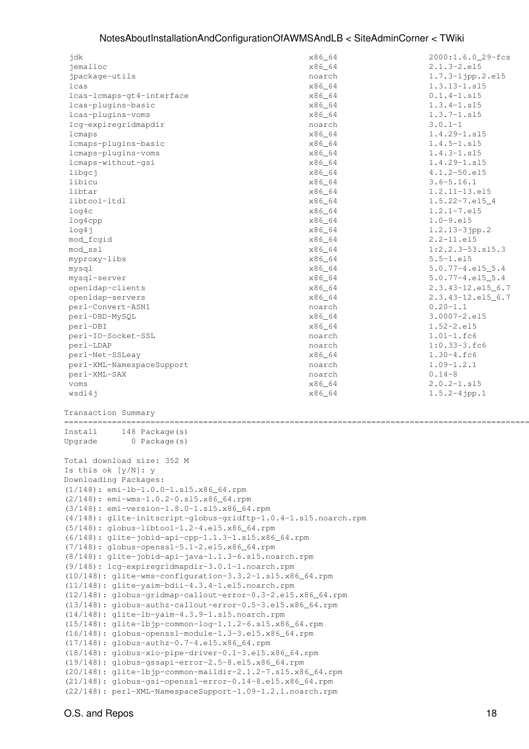```
 jdk                                          x86_64                  2000:1.6.0_29-fcs
 jemalloc                                     x86_64                  2.1.3-2.el5
 jpackage-utils                               noarch                  1.7.3-1jpp.2.el5
 lcas                                         x86_64                  1.3.13-1.sl5
 lcas-lcmaps-gt4-interface                    x86_64                  0.1.4-1.sl5
 lcas-plugins-basic                           x86_64                  1.3.4-1.sl5
 lcas-plugins-voms                            x86_64                  1.3.7-1.sl5
 lcg-expiregridmapdir                         noarch                  3.0.1-1
 lcmaps                                       x86_64                  1.4.29-1.sl5
 lcmaps-plugins-basic                         x86_64                  1.4.5-1.sl5
 lcmaps-plugins-voms                          x86_64                  1.4.3-1.sl5
 lcmaps-without-gsi                           x86_64                  1.4.29-1.sl5
 libgcj                                       x86_64                  4.1.2-50.el5
 libicu                                       x86_64                  3.6-5.16.1
 libtar                                       x86_64                  1.2.11-13.el5
 libtool-ltdl                                 x86_64                  1.5.22-7.el5_4
 log4c                                        x86_64                  1.2.1-7.el5
 log4cpp                                      x86_64                  1.0-9.el5
 log4j                                        x86_64                  1.2.13-3jpp.2
 mod_fcgid                                    x86_64                  2.2-11.el5
 mod_ssl                                      x86_64                  1:2.2.3-53.sl5.3
 myproxy-libs                                 x86_64                  5.5-1.el5
 mysql                                        x86_64                  5.0.77-4.el5_5.4
 mysql-server                                 x86_64                  5.0.77-4.el5_5.4
 openldap-clients                             x86_64                  2.3.43-12.el5_6.7
 openldap-servers                             x86_64                  2.3.43-12.el5_6.7
 perl-Convert-ASN1                            noarch                  0.20-1.1
 perl-DBD-MySQL                               x86_64                  3.0007-2.el5
 perl-DBI                                     x86_64                  1.52-2.el5
 perl-IO-Socket-SSL                           noarch                  1.01-1.fc6
 perl-LDAP                                    noarch                  1:0.33-3.fc6
 perl-Net-SSLeay                              x86_64                  1.30-4.fc6
 perl-XML-NamespaceSupport                    noarch                  1.09-1.2.1
 perl-XML-SAX                                 noarch                  0.14-8
 voms                                         x86_64                  2.0.2-1.sl5
 wsdl4j                                       x86_64                  1.5.2-4jpp.1

Transaction Summary
====================================================================================================
Install     148 Package(s)
Upgrade       0 Package(s)

Total download size: 352 M
Is this ok [y/N]: y
Downloading Packages:
(1/148): emi-lb-1.0.0-1.sl5.x86_64.rpm
(2/148): emi-wms-1.0.2-0.sl5.x86_64.rpm
(3/148): emi-version-1.8.0-1.sl5.x86_64.rpm
(4/148): glite-initscript-globus-gridftp-1.0.4-1.sl5.noarch.rpm
(5/148): globus-libtool-1.2-4.el5.x86_64.rpm
(6/148): glite-jobid-api-cpp-1.1.3-1.sl5.x86_64.rpm
(7/148): globus-openssl-5.1-2.el5.x86_64.rpm
(8/148): glite-jobid-api-java-1.1.3-6.sl5.noarch.rpm
(9/148): lcg-expiregridmapdir-3.0.1-1.noarch.rpm
(10/148): glite-wms-configuration-3.3.2-1.sl5.x86_64.rpm
(11/148): glite-yaim-bdii-4.3.4-1.el5.noarch.rpm
(12/148): globus-gridmap-callout-error-0.3-2.el5.x86_64.rpm
(13/148): globus-authz-callout-error-0.5-3.el5.x86_64.rpm
(14/148): glite-lb-yaim-4.3.9-1.sl5.noarch.rpm
(15/148): glite-lbjp-common-log-1.1.2-6.sl5.x86_64.rpm
(16/148): globus-openssl-module-1.3-3.el5.x86_64.rpm
(17/148): globus-authz-0.7-4.el5.x86_64.rpm
(18/148): globus-xio-pipe-driver-0.1-3.el5.x86_64.rpm
(19/148): globus-gssapi-error-2.5-8.el5.x86_64.rpm
(20/148): glite-lbjp-common-maildir-2.1.2-7.sl5.x86_64.rpm
(21/148): globus-gsi-openssl-error-0.14-8.el5.x86_64.rpm
(22/148): perl-XML-NamespaceSupport-1.09-1.2.1.noarch.rpm
```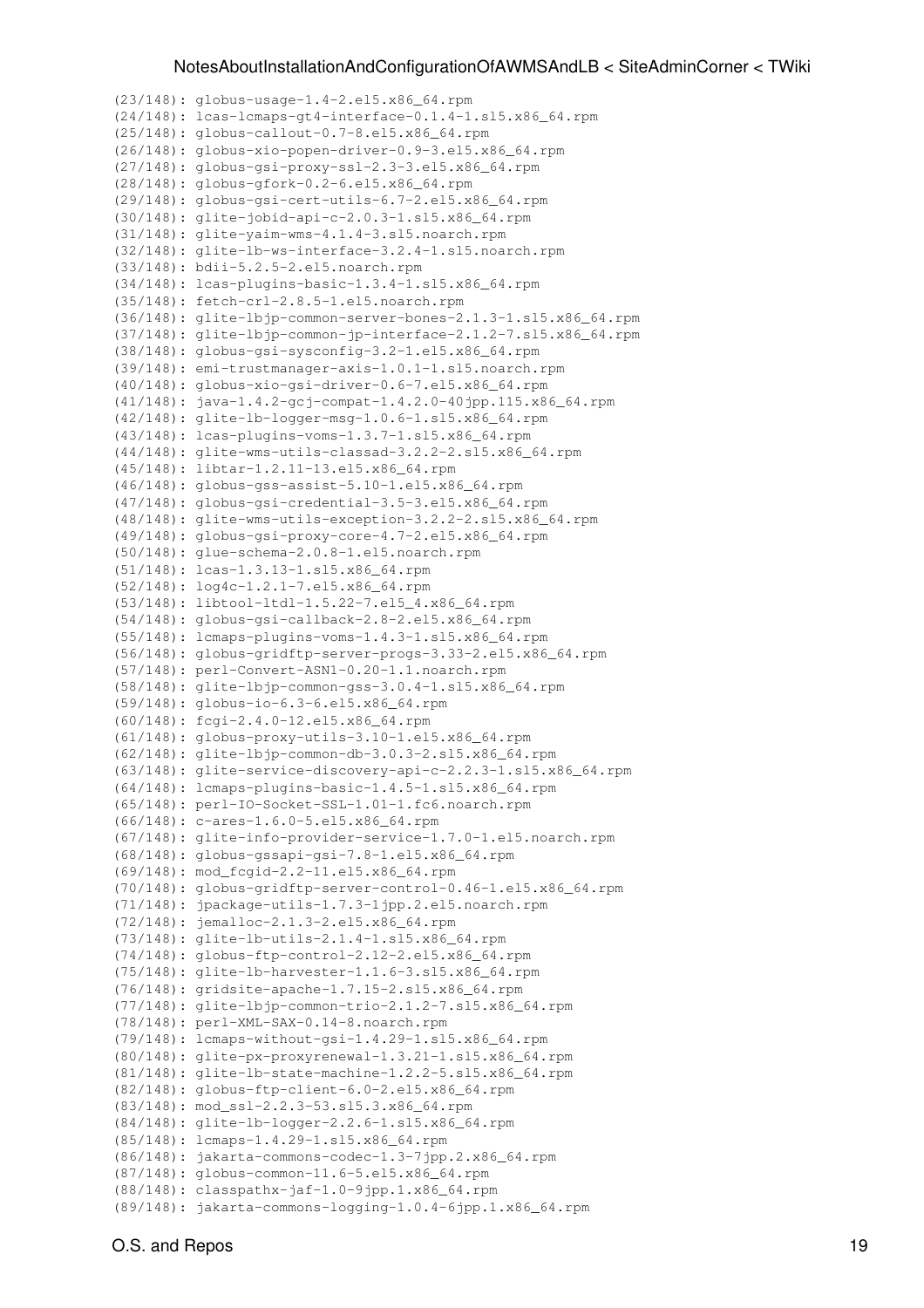```
(23/148): globus-usage-1.4-2.el5.x86_64.rpm
(24/148): lcas-lcmaps-gt4-interface-0.1.4-1.sl5.x86_64.rpm
(25/148): globus-callout-0.7-8.el5.x86_64.rpm
(26/148): globus-xio-popen-driver-0.9-3.el5.x86_64.rpm
(27/148): globus-gsi-proxy-ssl-2.3-3.el5.x86_64.rpm
(28/148): globus-gfork-0.2-6.el5.x86_64.rpm
(29/148): globus-gsi-cert-utils-6.7-2.el5.x86_64.rpm
(30/148): glite-jobid-api-c-2.0.3-1.sl5.x86_64.rpm
(31/148): glite-yaim-wms-4.1.4-3.sl5.noarch.rpm
(32/148): glite-lb-ws-interface-3.2.4-1.sl5.noarch.rpm
(33/148): bdii-5.2.5-2.el5.noarch.rpm
(34/148): lcas-plugins-basic-1.3.4-1.sl5.x86_64.rpm
(35/148): fetch-crl-2.8.5-1.el5.noarch.rpm
(36/148): glite-lbjp-common-server-bones-2.1.3-1.sl5.x86_64.rpm
(37/148): glite-lbjp-common-jp-interface-2.1.2-7.sl5.x86_64.rpm
(38/148): globus-gsi-sysconfig-3.2-1.el5.x86_64.rpm
(39/148): emi-trustmanager-axis-1.0.1-1.sl5.noarch.rpm
(40/148): globus-xio-gsi-driver-0.6-7.el5.x86_64.rpm
(41/148): java-1.4.2-gcj-compat-1.4.2.0-40jpp.115.x86_64.rpm
(42/148): glite-lb-logger-msg-1.0.6-1.sl5.x86_64.rpm
(43/148): lcas-plugins-voms-1.3.7-1.sl5.x86_64.rpm
(44/148): glite-wms-utils-classad-3.2.2-2.sl5.x86_64.rpm
(45/148): libtar-1.2.11-13.el5.x86_64.rpm
(46/148): globus-gss-assist-5.10-1.el5.x86_64.rpm
(47/148): globus-gsi-credential-3.5-3.el5.x86_64.rpm
(48/148): glite-wms-utils-exception-3.2.2-2.sl5.x86_64.rpm
(49/148): globus-gsi-proxy-core-4.7-2.el5.x86_64.rpm
(50/148): glue-schema-2.0.8-1.el5.noarch.rpm
(51/148): lcas-1.3.13-1.sl5.x86_64.rpm
(52/148): log4c-1.2.1-7.el5.x86_64.rpm
(53/148): libtool-ltdl-1.5.22-7.el5_4.x86_64.rpm
(54/148): globus-gsi-callback-2.8-2.el5.x86_64.rpm
(55/148): lcmaps-plugins-voms-1.4.3-1.sl5.x86_64.rpm
(56/148): globus-gridftp-server-progs-3.33-2.el5.x86_64.rpm
(57/148): perl-Convert-ASN1-0.20-1.1.noarch.rpm
(58/148): glite-lbjp-common-gss-3.0.4-1.sl5.x86_64.rpm
(59/148): globus-io-6.3-6.el5.x86_64.rpm
(60/148): fcgi-2.4.0-12.el5.x86_64.rpm
(61/148): globus-proxy-utils-3.10-1.el5.x86_64.rpm
(62/148): glite-lbjp-common-db-3.0.3-2.sl5.x86_64.rpm
(63/148): glite-service-discovery-api-c-2.2.3-1.sl5.x86_64.rpm
(64/148): lcmaps-plugins-basic-1.4.5-1.sl5.x86_64.rpm
(65/148): perl-IO-Socket-SSL-1.01-1.fc6.noarch.rpm
(66/148): c-ares-1.6.0-5.el5.x86_64.rpm
(67/148): glite-info-provider-service-1.7.0-1.el5.noarch.rpm
(68/148): globus-gssapi-gsi-7.8-1.el5.x86_64.rpm
(69/148): mod_fcgid-2.2-11.el5.x86_64.rpm
(70/148): globus-gridftp-server-control-0.46-1.el5.x86_64.rpm
(71/148): jpackage-utils-1.7.3-1jpp.2.el5.noarch.rpm
(72/148): jemalloc-2.1.3-2.el5.x86_64.rpm
(73/148): glite-lb-utils-2.1.4-1.sl5.x86_64.rpm
(74/148): globus-ftp-control-2.12-2.el5.x86_64.rpm
(75/148): glite-lb-harvester-1.1.6-3.sl5.x86_64.rpm
(76/148): gridsite-apache-1.7.15-2.sl5.x86_64.rpm
(77/148): glite-lbjp-common-trio-2.1.2-7.sl5.x86_64.rpm
(78/148): perl-XML-SAX-0.14-8.noarch.rpm
(79/148): lcmaps-without-gsi-1.4.29-1.sl5.x86_64.rpm
(80/148): glite-px-proxyrenewal-1.3.21-1.sl5.x86_64.rpm
(81/148): glite-lb-state-machine-1.2.2-5.sl5.x86_64.rpm
(82/148): globus-ftp-client-6.0-2.el5.x86_64.rpm
(83/148): mod_ssl-2.2.3-53.sl5.3.x86_64.rpm
(84/148): glite-lb-logger-2.2.6-1.sl5.x86_64.rpm
(85/148): lcmaps-1.4.29-1.sl5.x86_64.rpm
(86/148): jakarta-commons-codec-1.3-7jpp.2.x86_64.rpm
(87/148): globus-common-11.6-5.el5.x86_64.rpm
(88/148): classpathx-jaf-1.0-9jpp.1.x86_64.rpm
(89/148): jakarta-commons-logging-1.0.4-6jpp.1.x86_64.rpm
```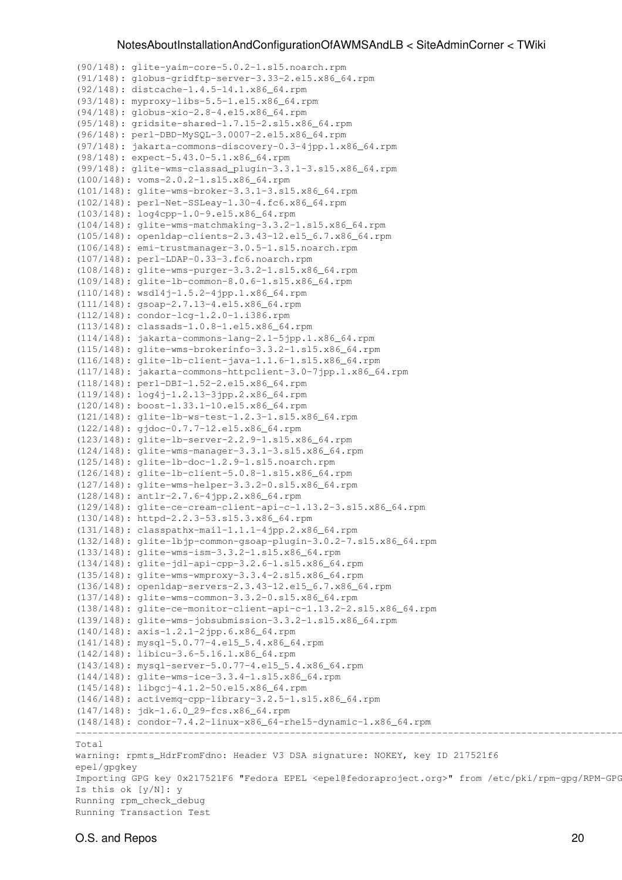```
(90/148): glite-yaim-core-5.0.2-1.sl5.noarch.rpm
(91/148): globus-gridftp-server-3.33-2.el5.x86_64.rpm
(92/148): distcache-1.4.5-14.1.x86_64.rpm
(93/148): myproxy-libs-5.5-1.el5.x86_64.rpm
(94/148): globus-xio-2.8-4.el5.x86_64.rpm
(95/148): gridsite-shared-1.7.15-2.sl5.x86_64.rpm
(96/148): perl-DBD-MySQL-3.0007-2.el5.x86_64.rpm
(97/148): jakarta-commons-discovery-0.3-4jpp.1.x86_64.rpm
(98/148): expect-5.43.0-5.1.x86_64.rpm
(99/148): glite-wms-classad_plugin-3.3.1-3.sl5.x86_64.rpm
(100/148): voms-2.0.2-1.sl5.x86_64.rpm
(101/148): glite-wms-broker-3.3.1-3.sl5.x86_64.rpm
(102/148): perl-Net-SSLeay-1.30-4.fc6.x86_64.rpm
(103/148): log4cpp-1.0-9.el5.x86_64.rpm
(104/148): glite-wms-matchmaking-3.3.2-1.sl5.x86_64.rpm
(105/148): openldap-clients-2.3.43-12.el5_6.7.x86_64.rpm
(106/148): emi-trustmanager-3.0.5-1.sl5.noarch.rpm
(107/148): perl-LDAP-0.33-3.fc6.noarch.rpm
(108/148): glite-wms-purger-3.3.2-1.sl5.x86_64.rpm
(109/148): glite-lb-common-8.0.6-1.sl5.x86_64.rpm
(110/148): wsdl4j-1.5.2-4jpp.1.x86_64.rpm
(111/148): gsoap-2.7.13-4.el5.x86_64.rpm
(112/148): condor-lcg-1.2.0-1.i386.rpm
(113/148): classads-1.0.8-1.el5.x86_64.rpm
(114/148): jakarta-commons-lang-2.1-5jpp.1.x86_64.rpm
(115/148): glite-wms-brokerinfo-3.3.2-1.sl5.x86_64.rpm
(116/148): glite-lb-client-java-1.1.6-1.sl5.x86_64.rpm
(117/148): jakarta-commons-httpclient-3.0-7jpp.1.x86_64.rpm
(118/148): perl-DBI-1.52-2.el5.x86_64.rpm
(119/148): log4j-1.2.13-3jpp.2.x86_64.rpm
(120/148): boost-1.33.1-10.el5.x86_64.rpm
(121/148): glite-lb-ws-test-1.2.3-1.sl5.x86_64.rpm
(122/148): gjdoc-0.7.7-12.el5.x86_64.rpm
(123/148): glite-lb-server-2.2.9-1.sl5.x86_64.rpm
(124/148): glite-wms-manager-3.3.1-3.sl5.x86_64.rpm
(125/148): glite-lb-doc-1.2.9-1.sl5.noarch.rpm
(126/148): glite-lb-client-5.0.8-1.sl5.x86_64.rpm
(127/148): glite-wms-helper-3.3.2-0.sl5.x86_64.rpm
(128/148): antlr-2.7.6-4jpp.2.x86_64.rpm
(129/148): glite-ce-cream-client-api-c-1.13.2-3.sl5.x86_64.rpm
(130/148): httpd-2.2.3-53.sl5.3.x86_64.rpm
(131/148): classpathx-mail-1.1.1-4jpp.2.x86_64.rpm
(132/148): glite-lbjp-common-gsoap-plugin-3.0.2-7.sl5.x86_64.rpm
(133/148): glite-wms-ism-3.3.2-1.sl5.x86_64.rpm
(134/148): glite-jdl-api-cpp-3.2.6-1.sl5.x86_64.rpm
(135/148): glite-wms-wmproxy-3.3.4-2.sl5.x86_64.rpm
(136/148): openldap-servers-2.3.43-12.el5_6.7.x86_64.rpm
(137/148): glite-wms-common-3.3.2-0.sl5.x86_64.rpm
(138/148): glite-ce-monitor-client-api-c-1.13.2-2.sl5.x86_64.rpm
(139/148): glite-wms-jobsubmission-3.3.2-1.sl5.x86_64.rpm
(140/148): axis-1.2.1-2jpp.6.x86_64.rpm
(141/148): mysql-5.0.77-4.el5_5.4.x86_64.rpm
(142/148): libicu-3.6-5.16.1.x86_64.rpm
(143/148): mysql-server-5.0.77-4.el5_5.4.x86_64.rpm
(144/148): glite-wms-ice-3.3.4-1.sl5.x86_64.rpm
(145/148): libgcj-4.1.2-50.el5.x86_64.rpm
(146/148): activemq-cpp-library-3.2.5-1.sl5.x86_64.rpm
(147/148): jdk-1.6.0_29-fcs.x86_64.rpm
(148/148): condor-7.4.2-linux-x86_64-rhel5-dynamic-1.x86_64.rpm
--------------------------------------------------------------------------------------------------------
Total
warning: rpmts_HdrFromFdno: Header V3 DSA signature: NOKEY, key ID 217521f6
epel/gpgkey
Importing GPG key 0x217521F6 "Fedora EPEL <epel@fedoraproject.org>" from /etc/pki/rpm-gpg/RPM-GPG
Is this ok [y/N]: y
Running rpm_check_debug
Running Transaction Test
```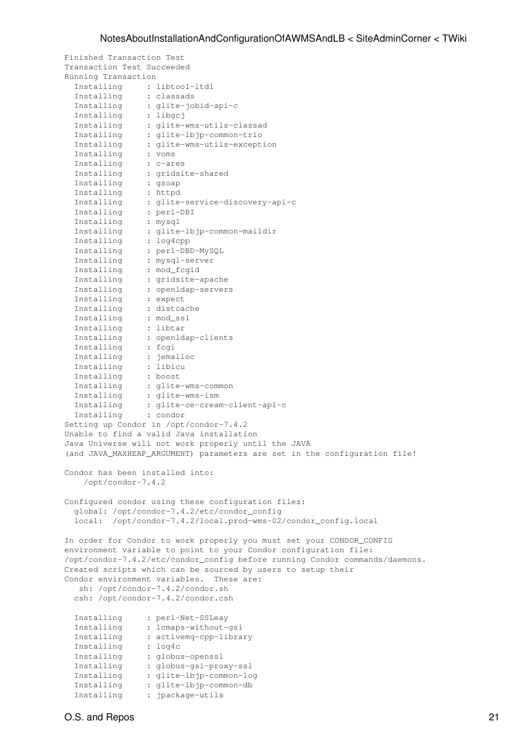```
Finished Transaction Test
Transaction Test Succeeded
Running Transaction
  Installing     : libtool-ltdl
  Installing     : classads
  Installing     : glite-jobid-api-c
  Installing     : libgcj
  Installing     : glite-wms-utils-classad
  Installing     : glite-lbjp-common-trio
  Installing     : glite-wms-utils-exception
  Installing     : voms
  Installing     : c-ares
  Installing     : gridsite-shared
  Installing     : gsoap
  Installing     : httpd
  Installing     : glite-service-discovery-api-c
  Installing     : perl-DBI
  Installing     : mysql
  Installing     : glite-lbjp-common-maildir
  Installing     : log4cpp
  Installing     : perl-DBD-MySQL
  Installing     : mysql-server
  Installing     : mod_fcgid
  Installing     : gridsite-apache
  Installing     : openldap-servers
  Installing     : expect
  Installing     : distcache
  Installing     : mod_ssl
  Installing     : libtar
  Installing     : openldap-clients
  Installing     : fcgi
  Installing     : jemalloc
  Installing     : libicu
  Installing     : boost
  Installing     : glite-wms-common
  Installing     : glite-wms-ism
  Installing     : glite-ce-cream-client-api-c
  Installing     : condor
Setting up Condor in /opt/condor-7.4.2
Unable to find a valid Java installation
Java Universe will not work properly until the JAVA
(and JAVA_MAXHEAP_ARGUMENT) parameters are set in the configuration file!

Condor has been installed into:
    /opt/condor-7.4.2

Configured condor using these configuration files:
  global: /opt/condor-7.4.2/etc/condor_config
  local:  /opt/condor-7.4.2/local.prod-wms-02/condor_config.local

In order for Condor to work properly you must set your CONDOR_CONFIG
environment variable to point to your Condor configuration file:
/opt/condor-7.4.2/etc/condor_config before running Condor commands/daemons.
Created scripts which can be sourced by users to setup their
Condor environment variables.  These are:
   sh: /opt/condor-7.4.2/condor.sh
  csh: /opt/condor-7.4.2/condor.csh

  Installing     : perl-Net-SSLeay
  Installing     : lcmaps-without-gsi
  Installing     : activemq-cpp-library
  Installing     : log4c
  Installing     : globus-openssl
  Installing     : globus-gsi-proxy-ssl
  Installing     : glite-lbjp-common-log
  Installing     : glite-lbjp-common-db
  Installing     : jpackage-utils
```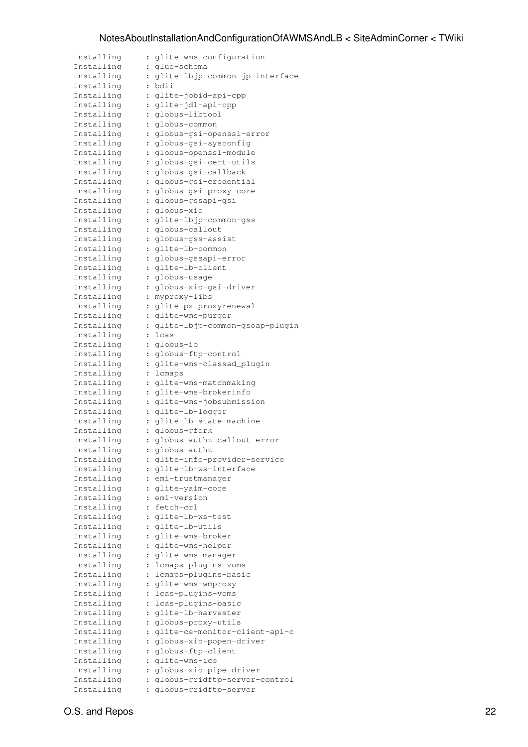```
Installing     : glite-wms-configuration
Installing     : glue-schema
Installing     : glite-lbjp-common-jp-interface
Installing     : bdii
Installing     : glite-jobid-api-cpp
Installing     : glite-jdl-api-cpp
Installing     : globus-libtool
Installing     : globus-common
Installing     : globus-gsi-openssl-error
Installing     : globus-gsi-sysconfig
Installing     : globus-openssl-module
Installing     : globus-gsi-cert-utils
Installing     : globus-gsi-callback
Installing     : globus-gsi-credential
Installing     : globus-gsi-proxy-core
Installing     : globus-gssapi-gsi
Installing     : globus-xio
Installing     : glite-lbjp-common-gss
Installing     : globus-callout
Installing     : globus-gss-assist
Installing     : glite-lb-common
Installing     : globus-gssapi-error
Installing     : glite-lb-client
Installing     : globus-usage
Installing     : globus-xio-gsi-driver
Installing     : myproxy-libs
Installing     : glite-px-proxyrenewal
Installing     : glite-wms-purger
Installing     : glite-lbjp-common-gsoap-plugin
Installing     : lcas
Installing     : globus-io
Installing     : globus-ftp-control
Installing     : glite-wms-classad_plugin
Installing     : lcmaps
Installing     : glite-wms-matchmaking
Installing     : glite-wms-brokerinfo
Installing     : glite-wms-jobsubmission
Installing     : glite-lb-logger
Installing     : glite-lb-state-machine
Installing     : globus-gfork
Installing     : globus-authz-callout-error
Installing     : globus-authz
Installing     : glite-info-provider-service
Installing     : glite-lb-ws-interface
Installing     : emi-trustmanager
Installing     : glite-yaim-core
Installing     : emi-version
Installing     : fetch-crl
Installing     : glite-lb-ws-test
Installing     : glite-lb-utils
Installing     : glite-wms-broker
Installing     : glite-wms-helper
Installing     : glite-wms-manager
Installing     : lcmaps-plugins-voms
Installing     : lcmaps-plugins-basic
Installing     : glite-wms-wmproxy
Installing     : lcas-plugins-voms
Installing     : lcas-plugins-basic
Installing     : glite-lb-harvester
Installing     : globus-proxy-utils
Installing     : glite-ce-monitor-client-api-c
Installing     : globus-xio-popen-driver
Installing     : globus-ftp-client
Installing     : glite-wms-ice
Installing     : globus-xio-pipe-driver
Installing     : globus-gridftp-server-control
Installing     : globus-gridftp-server
```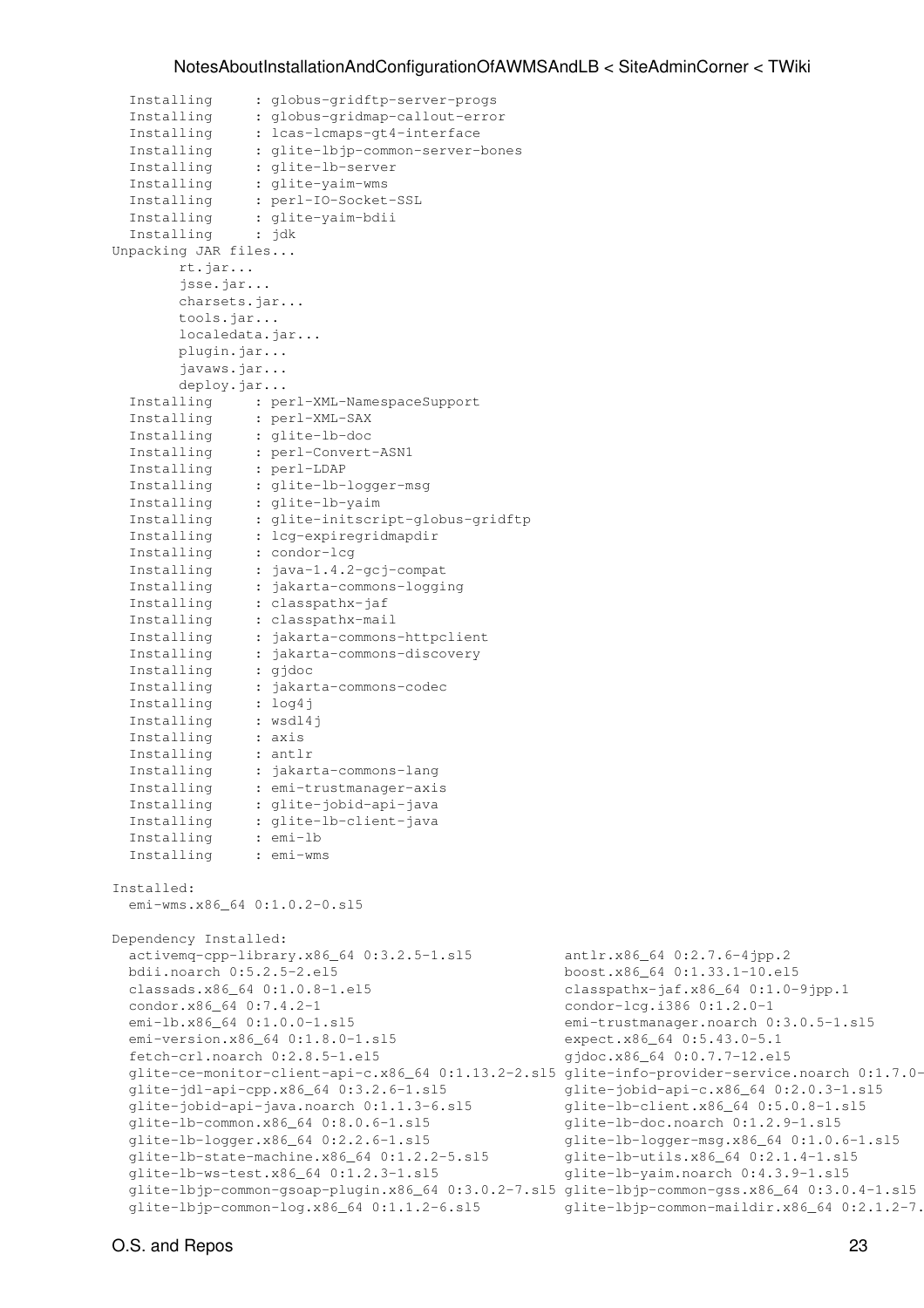```
  Installing     : globus-gridftp-server-progs
  Installing     : globus-gridmap-callout-error
  Installing     : lcas-lcmaps-gt4-interface
  Installing     : glite-lbjp-common-server-bones
  Installing     : glite-lb-server
  Installing     : glite-yaim-wms
  Installing     : perl-IO-Socket-SSL
  Installing     : glite-yaim-bdii
  Installing     : jdk
Unpacking JAR files...
        rt.jar...
        jsse.jar...
        charsets.jar...
        tools.jar...
        localedata.jar...
        plugin.jar...
        javaws.jar...
        deploy.jar...
  Installing     : perl-XML-NamespaceSupport
  Installing     : perl-XML-SAX
  Installing     : glite-lb-doc
  Installing     : perl-Convert-ASN1
  Installing     : perl-LDAP
  Installing     : glite-lb-logger-msg
  Installing     : glite-lb-yaim
  Installing     : glite-initscript-globus-gridftp
  Installing     : lcg-expiregridmapdir
  Installing     : condor-lcg
  Installing     : java-1.4.2-gcj-compat
  Installing     : jakarta-commons-logging
  Installing     : classpathx-jaf
  Installing     : classpathx-mail
  Installing     : jakarta-commons-httpclient
  Installing     : jakarta-commons-discovery
  Installing     : gjdoc
  Installing     : jakarta-commons-codec
  Installing     : log4j
  Installing     : wsdl4j
  Installing     : axis
  Installing     : antlr
  Installing     : jakarta-commons-lang
  Installing     : emi-trustmanager-axis
  Installing     : glite-jobid-api-java
  Installing     : glite-lb-client-java
  Installing     : emi-lb
  Installing     : emi-wms

Installed:
  emi-wms.x86_64 0:1.0.2-0.sl5

Dependency Installed:
  activemq-cpp-library.x86_64 0:3.2.5-1.sl5           antlr.x86_64 0:2.7.6-4jpp.2
  bdii.noarch 0:5.2.5-2.el5                           boost.x86_64 0:1.33.1-10.el5
  classads.x86_64 0:1.0.8-1.el5                       classpathx-jaf.x86_64 0:1.0-9jpp.1
  condor.x86_64 0:7.4.2-1                             condor-lcg.i386 0:1.2.0-1
  emi-lb.x86_64 0:1.0.0-1.sl5                         emi-trustmanager.noarch 0:3.0.5-1.sl5
  emi-version.x86_64 0:1.8.0-1.sl5                    expect.x86_64 0:5.43.0-5.1
  fetch-crl.noarch 0:2.8.5-1.el5                      gjdoc.x86_64 0:0.7.7-12.el5
  glite-ce-monitor-client-api-c.x86_64 0:1.13.2-2.sl5 glite-info-provider-service.noarch 0:1.7.0-
  glite-jdl-api-cpp.x86_64 0:3.2.6-1.sl5              glite-jobid-api-c.x86_64 0:2.0.3-1.sl5
  glite-jobid-api-java.noarch 0:1.1.3-6.sl5           glite-lb-client.x86_64 0:5.0.8-1.sl5
  glite-lb-common.x86_64 0:8.0.6-1.sl5                glite-lb-doc.noarch 0:1.2.9-1.sl5
  glite-lb-logger.x86_64 0:2.2.6-1.sl5                glite-lb-logger-msg.x86_64 0:1.0.6-1.sl5
  glite-lb-state-machine.x86_64 0:1.2.2-5.sl5         glite-lb-utils.x86_64 0:2.1.4-1.sl5
  glite-lb-ws-test.x86_64 0:1.2.3-1.sl5               glite-lb-yaim.noarch 0:4.3.9-1.sl5
  glite-lbjp-common-gsoap-plugin.x86_64 0:3.0.2-7.sl5 glite-lbjp-common-gss.x86_64 0:3.0.4-1.sl5
  glite-lbjp-common-log.x86_64 0:1.1.2-6.sl5          glite-lbjp-common-maildir.x86_64 0:2.1.2-7.
```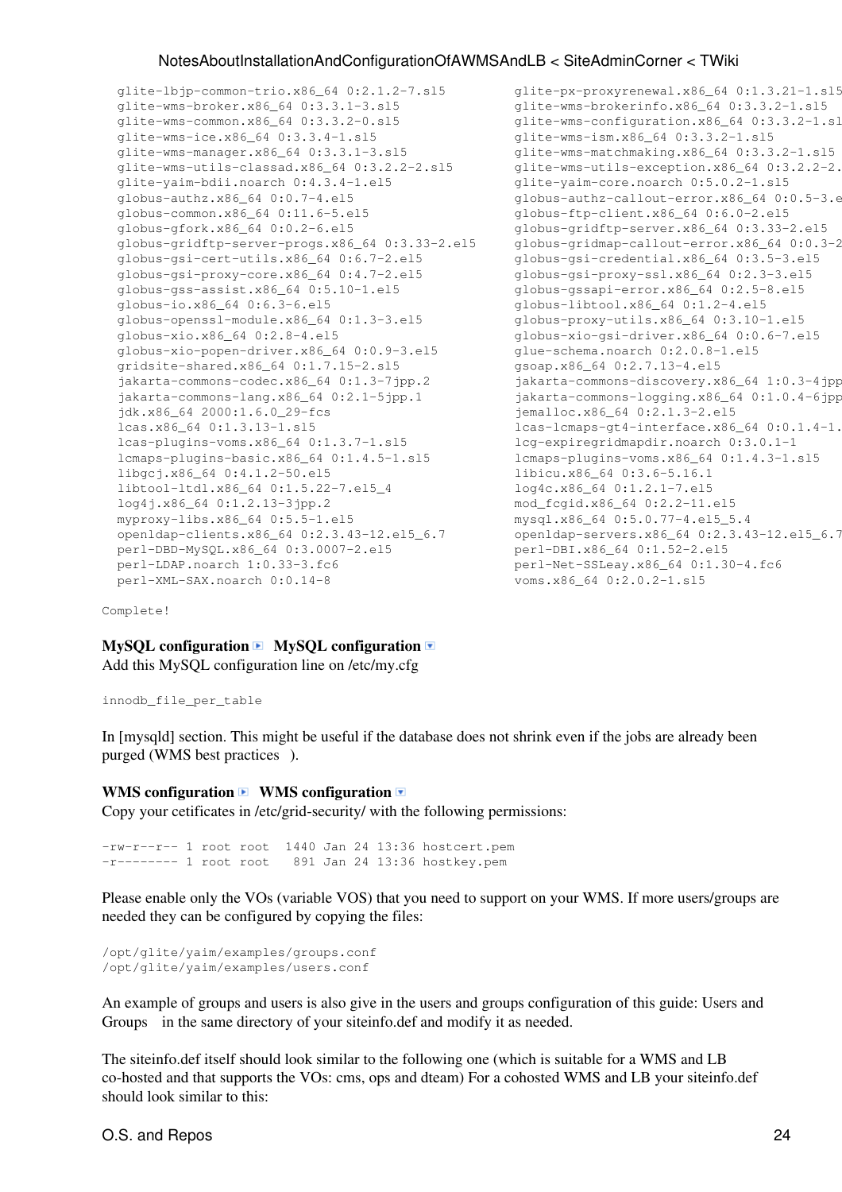```
glite-lbjp-common-trio.x86_64 0:2.1.2-7.sl5        glite-px-proxyrenewal.x86_64 0:1.3.21-1.sl5
glite-wms-broker.x86_64 0:3.3.1-3.sl5              glite-wms-brokerinfo.x86_64 0:3.3.2-1.sl5
glite-wms-common.x86_64 0:3.3.2-0.sl5              glite-wms-configuration.x86_64 0:3.3.2-1.sl
glite-wms-ice.x86_64 0:3.3.4-1.sl5                 glite-wms-ism.x86_64 0:3.3.2-1.sl5
glite-wms-manager.x86_64 0:3.3.1-3.sl5             glite-wms-matchmaking.x86_64 0:3.3.2-1.sl5
glite-wms-utils-classad.x86_64 0:3.2.2-2.sl5       glite-wms-utils-exception.x86_64 0:3.2.2-2.
glite-yaim-bdii.noarch 0:4.3.4-1.el5               glite-yaim-core.noarch 0:5.0.2-1.sl5
globus-authz.x86_64 0:0.7-4.el5                    globus-authz-callout-error.x86_64 0:0.5-3.e
globus-common.x86_64 0:11.6-5.el5                  globus-ftp-client.x86_64 0:6.0-2.el5
globus-gfork.x86_64 0:0.2-6.el5                    globus-gridftp-server.x86_64 0:3.33-2.el5
globus-gridftp-server-progs.x86_64 0:3.33-2.el5    globus-gridmap-callout-error.x86_64 0:0.3-2
globus-gsi-cert-utils.x86_64 0:6.7-2.el5           globus-gsi-credential.x86_64 0:3.5-3.el5
globus-gsi-proxy-core.x86_64 0:4.7-2.el5           globus-gsi-proxy-ssl.x86_64 0:2.3-3.el5
globus-gss-assist.x86_64 0:5.10-1.el5              globus-gssapi-error.x86_64 0:2.5-8.el5
globus-io.x86_64 0:6.3-6.el5                       globus-libtool.x86_64 0:1.2-4.el5
globus-openssl-module.x86_64 0:1.3-3.el5           globus-proxy-utils.x86_64 0:3.10-1.el5
globus-xio.x86_64 0:2.8-4.el5                      globus-xio-gsi-driver.x86_64 0:0.6-7.el5
globus-xio-popen-driver.x86_64 0:0.9-3.el5         glue-schema.noarch 0:2.0.8-1.el5
gridsite-shared.x86_64 0:1.7.15-2.sl5              gsoap.x86_64 0:2.7.13-4.el5
jakarta-commons-codec.x86_64 0:1.3-7jpp.2          jakarta-commons-discovery.x86_64 1:0.3-4jpp
jakarta-commons-lang.x86_64 0:2.1-5jpp.1           jakarta-commons-logging.x86_64 0:1.0.4-6jpp
jdk.x86_64 2000:1.6.0_29-fcs                       jemalloc.x86_64 0:2.1.3-2.el5
lcas.x86_64 0:1.3.13-1.sl5                         lcas-lcmaps-gt4-interface.x86_64 0:0.1.4-1.
lcas-plugins-voms.x86_64 0:1.3.7-1.sl5             lcg-expiregridmapdir.noarch 0:3.0.1-1
lcmaps-plugins-basic.x86_64 0:1.4.5-1.sl5          lcmaps-plugins-voms.x86_64 0:1.4.3-1.sl5
libgcj.x86_64 0:4.1.2-50.el5                       libicu.x86_64 0:3.6-5.16.1
libtool-ltdl.x86_64 0:1.5.22-7.el5_4               log4c.x86_64 0:1.2.1-7.el5
log4j.x86_64 0:1.2.13-3jpp.2                       mod_fcgid.x86_64 0:2.2-11.el5
myproxy-libs.x86_64 0:5.5-1.el5                    mysql.x86_64 0:5.0.77-4.el5_5.4
openldap-clients.x86_64 0:2.3.43-12.el5_6.7        openldap-servers.x86_64 0:2.3.43-12.el5_6.7
perl-DBD-MySQL.x86_64 0:3.0007-2.el5               perl-DBI.x86_64 0:1.52-2.el5
perl-LDAP.noarch 1:0.33-3.fc6                      perl-Net-SSLeay.x86_64 0:1.30-4.fc6
perl-XML-SAX.noarch 0:0.14-8                       voms.x86_64 0:2.0.2-1.sl5

Complete!
```

#### MySQL configuration

Add this MySQL configuration line on /etc/my.cfg

```
innodb_file_per_table
```

In [mysqld] section. This might be useful if the database does not shrink even if the jobs are already been purged (WMS best practices ).

#### WMS configuration

Copy your cetificates in /etc/grid-security/ with the following permissions:

```
-rw-r--r-- 1 root root  1440 Jan 24 13:36 hostcert.pem
-r-------- 1 root root   891 Jan 24 13:36 hostkey.pem
```

Please enable only the VOs (variable VOS) that you need to support on your WMS. If more users/groups are needed they can be configured by copying the files:

```
/opt/glite/yaim/examples/groups.conf
/opt/glite/yaim/examples/users.conf
```

An example of groups and users is also give in the users and groups configuration of this guide: Users and Groups in the same directory of your siteinfo.def and modify it as needed.

The siteinfo.def itself should look similar to the following one (which is suitable for a WMS and LB co-hosted and that supports the VOs: cms, ops and dteam) For a cohosted WMS and LB your siteinfo.def should look similar to this: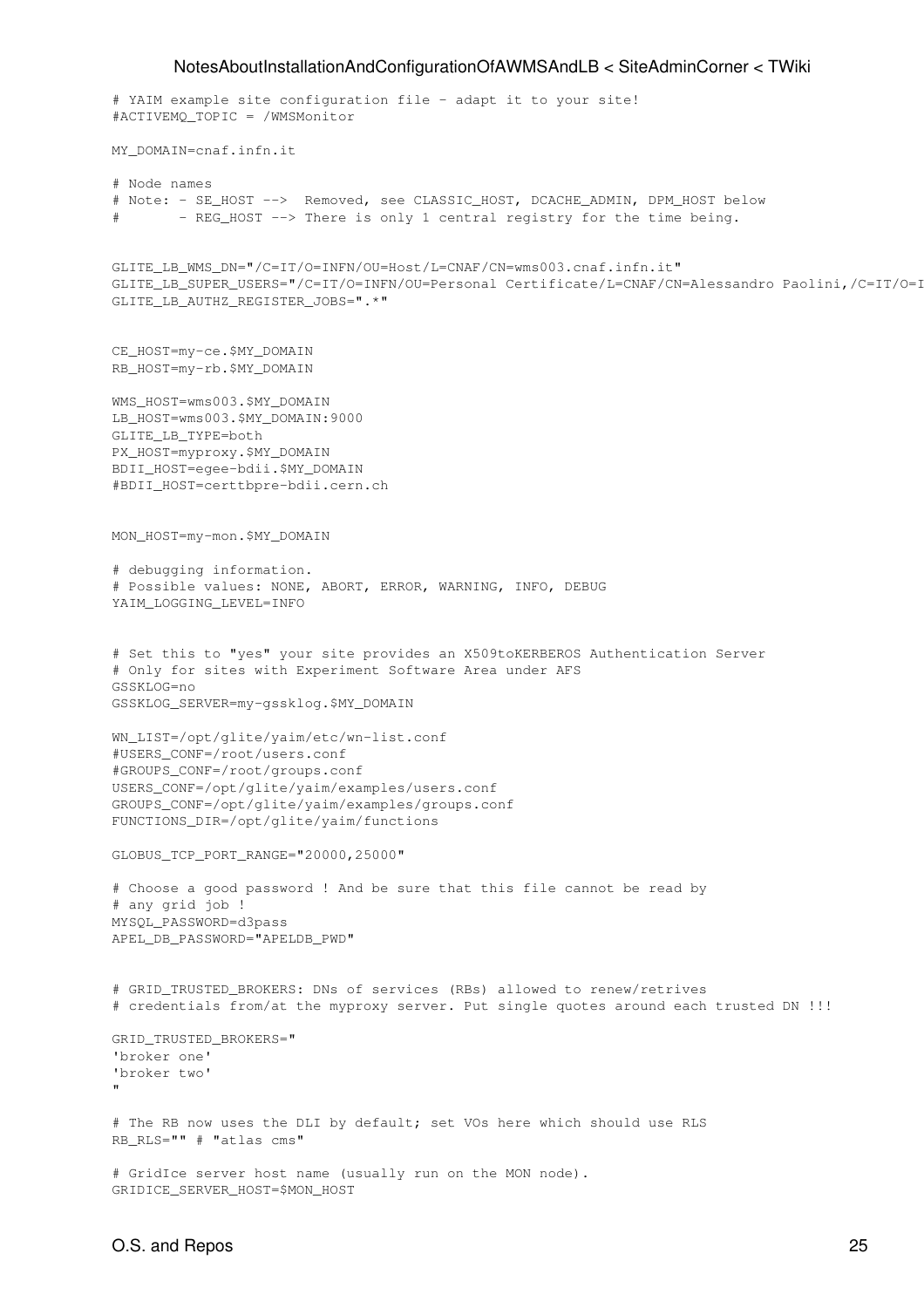```
# YAIM example site configuration file - adapt it to your site!
#ACTIVEMQ_TOPIC = /WMSMonitor

MY_DOMAIN=cnaf.infn.it

# Node names
# Note: - SE_HOST -->  Removed, see CLASSIC_HOST, DCACHE_ADMIN, DPM_HOST below
#       - REG_HOST --> There is only 1 central registry for the time being.


GLITE_LB_WMS_DN="/C=IT/O=INFN/OU=Host/L=CNAF/CN=wms003.cnaf.infn.it"
GLITE_LB_SUPER_USERS="/C=IT/O=INFN/OU=Personal Certificate/L=CNAF/CN=Alessandro Paolini,/C=IT/O=I
GLITE_LB_AUTHZ_REGISTER_JOBS=".*"


CE_HOST=my-ce.$MY_DOMAIN
RB_HOST=my-rb.$MY_DOMAIN

WMS_HOST=wms003.$MY_DOMAIN
LB_HOST=wms003.$MY_DOMAIN:9000
GLITE_LB_TYPE=both
PX_HOST=myproxy.$MY_DOMAIN
BDII_HOST=egee-bdii.$MY_DOMAIN
#BDII_HOST=certtbpre-bdii.cern.ch


MON_HOST=my-mon.$MY_DOMAIN

# debugging information.
# Possible values: NONE, ABORT, ERROR, WARNING, INFO, DEBUG
YAIM_LOGGING_LEVEL=INFO


# Set this to "yes" your site provides an X509toKERBEROS Authentication Server
# Only for sites with Experiment Software Area under AFS
GSSKLOG=no
GSSKLOG_SERVER=my-gssklog.$MY_DOMAIN

WN_LIST=/opt/glite/yaim/etc/wn-list.conf
#USERS_CONF=/root/users.conf
#GROUPS_CONF=/root/groups.conf
USERS_CONF=/opt/glite/yaim/examples/users.conf
GROUPS_CONF=/opt/glite/yaim/examples/groups.conf
FUNCTIONS_DIR=/opt/glite/yaim/functions

GLOBUS_TCP_PORT_RANGE="20000,25000"

# Choose a good password ! And be sure that this file cannot be read by
# any grid job !
MYSQL_PASSWORD=d3pass
APEL_DB_PASSWORD="APELDB_PWD"


# GRID_TRUSTED_BROKERS: DNs of services (RBs) allowed to renew/retrives
# credentials from/at the myproxy server. Put single quotes around each trusted DN !!!

GRID_TRUSTED_BROKERS="
'broker one'
'broker two'
"

# The RB now uses the DLI by default; set VOs here which should use RLS
RB_RLS="" # "atlas cms"

# GridIce server host name (usually run on the MON node).
GRIDICE_SERVER_HOST=$MON_HOST
```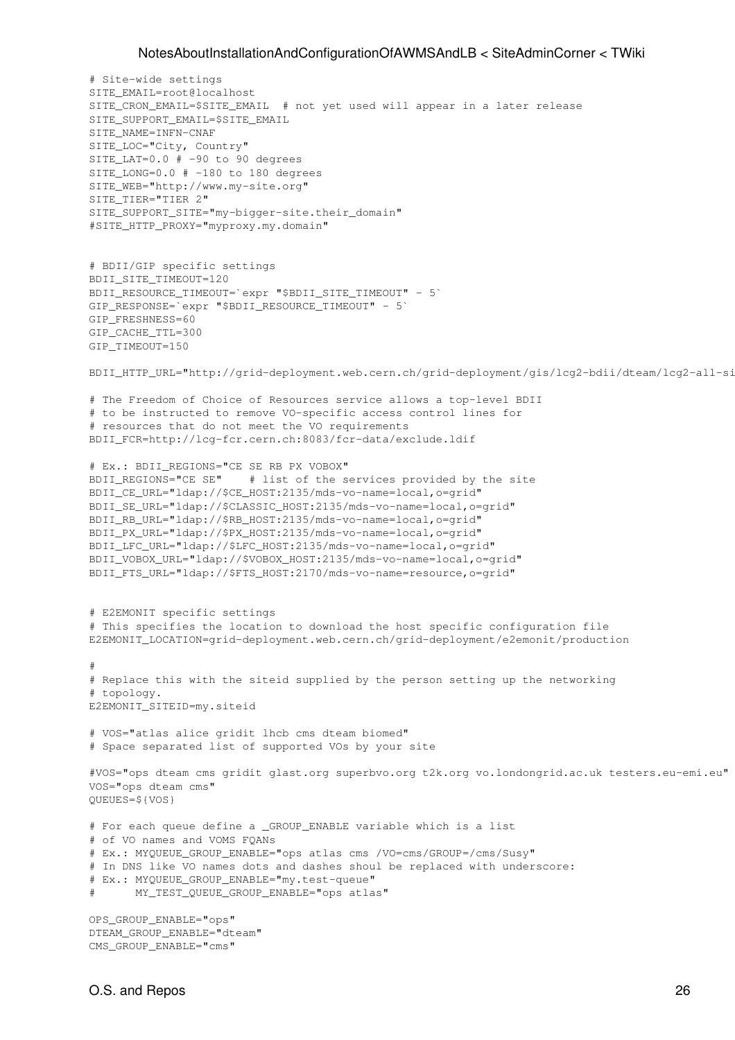```
# Site-wide settings
SITE_EMAIL=root@localhost
SITE_CRON_EMAIL=$SITE_EMAIL  # not yet used will appear in a later release
SITE_SUPPORT_EMAIL=$SITE_EMAIL
SITE_NAME=INFN-CNAF
SITE_LOC="City, Country"
SITE_LAT=0.0 # -90 to 90 degrees
SITE_LONG=0.0 # -180 to 180 degrees
SITE_WEB="http://www.my-site.org"
SITE_TIER="TIER 2"
SITE_SUPPORT_SITE="my-bigger-site.their_domain"
#SITE_HTTP_PROXY="myproxy.my.domain"


# BDII/GIP specific settings
BDII_SITE_TIMEOUT=120
BDII_RESOURCE_TIMEOUT=`expr "$BDII_SITE_TIMEOUT" - 5`
GIP_RESPONSE=`expr "$BDII_RESOURCE_TIMEOUT" - 5`
GIP_FRESHNESS=60
GIP_CACHE_TTL=300
GIP_TIMEOUT=150

BDII_HTTP_URL="http://grid-deployment.web.cern.ch/grid-deployment/gis/lcg2-bdii/dteam/lcg2-all-si

# The Freedom of Choice of Resources service allows a top-level BDII
# to be instructed to remove VO-specific access control lines for
# resources that do not meet the VO requirements
BDII_FCR=http://lcg-fcr.cern.ch:8083/fcr-data/exclude.ldif

# Ex.: BDII_REGIONS="CE SE RB PX VOBOX"
BDII_REGIONS="CE SE"    # list of the services provided by the site
BDII_CE_URL="ldap://$CE_HOST:2135/mds-vo-name=local,o=grid"
BDII_SE_URL="ldap://$CLASSIC_HOST:2135/mds-vo-name=local,o=grid"
BDII_RB_URL="ldap://$RB_HOST:2135/mds-vo-name=local,o=grid"
BDII_PX_URL="ldap://$PX_HOST:2135/mds-vo-name=local,o=grid"
BDII_LFC_URL="ldap://$LFC_HOST:2135/mds-vo-name=local,o=grid"
BDII_VOBOX_URL="ldap://$VOBOX_HOST:2135/mds-vo-name=local,o=grid"
BDII_FTS_URL="ldap://$FTS_HOST:2170/mds-vo-name=resource,o=grid"


# E2EMONIT specific settings
# This specifies the location to download the host specific configuration file
E2EMONIT_LOCATION=grid-deployment.web.cern.ch/grid-deployment/e2emonit/production

#
# Replace this with the siteid supplied by the person setting up the networking
# topology.
E2EMONIT_SITEID=my.siteid

# VOS="atlas alice gridit lhcb cms dteam biomed"
# Space separated list of supported VOs by your site

#VOS="ops dteam cms gridit glast.org superbvo.org t2k.org vo.londongrid.ac.uk testers.eu-emi.eu"
VOS="ops dteam cms"
QUEUES=${VOS}

# For each queue define a _GROUP_ENABLE variable which is a list
# of VO names and VOMS FQANs
# Ex.: MYQUEUE_GROUP_ENABLE="ops atlas cms /VO=cms/GROUP=/cms/Susy"
# In DNS like VO names dots and dashes shoul be replaced with underscore:
# Ex.: MYQUEUE_GROUP_ENABLE="my.test-queue"
#      MY_TEST_QUEUE_GROUP_ENABLE="ops atlas"

OPS_GROUP_ENABLE="ops"
DTEAM_GROUP_ENABLE="dteam"
CMS_GROUP_ENABLE="cms"
```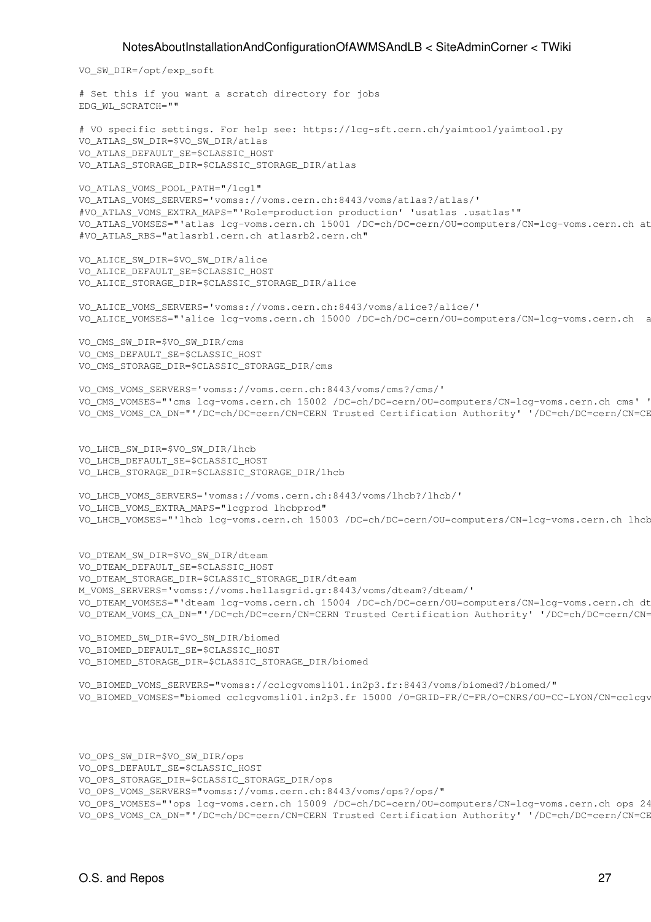```
VO_SW_DIR=/opt/exp_soft

# Set this if you want a scratch directory for jobs
EDG_WL_SCRATCH=""

# VO specific settings. For help see: https://lcg-sft.cern.ch/yaimtool/yaimtool.py
VO_ATLAS_SW_DIR=$VO_SW_DIR/atlas
VO_ATLAS_DEFAULT_SE=$CLASSIC_HOST
VO_ATLAS_STORAGE_DIR=$CLASSIC_STORAGE_DIR/atlas

VO_ATLAS_VOMS_POOL_PATH="/lcg1"
VO_ATLAS_VOMS_SERVERS='vomss://voms.cern.ch:8443/voms/atlas?/atlas/'
#VO_ATLAS_VOMS_EXTRA_MAPS="'Role=production production' 'usatlas .usatlas'"
VO_ATLAS_VOMSES="'atlas lcg-voms.cern.ch 15001 /DC=ch/DC=cern/OU=computers/CN=lcg-voms.cern.ch at
#VO_ATLAS_RBS="atlasrb1.cern.ch atlasrb2.cern.ch"

VO_ALICE_SW_DIR=$VO_SW_DIR/alice
VO_ALICE_DEFAULT_SE=$CLASSIC_HOST
VO_ALICE_STORAGE_DIR=$CLASSIC_STORAGE_DIR/alice

VO_ALICE_VOMS_SERVERS='vomss://voms.cern.ch:8443/voms/alice?/alice/'
VO_ALICE_VOMSES="'alice lcg-voms.cern.ch 15000 /DC=ch/DC=cern/OU=computers/CN=lcg-voms.cern.ch  a

VO_CMS_SW_DIR=$VO_SW_DIR/cms
VO_CMS_DEFAULT_SE=$CLASSIC_HOST
VO_CMS_STORAGE_DIR=$CLASSIC_STORAGE_DIR/cms

VO_CMS_VOMS_SERVERS='vomss://voms.cern.ch:8443/voms/cms?/cms/'
VO_CMS_VOMSES="'cms lcg-voms.cern.ch 15002 /DC=ch/DC=cern/OU=computers/CN=lcg-voms.cern.ch cms' '
VO_CMS_VOMS_CA_DN="'/DC=ch/DC=cern/CN=CERN Trusted Certification Authority' '/DC=ch/DC=cern/CN=CE


VO_LHCB_SW_DIR=$VO_SW_DIR/lhcb
VO_LHCB_DEFAULT_SE=$CLASSIC_HOST
VO_LHCB_STORAGE_DIR=$CLASSIC_STORAGE_DIR/lhcb

VO_LHCB_VOMS_SERVERS='vomss://voms.cern.ch:8443/voms/lhcb?/lhcb/'
VO_LHCB_VOMS_EXTRA_MAPS="lcgprod lhcbprod"
VO_LHCB_VOMSES="'lhcb lcg-voms.cern.ch 15003 /DC=ch/DC=cern/OU=computers/CN=lcg-voms.cern.ch lhcb


VO_DTEAM_SW_DIR=$VO_SW_DIR/dteam
VO_DTEAM_DEFAULT_SE=$CLASSIC_HOST
VO_DTEAM_STORAGE_DIR=$CLASSIC_STORAGE_DIR/dteam
M_VOMS_SERVERS='vomss://voms.hellasgrid.gr:8443/voms/dteam?/dteam/'
VO_DTEAM_VOMSES="'dteam lcg-voms.cern.ch 15004 /DC=ch/DC=cern/OU=computers/CN=lcg-voms.cern.ch dt
VO_DTEAM_VOMS_CA_DN="'/DC=ch/DC=cern/CN=CERN Trusted Certification Authority' '/DC=ch/DC=cern/CN=

VO_BIOMED_SW_DIR=$VO_SW_DIR/biomed
VO_BIOMED_DEFAULT_SE=$CLASSIC_HOST
VO_BIOMED_STORAGE_DIR=$CLASSIC_STORAGE_DIR/biomed

VO_BIOMED_VOMS_SERVERS="vomss://cclcgvomsli01.in2p3.fr:8443/voms/biomed?/biomed/"
VO_BIOMED_VOMSES="biomed cclcgvomsli01.in2p3.fr 15000 /O=GRID-FR/C=FR/O=CNRS/OU=CC-LYON/CN=cclcgv




VO_OPS_SW_DIR=$VO_SW_DIR/ops
VO_OPS_DEFAULT_SE=$CLASSIC_HOST
VO_OPS_STORAGE_DIR=$CLASSIC_STORAGE_DIR/ops
VO_OPS_VOMS_SERVERS="vomss://voms.cern.ch:8443/voms/ops?/ops/"
VO_OPS_VOMSES="'ops lcg-voms.cern.ch 15009 /DC=ch/DC=cern/OU=computers/CN=lcg-voms.cern.ch ops 24
VO_OPS_VOMS_CA_DN="'/DC=ch/DC=cern/CN=CERN Trusted Certification Authority' '/DC=ch/DC=cern/CN=CE
```

O.S. and Repos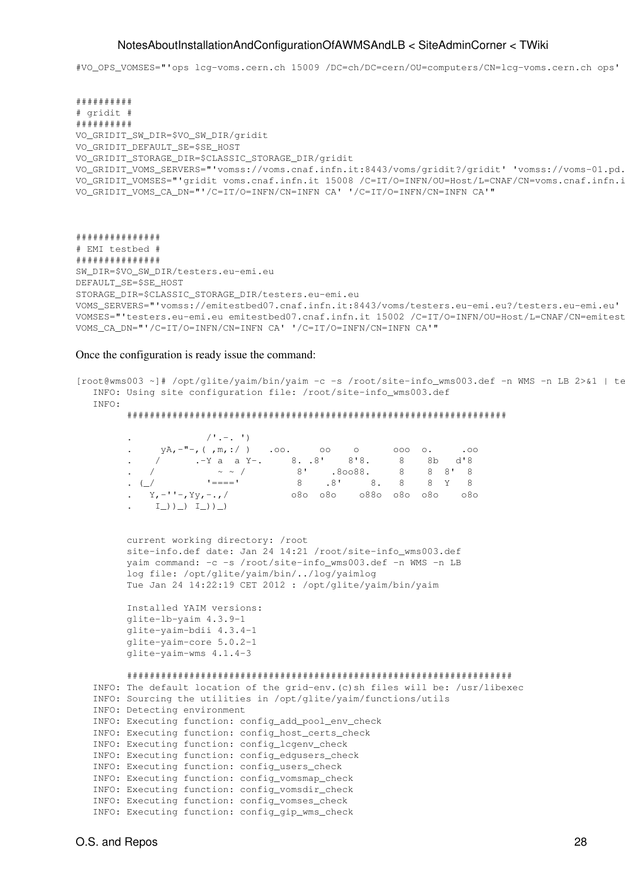```
#VO_OPS_VOMSES="'ops lcg-voms.cern.ch 15009 /DC=ch/DC=cern/OU=computers/CN=lcg-voms.cern.ch ops'


##########
# gridit #
##########
VO_GRIDIT_SW_DIR=$VO_SW_DIR/gridit
VO_GRIDIT_DEFAULT_SE=$SE_HOST
VO_GRIDIT_STORAGE_DIR=$CLASSIC_STORAGE_DIR/gridit
VO_GRIDIT_VOMS_SERVERS="'vomss://voms.cnaf.infn.it:8443/voms/gridit?/gridit' 'vomss://voms-01.pd.
VO_GRIDIT_VOMSES="'gridit voms.cnaf.infn.it 15008 /C=IT/O=INFN/OU=Host/L=CNAF/CN=voms.cnaf.infn.i
VO_GRIDIT_VOMS_CA_DN="'/C=IT/O=INFN/CN=INFN CA' '/C=IT/O=INFN/CN=INFN CA'"



###############
# EMI testbed #
###############
SW_DIR=$VO_SW_DIR/testers.eu-emi.eu
DEFAULT_SE=$SE_HOST
STORAGE_DIR=$CLASSIC_STORAGE_DIR/testers.eu-emi.eu
VOMS_SERVERS="'vomss://emitestbed07.cnaf.infn.it:8443/voms/testers.eu-emi.eu?/testers.eu-emi.eu'
VOMSES="'testers.eu-emi.eu emitestbed07.cnaf.infn.it 15002 /C=IT/O=INFN/OU=Host/L=CNAF/CN=emitest
VOMS_CA_DN="'/C=IT/O=INFN/CN=INFN CA' '/C=IT/O=INFN/CN=INFN CA'"
```

Once the configuration is ready issue the command:

```
[root@wms003 ~]# /opt/glite/yaim/bin/yaim -c -s /root/site-info_wms003.def -n WMS -n LB 2>&1 | te
   INFO: Using site configuration file: /root/site-info_wms003.def
   INFO:
         ###################################################################

         .             /'.-. ')
         .     yA,-"-,( ,m,:/ )   .oo.     oo    o      ooo  o.     .oo
         .    /      .-Y a  a Y-.     8. .8'    8'8.     8    8b   d'8
         .   /           ~ ~ /         8'    .8oo88.     8    8  8'  8
         . (_/          '===='          8    .8'     8.   8    8  Y   8
         .   Y,-''-,Yy,-.,/           o8o  o8o    o88o  o8o  o8o    o8o
         .    I_))_) I_))_)


         current working directory: /root
         site-info.def date: Jan 24 14:21 /root/site-info_wms003.def
         yaim command: -c -s /root/site-info_wms003.def -n WMS -n LB
         log file: /opt/glite/yaim/bin/../log/yaimlog
         Tue Jan 24 14:22:19 CET 2012 : /opt/glite/yaim/bin/yaim

         Installed YAIM versions:
         glite-lb-yaim 4.3.9-1
         glite-yaim-bdii 4.3.4-1
         glite-yaim-core 5.0.2-1
         glite-yaim-wms 4.1.4-3

         ###################################################################
   INFO: The default location of the grid-env.(c)sh files will be: /usr/libexec
   INFO: Sourcing the utilities in /opt/glite/yaim/functions/utils
   INFO: Detecting environment
   INFO: Executing function: config_add_pool_env_check
   INFO: Executing function: config_host_certs_check
   INFO: Executing function: config_lcgenv_check
   INFO: Executing function: config_edgusers_check
   INFO: Executing function: config_users_check
   INFO: Executing function: config_vomsmap_check
   INFO: Executing function: config_vomsdir_check
   INFO: Executing function: config_vomses_check
   INFO: Executing function: config_gip_wms_check
```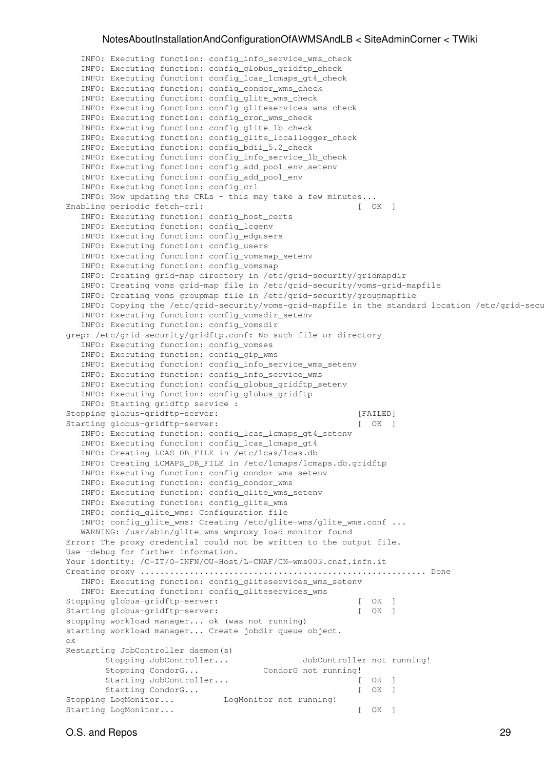```
   INFO: Executing function: config_info_service_wms_check
   INFO: Executing function: config_globus_gridftp_check
   INFO: Executing function: config_lcas_lcmaps_gt4_check
   INFO: Executing function: config_condor_wms_check
   INFO: Executing function: config_glite_wms_check
   INFO: Executing function: config_gliteservices_wms_check
   INFO: Executing function: config_cron_wms_check
   INFO: Executing function: config_glite_lb_check
   INFO: Executing function: config_glite_locallogger_check
   INFO: Executing function: config_bdii_5.2_check
   INFO: Executing function: config_info_service_lb_check
   INFO: Executing function: config_add_pool_env_setenv
   INFO: Executing function: config_add_pool_env
   INFO: Executing function: config_crl
   INFO: Now updating the CRLs - this may take a few minutes...
Enabling periodic fetch-crl:                               [  OK  ]
   INFO: Executing function: config_host_certs
   INFO: Executing function: config_lcgenv
   INFO: Executing function: config_edgusers
   INFO: Executing function: config_users
   INFO: Executing function: config_vomsmap_setenv
   INFO: Executing function: config_vomsmap
   INFO: Creating grid-map directory in /etc/grid-security/gridmapdir
   INFO: Creating voms grid-map file in /etc/grid-security/voms-grid-mapfile
   INFO: Creating voms groupmap file in /etc/grid-security/groupmapfile
   INFO: Copying the /etc/grid-security/voms-grid-mapfile in the standard location /etc/grid-secu
   INFO: Executing function: config_vomsdir_setenv
   INFO: Executing function: config_vomsdir
grep: /etc/grid-security/gridftp.conf: No such file or directory
   INFO: Executing function: config_vomses
   INFO: Executing function: config_gip_wms
   INFO: Executing function: config_info_service_wms_setenv
   INFO: Executing function: config_info_service_wms
   INFO: Executing function: config_globus_gridftp_setenv
   INFO: Executing function: config_globus_gridftp
   INFO: Starting gridftp service :
Stopping globus-gridftp-server:                            [FAILED]
Starting globus-gridftp-server:                            [  OK  ]
   INFO: Executing function: config_lcas_lcmaps_gt4_setenv
   INFO: Executing function: config_lcas_lcmaps_gt4
   INFO: Creating LCAS_DB_FILE in /etc/lcas/lcas.db
   INFO: Creating LCMAPS_DB_FILE in /etc/lcmaps/lcmaps.db.gridftp
   INFO: Executing function: config_condor_wms_setenv
   INFO: Executing function: config_condor_wms
   INFO: Executing function: config_glite_wms_setenv
   INFO: Executing function: config_glite_wms
   INFO: config_glite_wms: Configuration file
   INFO: config_glite_wms: Creating /etc/glite-wms/glite_wms.conf ...
   WARNING: /usr/sbin/glite_wms_wmproxy_load_monitor found
Error: The proxy credential could not be written to the output file.
Use -debug for further information.
Your identity: /C=IT/O=INFN/OU=Host/L=CNAF/CN=wms003.cnaf.infn.it
Creating proxy ........................................................ Done
   INFO: Executing function: config_gliteservices_wms_setenv
   INFO: Executing function: config_gliteservices_wms
Stopping globus-gridftp-server:                            [  OK  ]
Starting globus-gridftp-server:                            [  OK  ]
stopping workload manager... ok (was not running)
starting workload manager... Create jobdir queue object.
ok
Restarting JobController daemon(s)
        Stopping JobController...               JobController not running!
        Stopping CondorG...             CondorG not running!
        Starting JobController...                          [  OK  ]
        Starting CondorG...                                [  OK  ]
Stopping LogMonitor...          LogMonitor not running!
Starting LogMonitor...                                     [  OK  ]
```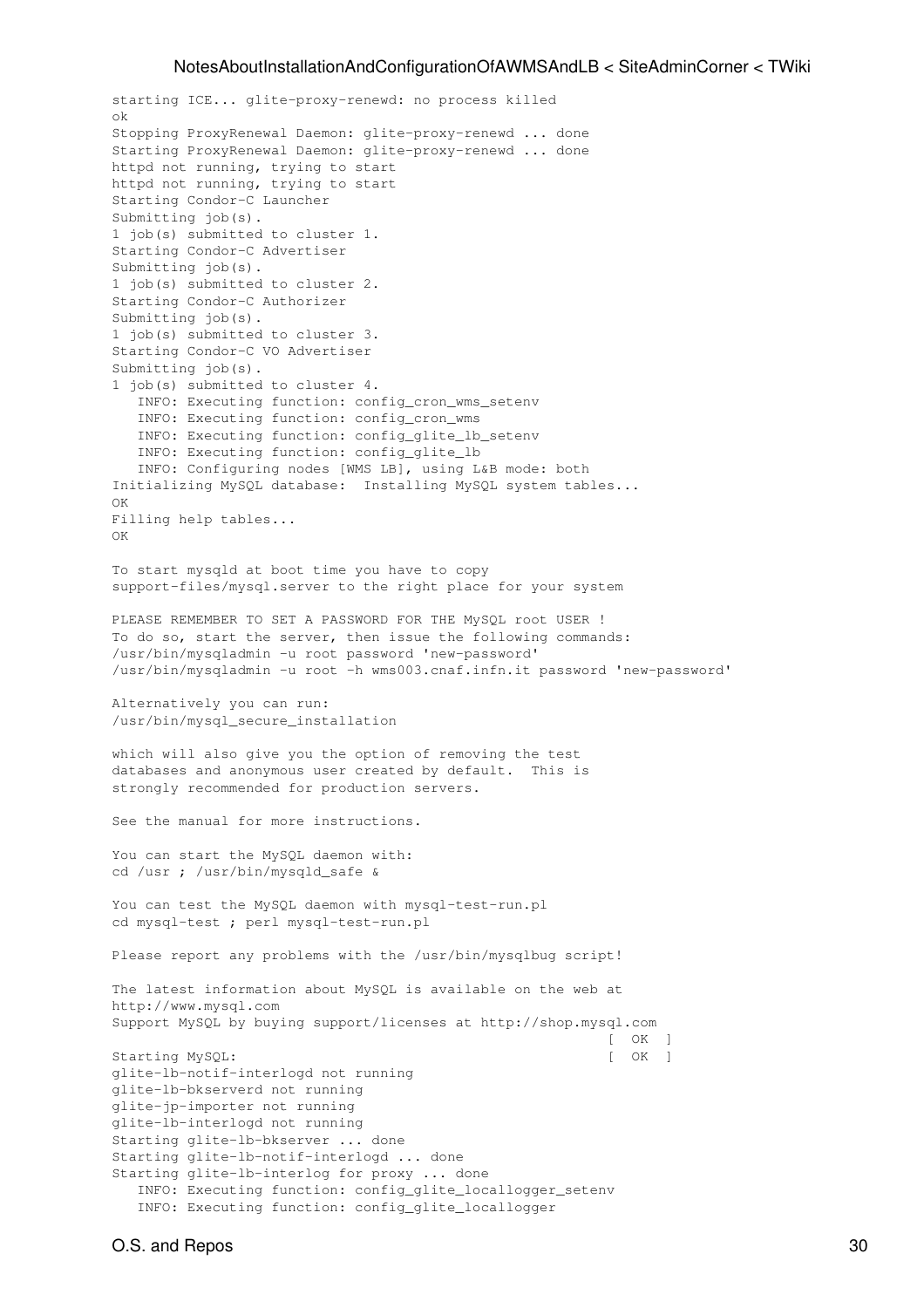```
starting ICE... glite-proxy-renewd: no process killed
ok
Stopping ProxyRenewal Daemon: glite-proxy-renewd ... done
Starting ProxyRenewal Daemon: glite-proxy-renewd ... done
httpd not running, trying to start
httpd not running, trying to start
Starting Condor-C Launcher
Submitting job(s).
1 job(s) submitted to cluster 1.
Starting Condor-C Advertiser
Submitting job(s).
1 job(s) submitted to cluster 2.
Starting Condor-C Authorizer
Submitting job(s).
1 job(s) submitted to cluster 3.
Starting Condor-C VO Advertiser
Submitting job(s).
1 job(s) submitted to cluster 4.
   INFO: Executing function: config_cron_wms_setenv
   INFO: Executing function: config_cron_wms
   INFO: Executing function: config_glite_lb_setenv
   INFO: Executing function: config_glite_lb
   INFO: Configuring nodes [WMS LB], using L&B mode: both
Initializing MySQL database:  Installing MySQL system tables...
OK
Filling help tables...
OK

To start mysqld at boot time you have to copy
support-files/mysql.server to the right place for your system

PLEASE REMEMBER TO SET A PASSWORD FOR THE MySQL root USER !
To do so, start the server, then issue the following commands:
/usr/bin/mysqladmin -u root password 'new-password'
/usr/bin/mysqladmin -u root -h wms003.cnaf.infn.it password 'new-password'

Alternatively you can run:
/usr/bin/mysql_secure_installation

which will also give you the option of removing the test
databases and anonymous user created by default.  This is
strongly recommended for production servers.

See the manual for more instructions.

You can start the MySQL daemon with:
cd /usr ; /usr/bin/mysqld_safe &

You can test the MySQL daemon with mysql-test-run.pl
cd mysql-test ; perl mysql-test-run.pl

Please report any problems with the /usr/bin/mysqlbug script!

The latest information about MySQL is available on the web at
http://www.mysql.com
Support MySQL by buying support/licenses at http://shop.mysql.com
                                                           [  OK  ]
Starting MySQL:                                            [  OK  ]
glite-lb-notif-interlogd not running
glite-lb-bkserverd not running
glite-jp-importer not running
glite-lb-interlogd not running
Starting glite-lb-bkserver ... done
Starting glite-lb-notif-interlogd ... done
Starting glite-lb-interlog for proxy ... done
   INFO: Executing function: config_glite_locallogger_setenv
   INFO: Executing function: config_glite_locallogger
```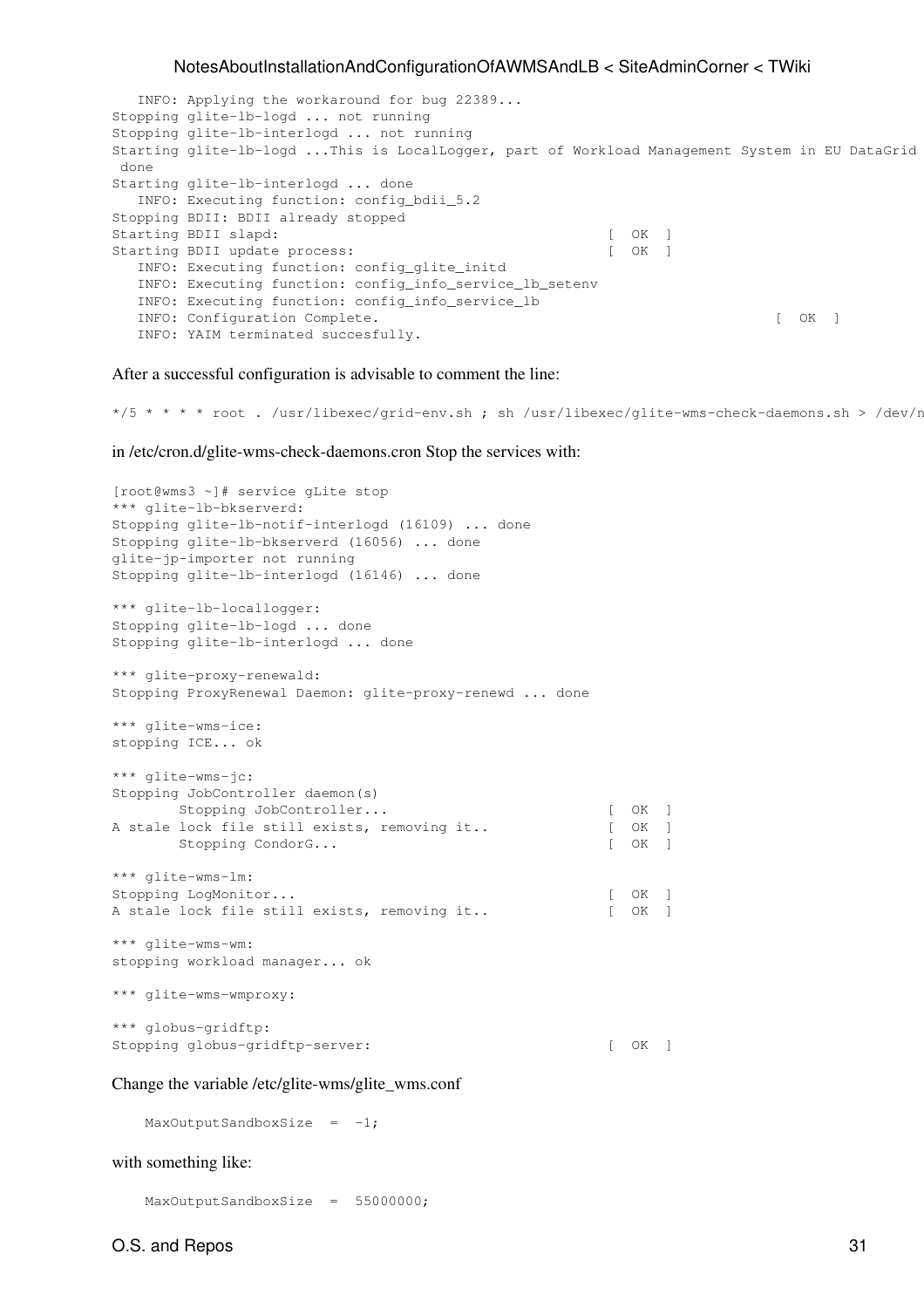```
   INFO: Applying the workaround for bug 22389...
Stopping glite-lb-logd ... not running
Stopping glite-lb-interlogd ... not running
Starting glite-lb-logd ...This is LocalLogger, part of Workload Management System in EU DataGrid
 done
Starting glite-lb-interlogd ... done
   INFO: Executing function: config_bdii_5.2
Stopping BDII: BDII already stopped
Starting BDII slapd:                                       [  OK  ]
Starting BDII update process:                              [  OK  ]
   INFO: Executing function: config_glite_initd
   INFO: Executing function: config_info_service_lb_setenv
   INFO: Executing function: config_info_service_lb
   INFO: Configuration Complete.                                                   [  OK  ]
   INFO: YAIM terminated succesfully.
```

After a successful configuration is advisable to comment the line:

```
*/5 * * * * root . /usr/libexec/grid-env.sh ; sh /usr/libexec/glite-wms-check-daemons.sh > /dev/n
```

in /etc/cron.d/glite-wms-check-daemons.cron Stop the services with:

```
[root@wms3 ~]# service gLite stop
*** glite-lb-bkserverd:
Stopping glite-lb-notif-interlogd (16109) ... done
Stopping glite-lb-bkserverd (16056) ... done
glite-jp-importer not running
Stopping glite-lb-interlogd (16146) ... done

*** glite-lb-locallogger:
Stopping glite-lb-logd ... done
Stopping glite-lb-interlogd ... done

*** glite-proxy-renewald:
Stopping ProxyRenewal Daemon: glite-proxy-renewd ... done

*** glite-wms-ice:
stopping ICE... ok

*** glite-wms-jc:
Stopping JobController daemon(s)
        Stopping JobController...                          [  OK  ]
A stale lock file still exists, removing it..              [  OK  ]
        Stopping CondorG...                                [  OK  ]

*** glite-wms-lm:
Stopping LogMonitor...                                     [  OK  ]
A stale lock file still exists, removing it..              [  OK  ]

*** glite-wms-wm:
stopping workload manager... ok

*** glite-wms-wmproxy:

*** globus-gridftp:
Stopping globus-gridftp-server:                            [  OK  ]
```

Change the variable /etc/glite-wms/glite_wms.conf

```
    MaxOutputSandboxSize  =  -1;
```

with something like:

```
    MaxOutputSandboxSize  =  55000000;
```

O.S. and Repos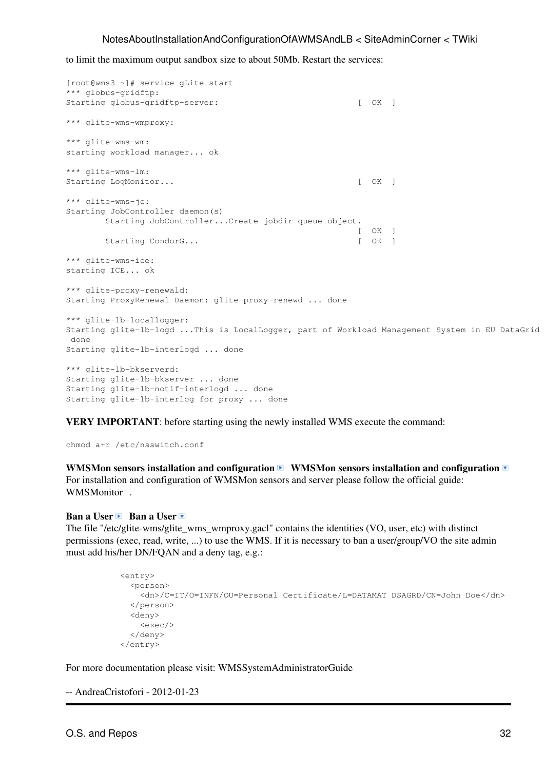to limit the maximum output sandbox size to about 50Mb. Restart the services:

```
[root@wms3 ~]# service gLite start
*** globus-gridftp:
Starting globus-gridftp-server:                                [  OK  ]

*** glite-wms-wmproxy:

*** glite-wms-wm:
starting workload manager... ok

*** glite-wms-lm:
Starting LogMonitor...                                         [  OK  ]

*** glite-wms-jc:
Starting JobController daemon(s)
        Starting JobController...Create jobdir queue object.
                                                               [  OK  ]
        Starting CondorG...                                    [  OK  ]

*** glite-wms-ice:
starting ICE... ok

*** glite-proxy-renewald:
Starting ProxyRenewal Daemon: glite-proxy-renewd ... done

*** glite-lb-locallogger:
Starting glite-lb-logd ...This is LocalLogger, part of Workload Management System in EU DataGrid
 done
Starting glite-lb-interlogd ... done

*** glite-lb-bkserverd:
Starting glite-lb-bkserver ... done
Starting glite-lb-notif-interlogd ... done
Starting glite-lb-interlog for proxy ... done
```

**VERY IMPORTANT**: before starting using the newly installed WMS execute the command:

```
chmod a+r /etc/nsswitch.conf
```

**WMSMon sensors installation and configuration**

For installation and configuration of WMSMon sensors and server please follow the official guide: WMSMonitor .

**Ban a User**

The file "/etc/glite-wms/glite_wms_wmproxy.gacl" contains the identities (VO, user, etc) with distinct permissions (exec, read, write, ...) to use the WMS. If it is necessary to ban a user/group/VO the site admin must add his/her DN/FQAN and a deny tag, e.g.:

```
<entry>
  <person>
    <dn>/C=IT/O=INFN/OU=Personal Certificate/L=DATAMAT DSAGRD/CN=John Doe</dn>
  </person>
  <deny>
    <exec/>
  </deny>
</entry>
```

For more documentation please visit: WMSSystemAdministratorGuide

-- AndreaCristofori - 2012-01-23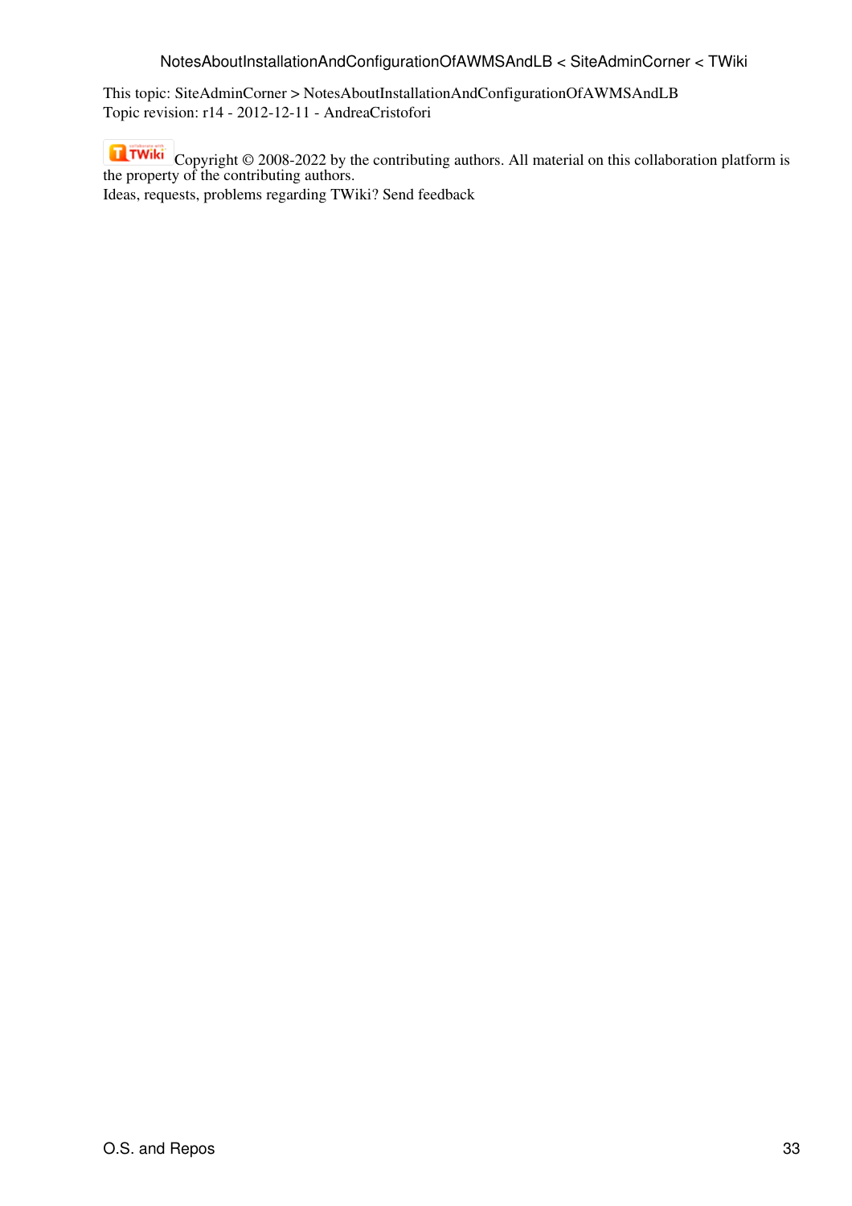This topic: SiteAdminCorner > NotesAboutInstallationAndConfigurationOfAWMSAndLB
Topic revision: r14 - 2012-12-11 - AndreaCristofori

Copyright © 2008-2022 by the contributing authors. All material on this collaboration platform is the property of the contributing authors.
Ideas, requests, problems regarding TWiki? Send feedback